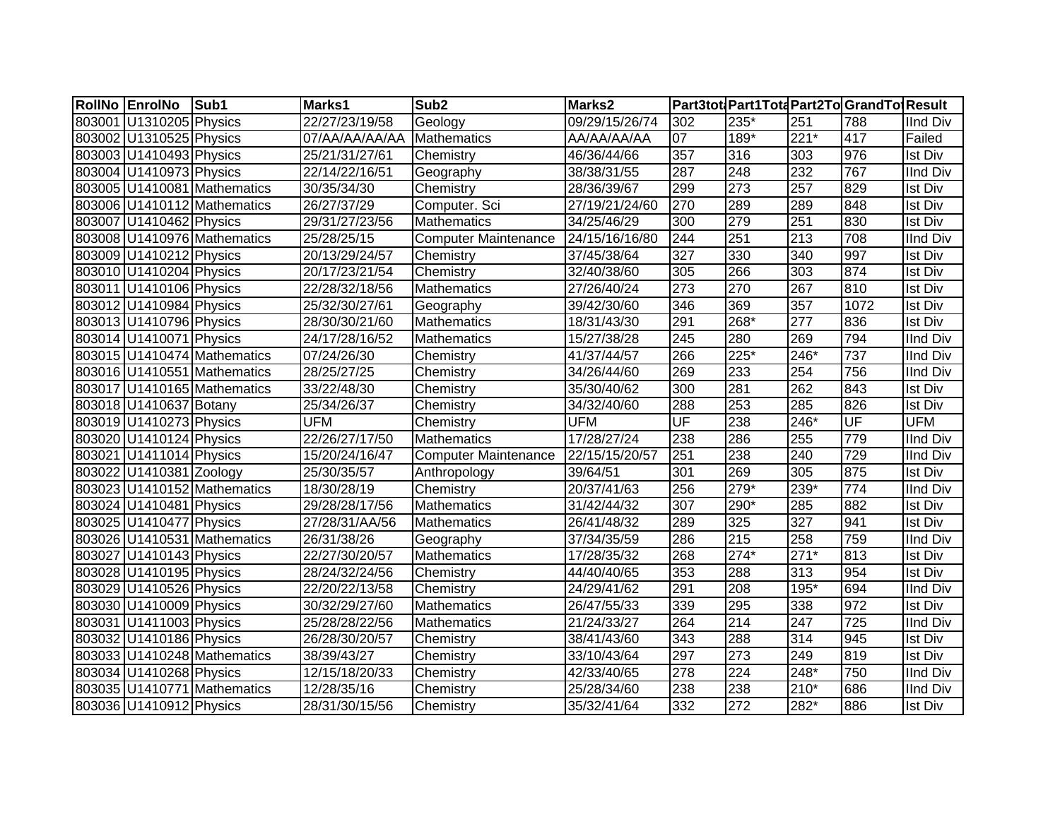| RollNo | EnrolNo | Sub1 | Marks1 | Sub2 | Marks2 | Part3tot | Part1Tota | Part2To | GrandTo | Result |
|---|---|---|---|---|---|---|---|---|---|---|
| 803001 | U1310205 | Physics | 22/27/23/19/58 | Geology | 09/29/15/26/74 | 302 | 235* | 251 | 788 | IInd Div |
| 803002 | U1310525 | Physics | 07/AA/AA/AA/AA | Mathematics | AA/AA/AA/AA | 07 | 189* | 221* | 417 | Failed |
| 803003 | U1410493 | Physics | 25/21/31/27/61 | Chemistry | 46/36/44/66 | 357 | 316 | 303 | 976 | Ist Div |
| 803004 | U1410973 | Physics | 22/14/22/16/51 | Geography | 38/38/31/55 | 287 | 248 | 232 | 767 | IInd Div |
| 803005 | U1410081 | Mathematics | 30/35/34/30 | Chemistry | 28/36/39/67 | 299 | 273 | 257 | 829 | Ist Div |
| 803006 | U1410112 | Mathematics | 26/27/37/29 | Computer. Sci | 27/19/21/24/60 | 270 | 289 | 289 | 848 | Ist Div |
| 803007 | U1410462 | Physics | 29/31/27/23/56 | Mathematics | 34/25/46/29 | 300 | 279 | 251 | 830 | Ist Div |
| 803008 | U1410976 | Mathematics | 25/28/25/15 | Computer Maintenance | 24/15/16/16/80 | 244 | 251 | 213 | 708 | IInd Div |
| 803009 | U1410212 | Physics | 20/13/29/24/57 | Chemistry | 37/45/38/64 | 327 | 330 | 340 | 997 | Ist Div |
| 803010 | U1410204 | Physics | 20/17/23/21/54 | Chemistry | 32/40/38/60 | 305 | 266 | 303 | 874 | Ist Div |
| 803011 | U1410106 | Physics | 22/28/32/18/56 | Mathematics | 27/26/40/24 | 273 | 270 | 267 | 810 | Ist Div |
| 803012 | U1410984 | Physics | 25/32/30/27/61 | Geography | 39/42/30/60 | 346 | 369 | 357 | 1072 | Ist Div |
| 803013 | U1410796 | Physics | 28/30/30/21/60 | Mathematics | 18/31/43/30 | 291 | 268* | 277 | 836 | Ist Div |
| 803014 | U1410071 | Physics | 24/17/28/16/52 | Mathematics | 15/27/38/28 | 245 | 280 | 269 | 794 | IInd Div |
| 803015 | U1410474 | Mathematics | 07/24/26/30 | Chemistry | 41/37/44/57 | 266 | 225* | 246* | 737 | IInd Div |
| 803016 | U1410551 | Mathematics | 28/25/27/25 | Chemistry | 34/26/44/60 | 269 | 233 | 254 | 756 | IInd Div |
| 803017 | U1410165 | Mathematics | 33/22/48/30 | Chemistry | 35/30/40/62 | 300 | 281 | 262 | 843 | Ist Div |
| 803018 | U1410637 | Botany | 25/34/26/37 | Chemistry | 34/32/40/60 | 288 | 253 | 285 | 826 | Ist Div |
| 803019 | U1410273 | Physics | UFM | Chemistry | UFM | UF | 238 | 246* | UF | UFM |
| 803020 | U1410124 | Physics | 22/26/27/17/50 | Mathematics | 17/28/27/24 | 238 | 286 | 255 | 779 | IInd Div |
| 803021 | U1411014 | Physics | 15/20/24/16/47 | Computer Maintenance | 22/15/15/20/57 | 251 | 238 | 240 | 729 | IInd Div |
| 803022 | U1410381 | Zoology | 25/30/35/57 | Anthropology | 39/64/51 | 301 | 269 | 305 | 875 | Ist Div |
| 803023 | U1410152 | Mathematics | 18/30/28/19 | Chemistry | 20/37/41/63 | 256 | 279* | 239* | 774 | IInd Div |
| 803024 | U1410481 | Physics | 29/28/28/17/56 | Mathematics | 31/42/44/32 | 307 | 290* | 285 | 882 | Ist Div |
| 803025 | U1410477 | Physics | 27/28/31/AA/56 | Mathematics | 26/41/48/32 | 289 | 325 | 327 | 941 | Ist Div |
| 803026 | U1410531 | Mathematics | 26/31/38/26 | Geography | 37/34/35/59 | 286 | 215 | 258 | 759 | IInd Div |
| 803027 | U1410143 | Physics | 22/27/30/20/57 | Mathematics | 17/28/35/32 | 268 | 274* | 271* | 813 | Ist Div |
| 803028 | U1410195 | Physics | 28/24/32/24/56 | Chemistry | 44/40/40/65 | 353 | 288 | 313 | 954 | Ist Div |
| 803029 | U1410526 | Physics | 22/20/22/13/58 | Chemistry | 24/29/41/62 | 291 | 208 | 195* | 694 | IInd Div |
| 803030 | U1410009 | Physics | 30/32/29/27/60 | Mathematics | 26/47/55/33 | 339 | 295 | 338 | 972 | Ist Div |
| 803031 | U1411003 | Physics | 25/28/28/22/56 | Mathematics | 21/24/33/27 | 264 | 214 | 247 | 725 | IInd Div |
| 803032 | U1410186 | Physics | 26/28/30/20/57 | Chemistry | 38/41/43/60 | 343 | 288 | 314 | 945 | Ist Div |
| 803033 | U1410248 | Mathematics | 38/39/43/27 | Chemistry | 33/10/43/64 | 297 | 273 | 249 | 819 | Ist Div |
| 803034 | U1410268 | Physics | 12/15/18/20/33 | Chemistry | 42/33/40/65 | 278 | 224 | 248* | 750 | IInd Div |
| 803035 | U1410771 | Mathematics | 12/28/35/16 | Chemistry | 25/28/34/60 | 238 | 238 | 210* | 686 | IInd Div |
| 803036 | U1410912 | Physics | 28/31/30/15/56 | Chemistry | 35/32/41/64 | 332 | 272 | 282* | 886 | Ist Div |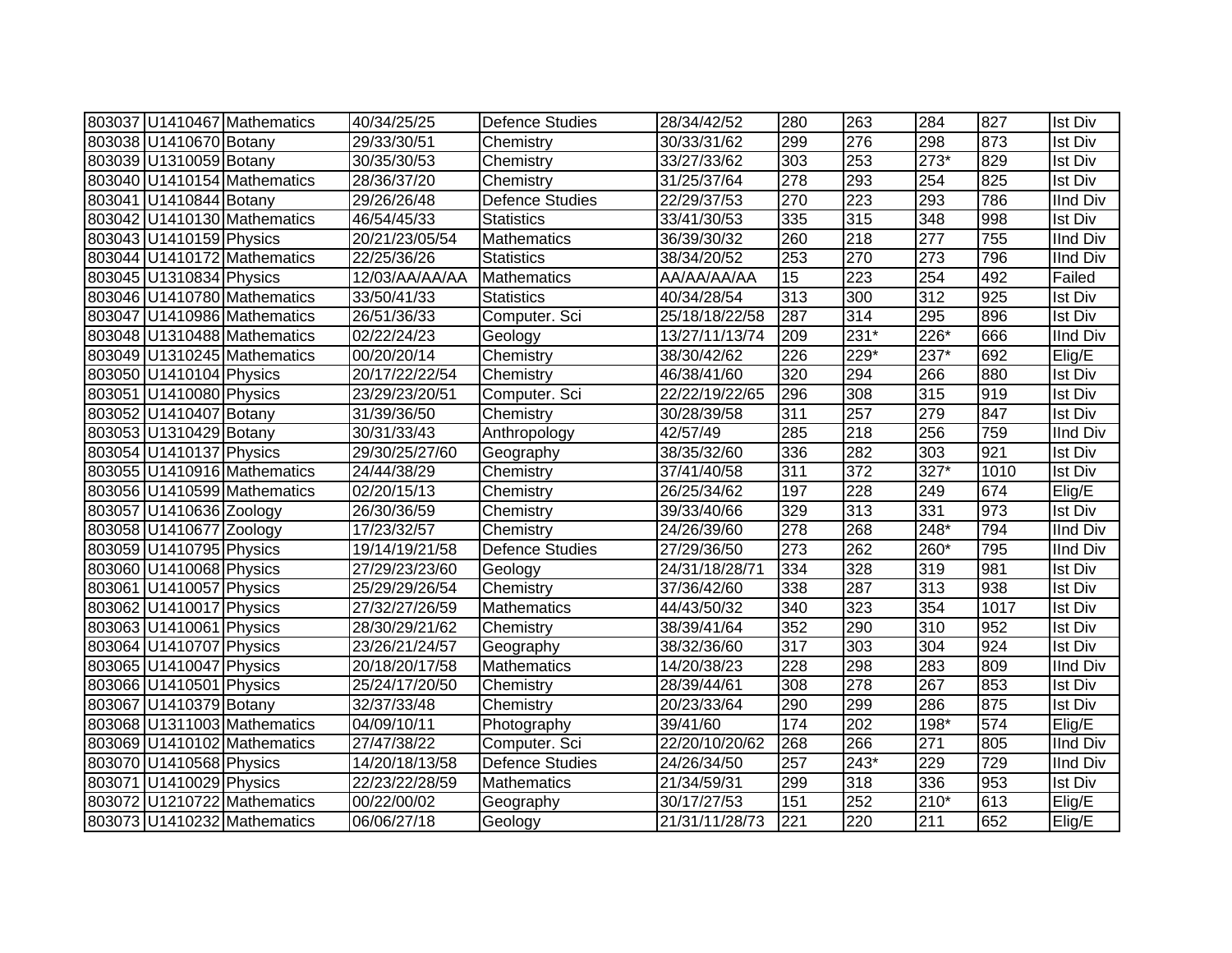| | | | | | | | | | | |
|---|---|---|---|---|---|---|---|---|---|---|
| 803037 | U1410467 | Mathematics | 40/34/25/25 | Defence Studies | 28/34/42/52 | 280 | 263 | 284 | 827 | Ist Div |
| 803038 | U1410670 | Botany | 29/33/30/51 | Chemistry | 30/33/31/62 | 299 | 276 | 298 | 873 | Ist Div |
| 803039 | U1310059 | Botany | 30/35/30/53 | Chemistry | 33/27/33/62 | 303 | 253 | 273* | 829 | Ist Div |
| 803040 | U1410154 | Mathematics | 28/36/37/20 | Chemistry | 31/25/37/64 | 278 | 293 | 254 | 825 | Ist Div |
| 803041 | U1410844 | Botany | 29/26/26/48 | Defence Studies | 22/29/37/53 | 270 | 223 | 293 | 786 | IInd Div |
| 803042 | U1410130 | Mathematics | 46/54/45/33 | Statistics | 33/41/30/53 | 335 | 315 | 348 | 998 | Ist Div |
| 803043 | U1410159 | Physics | 20/21/23/05/54 | Mathematics | 36/39/30/32 | 260 | 218 | 277 | 755 | IInd Div |
| 803044 | U1410172 | Mathematics | 22/25/36/26 | Statistics | 38/34/20/52 | 253 | 270 | 273 | 796 | IInd Div |
| 803045 | U1310834 | Physics | 12/03/AA/AA/AA | Mathematics | AA/AA/AA/AA | 15 | 223 | 254 | 492 | Failed |
| 803046 | U1410780 | Mathematics | 33/50/41/33 | Statistics | 40/34/28/54 | 313 | 300 | 312 | 925 | Ist Div |
| 803047 | U1410986 | Mathematics | 26/51/36/33 | Computer. Sci | 25/18/18/22/58 | 287 | 314 | 295 | 896 | Ist Div |
| 803048 | U1310488 | Mathematics | 02/22/24/23 | Geology | 13/27/11/13/74 | 209 | 231* | 226* | 666 | IInd Div |
| 803049 | U1310245 | Mathematics | 00/20/20/14 | Chemistry | 38/30/42/62 | 226 | 229* | 237* | 692 | Elig/E |
| 803050 | U1410104 | Physics | 20/17/22/22/54 | Chemistry | 46/38/41/60 | 320 | 294 | 266 | 880 | Ist Div |
| 803051 | U1410080 | Physics | 23/29/23/20/51 | Computer. Sci | 22/22/19/22/65 | 296 | 308 | 315 | 919 | Ist Div |
| 803052 | U1410407 | Botany | 31/39/36/50 | Chemistry | 30/28/39/58 | 311 | 257 | 279 | 847 | Ist Div |
| 803053 | U1310429 | Botany | 30/31/33/43 | Anthropology | 42/57/49 | 285 | 218 | 256 | 759 | IInd Div |
| 803054 | U1410137 | Physics | 29/30/25/27/60 | Geography | 38/35/32/60 | 336 | 282 | 303 | 921 | Ist Div |
| 803055 | U1410916 | Mathematics | 24/44/38/29 | Chemistry | 37/41/40/58 | 311 | 372 | 327* | 1010 | Ist Div |
| 803056 | U1410599 | Mathematics | 02/20/15/13 | Chemistry | 26/25/34/62 | 197 | 228 | 249 | 674 | Elig/E |
| 803057 | U1410636 | Zoology | 26/30/36/59 | Chemistry | 39/33/40/66 | 329 | 313 | 331 | 973 | Ist Div |
| 803058 | U1410677 | Zoology | 17/23/32/57 | Chemistry | 24/26/39/60 | 278 | 268 | 248* | 794 | IInd Div |
| 803059 | U1410795 | Physics | 19/14/19/21/58 | Defence Studies | 27/29/36/50 | 273 | 262 | 260* | 795 | IInd Div |
| 803060 | U1410068 | Physics | 27/29/23/23/60 | Geology | 24/31/18/28/71 | 334 | 328 | 319 | 981 | Ist Div |
| 803061 | U1410057 | Physics | 25/29/29/26/54 | Chemistry | 37/36/42/60 | 338 | 287 | 313 | 938 | Ist Div |
| 803062 | U1410017 | Physics | 27/32/27/26/59 | Mathematics | 44/43/50/32 | 340 | 323 | 354 | 1017 | Ist Div |
| 803063 | U1410061 | Physics | 28/30/29/21/62 | Chemistry | 38/39/41/64 | 352 | 290 | 310 | 952 | Ist Div |
| 803064 | U1410707 | Physics | 23/26/21/24/57 | Geography | 38/32/36/60 | 317 | 303 | 304 | 924 | Ist Div |
| 803065 | U1410047 | Physics | 20/18/20/17/58 | Mathematics | 14/20/38/23 | 228 | 298 | 283 | 809 | IInd Div |
| 803066 | U1410501 | Physics | 25/24/17/20/50 | Chemistry | 28/39/44/61 | 308 | 278 | 267 | 853 | Ist Div |
| 803067 | U1410379 | Botany | 32/37/33/48 | Chemistry | 20/23/33/64 | 290 | 299 | 286 | 875 | Ist Div |
| 803068 | U1311003 | Mathematics | 04/09/10/11 | Photography | 39/41/60 | 174 | 202 | 198* | 574 | Elig/E |
| 803069 | U1410102 | Mathematics | 27/47/38/22 | Computer. Sci | 22/20/10/20/62 | 268 | 266 | 271 | 805 | IInd Div |
| 803070 | U1410568 | Physics | 14/20/18/13/58 | Defence Studies | 24/26/34/50 | 257 | 243* | 229 | 729 | IInd Div |
| 803071 | U1410029 | Physics | 22/23/22/28/59 | Mathematics | 21/34/59/31 | 299 | 318 | 336 | 953 | Ist Div |
| 803072 | U1210722 | Mathematics | 00/22/00/02 | Geography | 30/17/27/53 | 151 | 252 | 210* | 613 | Elig/E |
| 803073 | U1410232 | Mathematics | 06/06/27/18 | Geology | 21/31/11/28/73 | 221 | 220 | 211 | 652 | Elig/E |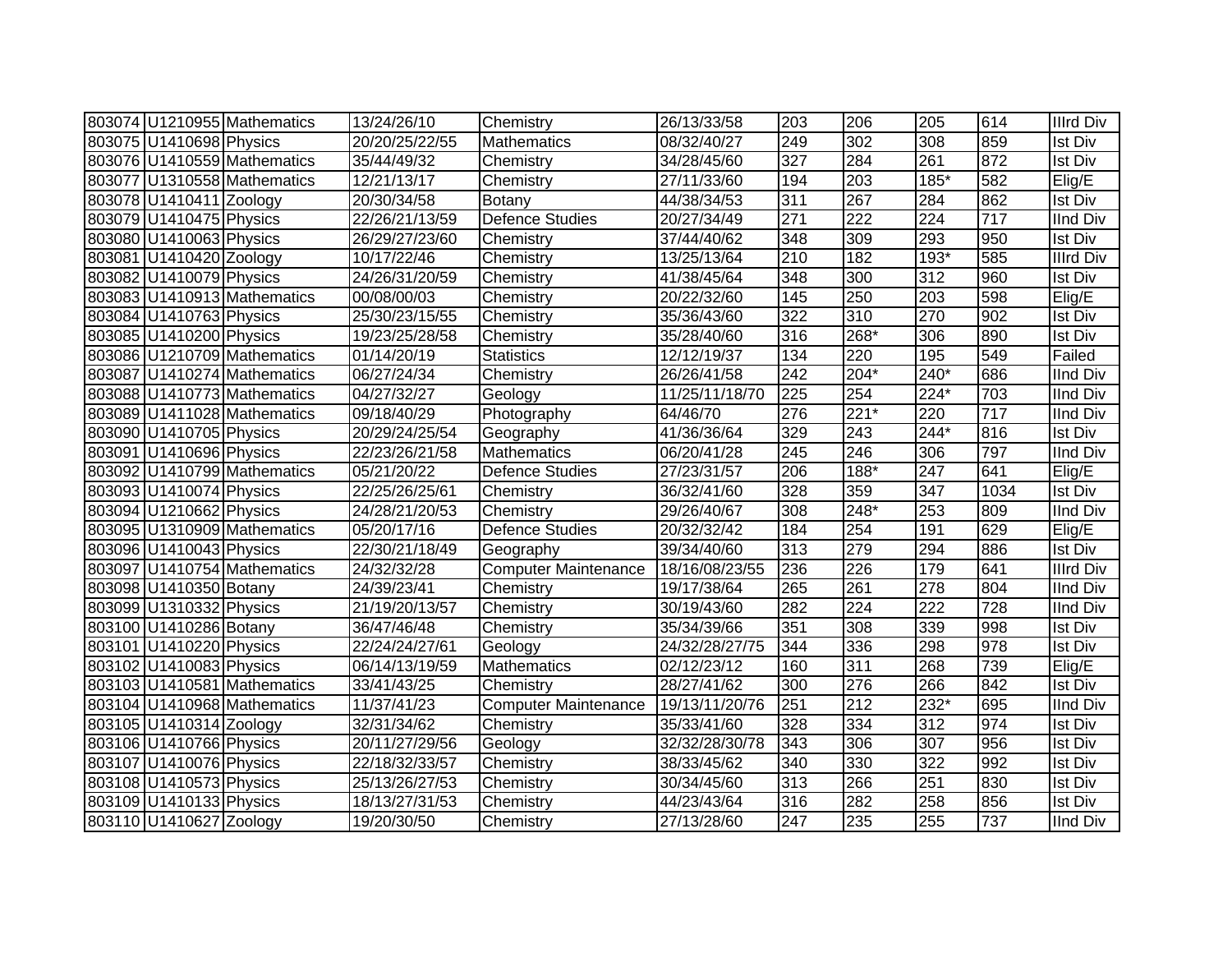| | | | | | | | | | | |
|---|---|---|---|---|---|---|---|---|---|---|
| 803074 | U1210955 | Mathematics | 13/24/26/10 | Chemistry | 26/13/33/58 | 203 | 206 | 205 | 614 | IIIrd Div |
| 803075 | U1410698 | Physics | 20/20/25/22/55 | Mathematics | 08/32/40/27 | 249 | 302 | 308 | 859 | Ist Div |
| 803076 | U1410559 | Mathematics | 35/44/49/32 | Chemistry | 34/28/45/60 | 327 | 284 | 261 | 872 | Ist Div |
| 803077 | U1310558 | Mathematics | 12/21/13/17 | Chemistry | 27/11/33/60 | 194 | 203 | 185* | 582 | Elig/E |
| 803078 | U1410411 | Zoology | 20/30/34/58 | Botany | 44/38/34/53 | 311 | 267 | 284 | 862 | Ist Div |
| 803079 | U1410475 | Physics | 22/26/21/13/59 | Defence Studies | 20/27/34/49 | 271 | 222 | 224 | 717 | IInd Div |
| 803080 | U1410063 | Physics | 26/29/27/23/60 | Chemistry | 37/44/40/62 | 348 | 309 | 293 | 950 | Ist Div |
| 803081 | U1410420 | Zoology | 10/17/22/46 | Chemistry | 13/25/13/64 | 210 | 182 | 193* | 585 | IIIrd Div |
| 803082 | U1410079 | Physics | 24/26/31/20/59 | Chemistry | 41/38/45/64 | 348 | 300 | 312 | 960 | Ist Div |
| 803083 | U1410913 | Mathematics | 00/08/00/03 | Chemistry | 20/22/32/60 | 145 | 250 | 203 | 598 | Elig/E |
| 803084 | U1410763 | Physics | 25/30/23/15/55 | Chemistry | 35/36/43/60 | 322 | 310 | 270 | 902 | Ist Div |
| 803085 | U1410200 | Physics | 19/23/25/28/58 | Chemistry | 35/28/40/60 | 316 | 268* | 306 | 890 | Ist Div |
| 803086 | U1210709 | Mathematics | 01/14/20/19 | Statistics | 12/12/19/37 | 134 | 220 | 195 | 549 | Failed |
| 803087 | U1410274 | Mathematics | 06/27/24/34 | Chemistry | 26/26/41/58 | 242 | 204* | 240* | 686 | IInd Div |
| 803088 | U1410773 | Mathematics | 04/27/32/27 | Geology | 11/25/11/18/70 | 225 | 254 | 224* | 703 | IInd Div |
| 803089 | U1411028 | Mathematics | 09/18/40/29 | Photography | 64/46/70 | 276 | 221* | 220 | 717 | IInd Div |
| 803090 | U1410705 | Physics | 20/29/24/25/54 | Geography | 41/36/36/64 | 329 | 243 | 244* | 816 | Ist Div |
| 803091 | U1410696 | Physics | 22/23/26/21/58 | Mathematics | 06/20/41/28 | 245 | 246 | 306 | 797 | IInd Div |
| 803092 | U1410799 | Mathematics | 05/21/20/22 | Defence Studies | 27/23/31/57 | 206 | 188* | 247 | 641 | Elig/E |
| 803093 | U1410074 | Physics | 22/25/26/25/61 | Chemistry | 36/32/41/60 | 328 | 359 | 347 | 1034 | Ist Div |
| 803094 | U1210662 | Physics | 24/28/21/20/53 | Chemistry | 29/26/40/67 | 308 | 248* | 253 | 809 | IInd Div |
| 803095 | U1310909 | Mathematics | 05/20/17/16 | Defence Studies | 20/32/32/42 | 184 | 254 | 191 | 629 | Elig/E |
| 803096 | U1410043 | Physics | 22/30/21/18/49 | Geography | 39/34/40/60 | 313 | 279 | 294 | 886 | Ist Div |
| 803097 | U1410754 | Mathematics | 24/32/32/28 | Computer Maintenance | 18/16/08/23/55 | 236 | 226 | 179 | 641 | IIIrd Div |
| 803098 | U1410350 | Botany | 24/39/23/41 | Chemistry | 19/17/38/64 | 265 | 261 | 278 | 804 | IInd Div |
| 803099 | U1310332 | Physics | 21/19/20/13/57 | Chemistry | 30/19/43/60 | 282 | 224 | 222 | 728 | IInd Div |
| 803100 | U1410286 | Botany | 36/47/46/48 | Chemistry | 35/34/39/66 | 351 | 308 | 339 | 998 | Ist Div |
| 803101 | U1410220 | Physics | 22/24/24/27/61 | Geology | 24/32/28/27/75 | 344 | 336 | 298 | 978 | Ist Div |
| 803102 | U1410083 | Physics | 06/14/13/19/59 | Mathematics | 02/12/23/12 | 160 | 311 | 268 | 739 | Elig/E |
| 803103 | U1410581 | Mathematics | 33/41/43/25 | Chemistry | 28/27/41/62 | 300 | 276 | 266 | 842 | Ist Div |
| 803104 | U1410968 | Mathematics | 11/37/41/23 | Computer Maintenance | 19/13/11/20/76 | 251 | 212 | 232* | 695 | IInd Div |
| 803105 | U1410314 | Zoology | 32/31/34/62 | Chemistry | 35/33/41/60 | 328 | 334 | 312 | 974 | Ist Div |
| 803106 | U1410766 | Physics | 20/11/27/29/56 | Geology | 32/32/28/30/78 | 343 | 306 | 307 | 956 | Ist Div |
| 803107 | U1410076 | Physics | 22/18/32/33/57 | Chemistry | 38/33/45/62 | 340 | 330 | 322 | 992 | Ist Div |
| 803108 | U1410573 | Physics | 25/13/26/27/53 | Chemistry | 30/34/45/60 | 313 | 266 | 251 | 830 | Ist Div |
| 803109 | U1410133 | Physics | 18/13/27/31/53 | Chemistry | 44/23/43/64 | 316 | 282 | 258 | 856 | Ist Div |
| 803110 | U1410627 | Zoology | 19/20/30/50 | Chemistry | 27/13/28/60 | 247 | 235 | 255 | 737 | IInd Div |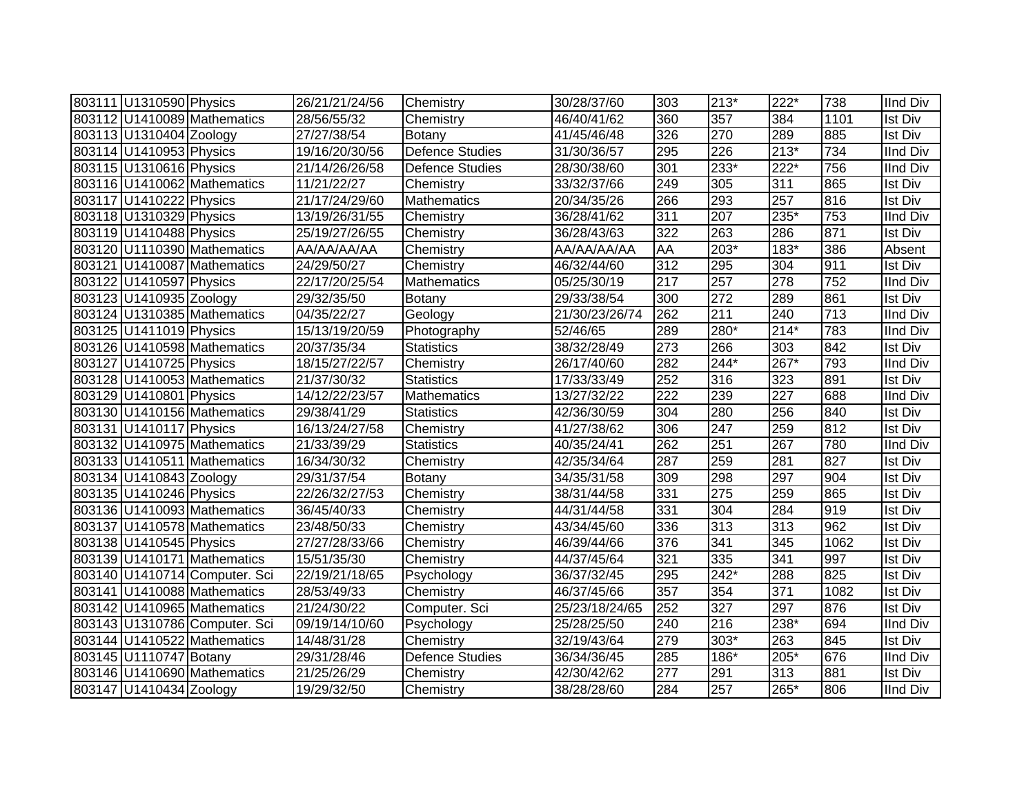| | | | | | | | | | | |
|---|---|---|---|---|---|---|---|---|---|---|
| 803111 | U1310590 | Physics | 26/21/21/24/56 | Chemistry | 30/28/37/60 | 303 | 213* | 222* | 738 | IInd Div |
| 803112 | U1410089 | Mathematics | 28/56/55/32 | Chemistry | 46/40/41/62 | 360 | 357 | 384 | 1101 | Ist Div |
| 803113 | U1310404 | Zoology | 27/27/38/54 | Botany | 41/45/46/48 | 326 | 270 | 289 | 885 | Ist Div |
| 803114 | U1410953 | Physics | 19/16/20/30/56 | Defence Studies | 31/30/36/57 | 295 | 226 | 213* | 734 | IInd Div |
| 803115 | U1310616 | Physics | 21/14/26/26/58 | Defence Studies | 28/30/38/60 | 301 | 233* | 222* | 756 | IInd Div |
| 803116 | U1410062 | Mathematics | 11/21/22/27 | Chemistry | 33/32/37/66 | 249 | 305 | 311 | 865 | Ist Div |
| 803117 | U1410222 | Physics | 21/17/24/29/60 | Mathematics | 20/34/35/26 | 266 | 293 | 257 | 816 | Ist Div |
| 803118 | U1310329 | Physics | 13/19/26/31/55 | Chemistry | 36/28/41/62 | 311 | 207 | 235* | 753 | IInd Div |
| 803119 | U1410488 | Physics | 25/19/27/26/55 | Chemistry | 36/28/43/63 | 322 | 263 | 286 | 871 | Ist Div |
| 803120 | U1110390 | Mathematics | AA/AA/AA/AA | Chemistry | AA/AA/AA/AA | AA | 203* | 183* | 386 | Absent |
| 803121 | U1410087 | Mathematics | 24/29/50/27 | Chemistry | 46/32/44/60 | 312 | 295 | 304 | 911 | Ist Div |
| 803122 | U1410597 | Physics | 22/17/20/25/54 | Mathematics | 05/25/30/19 | 217 | 257 | 278 | 752 | IInd Div |
| 803123 | U1410935 | Zoology | 29/32/35/50 | Botany | 29/33/38/54 | 300 | 272 | 289 | 861 | Ist Div |
| 803124 | U1310385 | Mathematics | 04/35/22/27 | Geology | 21/30/23/26/74 | 262 | 211 | 240 | 713 | IInd Div |
| 803125 | U1411019 | Physics | 15/13/19/20/59 | Photography | 52/46/65 | 289 | 280* | 214* | 783 | IInd Div |
| 803126 | U1410598 | Mathematics | 20/37/35/34 | Statistics | 38/32/28/49 | 273 | 266 | 303 | 842 | Ist Div |
| 803127 | U1410725 | Physics | 18/15/27/22/57 | Chemistry | 26/17/40/60 | 282 | 244* | 267* | 793 | IInd Div |
| 803128 | U1410053 | Mathematics | 21/37/30/32 | Statistics | 17/33/33/49 | 252 | 316 | 323 | 891 | Ist Div |
| 803129 | U1410801 | Physics | 14/12/22/23/57 | Mathematics | 13/27/32/22 | 222 | 239 | 227 | 688 | IInd Div |
| 803130 | U1410156 | Mathematics | 29/38/41/29 | Statistics | 42/36/30/59 | 304 | 280 | 256 | 840 | Ist Div |
| 803131 | U1410117 | Physics | 16/13/24/27/58 | Chemistry | 41/27/38/62 | 306 | 247 | 259 | 812 | Ist Div |
| 803132 | U1410975 | Mathematics | 21/33/39/29 | Statistics | 40/35/24/41 | 262 | 251 | 267 | 780 | IInd Div |
| 803133 | U1410511 | Mathematics | 16/34/30/32 | Chemistry | 42/35/34/64 | 287 | 259 | 281 | 827 | Ist Div |
| 803134 | U1410843 | Zoology | 29/31/37/54 | Botany | 34/35/31/58 | 309 | 298 | 297 | 904 | Ist Div |
| 803135 | U1410246 | Physics | 22/26/32/27/53 | Chemistry | 38/31/44/58 | 331 | 275 | 259 | 865 | Ist Div |
| 803136 | U1410093 | Mathematics | 36/45/40/33 | Chemistry | 44/31/44/58 | 331 | 304 | 284 | 919 | Ist Div |
| 803137 | U1410578 | Mathematics | 23/48/50/33 | Chemistry | 43/34/45/60 | 336 | 313 | 313 | 962 | Ist Div |
| 803138 | U1410545 | Physics | 27/27/28/33/66 | Chemistry | 46/39/44/66 | 376 | 341 | 345 | 1062 | Ist Div |
| 803139 | U1410171 | Mathematics | 15/51/35/30 | Chemistry | 44/37/45/64 | 321 | 335 | 341 | 997 | Ist Div |
| 803140 | U1410714 | Computer. Sci | 22/19/21/18/65 | Psychology | 36/37/32/45 | 295 | 242* | 288 | 825 | Ist Div |
| 803141 | U1410088 | Mathematics | 28/53/49/33 | Chemistry | 46/37/45/66 | 357 | 354 | 371 | 1082 | Ist Div |
| 803142 | U1410965 | Mathematics | 21/24/30/22 | Computer. Sci | 25/23/18/24/65 | 252 | 327 | 297 | 876 | Ist Div |
| 803143 | U1310786 | Computer. Sci | 09/19/14/10/60 | Psychology | 25/28/25/50 | 240 | 216 | 238* | 694 | IInd Div |
| 803144 | U1410522 | Mathematics | 14/48/31/28 | Chemistry | 32/19/43/64 | 279 | 303* | 263 | 845 | Ist Div |
| 803145 | U1110747 | Botany | 29/31/28/46 | Defence Studies | 36/34/36/45 | 285 | 186* | 205* | 676 | IInd Div |
| 803146 | U1410690 | Mathematics | 21/25/26/29 | Chemistry | 42/30/42/62 | 277 | 291 | 313 | 881 | Ist Div |
| 803147 | U1410434 | Zoology | 19/29/32/50 | Chemistry | 38/28/28/60 | 284 | 257 | 265* | 806 | IInd Div |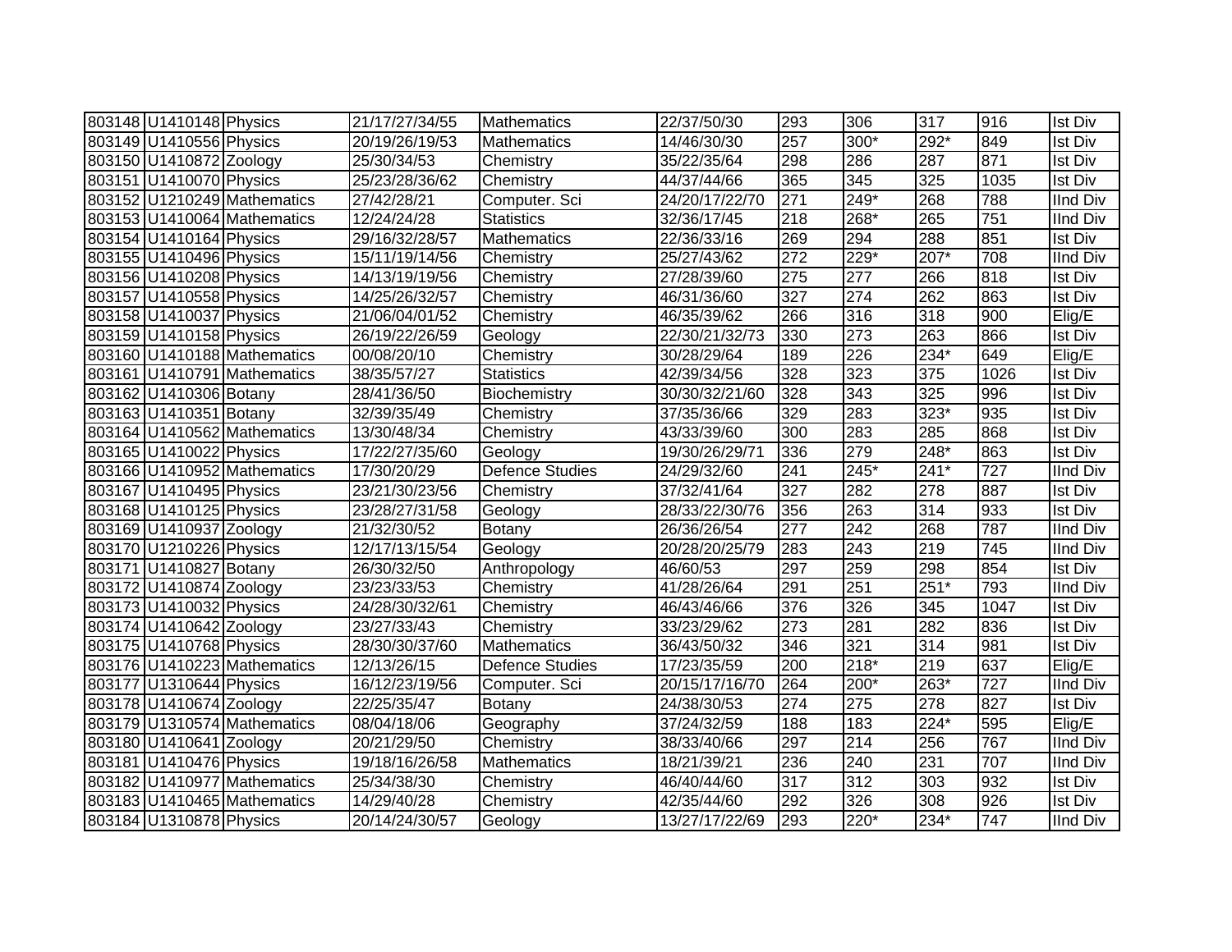| | | | | | | | | | | |
|---|---|---|---|---|---|---|---|---|---|---|
| 803148 | U1410148 | Physics | 21/17/27/34/55 | Mathematics | 22/37/50/30 | 293 | 306 | 317 | 916 | Ist Div |
| 803149 | U1410556 | Physics | 20/19/26/19/53 | Mathematics | 14/46/30/30 | 257 | 300* | 292* | 849 | Ist Div |
| 803150 | U1410872 | Zoology | 25/30/34/53 | Chemistry | 35/22/35/64 | 298 | 286 | 287 | 871 | Ist Div |
| 803151 | U1410070 | Physics | 25/23/28/36/62 | Chemistry | 44/37/44/66 | 365 | 345 | 325 | 1035 | Ist Div |
| 803152 | U1210249 | Mathematics | 27/42/28/21 | Computer. Sci | 24/20/17/22/70 | 271 | 249* | 268 | 788 | IInd Div |
| 803153 | U1410064 | Mathematics | 12/24/24/28 | Statistics | 32/36/17/45 | 218 | 268* | 265 | 751 | IInd Div |
| 803154 | U1410164 | Physics | 29/16/32/28/57 | Mathematics | 22/36/33/16 | 269 | 294 | 288 | 851 | Ist Div |
| 803155 | U1410496 | Physics | 15/11/19/14/56 | Chemistry | 25/27/43/62 | 272 | 229* | 207* | 708 | IInd Div |
| 803156 | U1410208 | Physics | 14/13/19/19/56 | Chemistry | 27/28/39/60 | 275 | 277 | 266 | 818 | Ist Div |
| 803157 | U1410558 | Physics | 14/25/26/32/57 | Chemistry | 46/31/36/60 | 327 | 274 | 262 | 863 | Ist Div |
| 803158 | U1410037 | Physics | 21/06/04/01/52 | Chemistry | 46/35/39/62 | 266 | 316 | 318 | 900 | Elig/E |
| 803159 | U1410158 | Physics | 26/19/22/26/59 | Geology | 22/30/21/32/73 | 330 | 273 | 263 | 866 | Ist Div |
| 803160 | U1410188 | Mathematics | 00/08/20/10 | Chemistry | 30/28/29/64 | 189 | 226 | 234* | 649 | Elig/E |
| 803161 | U1410791 | Mathematics | 38/35/57/27 | Statistics | 42/39/34/56 | 328 | 323 | 375 | 1026 | Ist Div |
| 803162 | U1410306 | Botany | 28/41/36/50 | Biochemistry | 30/30/32/21/60 | 328 | 343 | 325 | 996 | Ist Div |
| 803163 | U1410351 | Botany | 32/39/35/49 | Chemistry | 37/35/36/66 | 329 | 283 | 323* | 935 | Ist Div |
| 803164 | U1410562 | Mathematics | 13/30/48/34 | Chemistry | 43/33/39/60 | 300 | 283 | 285 | 868 | Ist Div |
| 803165 | U1410022 | Physics | 17/22/27/35/60 | Geology | 19/30/26/29/71 | 336 | 279 | 248* | 863 | Ist Div |
| 803166 | U1410952 | Mathematics | 17/30/20/29 | Defence Studies | 24/29/32/60 | 241 | 245* | 241* | 727 | IInd Div |
| 803167 | U1410495 | Physics | 23/21/30/23/56 | Chemistry | 37/32/41/64 | 327 | 282 | 278 | 887 | Ist Div |
| 803168 | U1410125 | Physics | 23/28/27/31/58 | Geology | 28/33/22/30/76 | 356 | 263 | 314 | 933 | Ist Div |
| 803169 | U1410937 | Zoology | 21/32/30/52 | Botany | 26/36/26/54 | 277 | 242 | 268 | 787 | IInd Div |
| 803170 | U1210226 | Physics | 12/17/13/15/54 | Geology | 20/28/20/25/79 | 283 | 243 | 219 | 745 | IInd Div |
| 803171 | U1410827 | Botany | 26/30/32/50 | Anthropology | 46/60/53 | 297 | 259 | 298 | 854 | Ist Div |
| 803172 | U1410874 | Zoology | 23/23/33/53 | Chemistry | 41/28/26/64 | 291 | 251 | 251* | 793 | IInd Div |
| 803173 | U1410032 | Physics | 24/28/30/32/61 | Chemistry | 46/43/46/66 | 376 | 326 | 345 | 1047 | Ist Div |
| 803174 | U1410642 | Zoology | 23/27/33/43 | Chemistry | 33/23/29/62 | 273 | 281 | 282 | 836 | Ist Div |
| 803175 | U1410768 | Physics | 28/30/30/37/60 | Mathematics | 36/43/50/32 | 346 | 321 | 314 | 981 | Ist Div |
| 803176 | U1410223 | Mathematics | 12/13/26/15 | Defence Studies | 17/23/35/59 | 200 | 218* | 219 | 637 | Elig/E |
| 803177 | U1310644 | Physics | 16/12/23/19/56 | Computer. Sci | 20/15/17/16/70 | 264 | 200* | 263* | 727 | IInd Div |
| 803178 | U1410674 | Zoology | 22/25/35/47 | Botany | 24/38/30/53 | 274 | 275 | 278 | 827 | Ist Div |
| 803179 | U1310574 | Mathematics | 08/04/18/06 | Geography | 37/24/32/59 | 188 | 183 | 224* | 595 | Elig/E |
| 803180 | U1410641 | Zoology | 20/21/29/50 | Chemistry | 38/33/40/66 | 297 | 214 | 256 | 767 | IInd Div |
| 803181 | U1410476 | Physics | 19/18/16/26/58 | Mathematics | 18/21/39/21 | 236 | 240 | 231 | 707 | IInd Div |
| 803182 | U1410977 | Mathematics | 25/34/38/30 | Chemistry | 46/40/44/60 | 317 | 312 | 303 | 932 | Ist Div |
| 803183 | U1410465 | Mathematics | 14/29/40/28 | Chemistry | 42/35/44/60 | 292 | 326 | 308 | 926 | Ist Div |
| 803184 | U1310878 | Physics | 20/14/24/30/57 | Geology | 13/27/17/22/69 | 293 | 220* | 234* | 747 | IInd Div |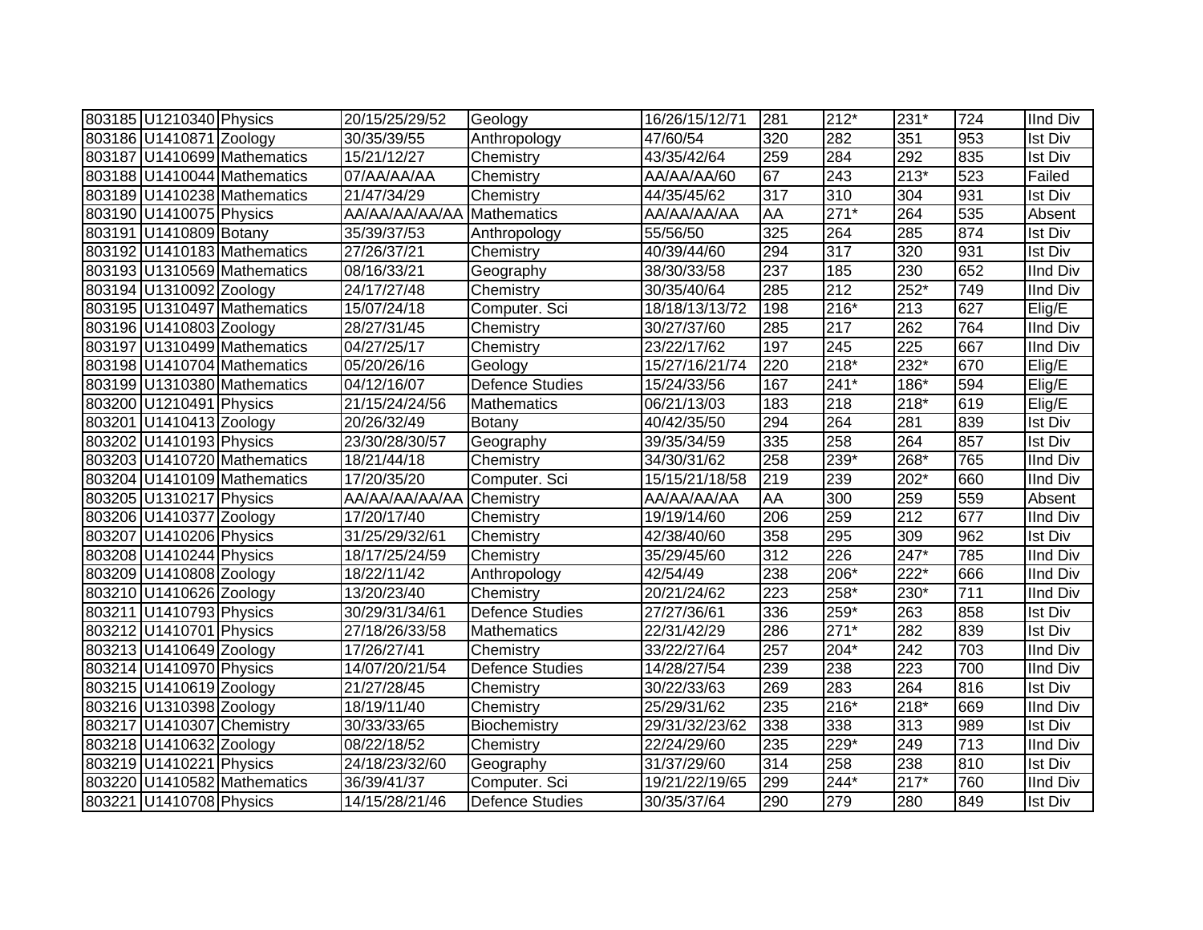| | | | | | | | | | | |
|---|---|---|---|---|---|---|---|---|---|---|
| 803185 | U1210340 | Physics | 20/15/25/29/52 | Geology | 16/26/15/12/71 | 281 | 212* | 231* | 724 | IInd Div |
| 803186 | U1410871 | Zoology | 30/35/39/55 | Anthropology | 47/60/54 | 320 | 282 | 351 | 953 | Ist Div |
| 803187 | U1410699 | Mathematics | 15/21/12/27 | Chemistry | 43/35/42/64 | 259 | 284 | 292 | 835 | Ist Div |
| 803188 | U1410044 | Mathematics | 07/AA/AA/AA | Chemistry | AA/AA/AA/60 | 67 | 243 | 213* | 523 | Failed |
| 803189 | U1410238 | Mathematics | 21/47/34/29 | Chemistry | 44/35/45/62 | 317 | 310 | 304 | 931 | Ist Div |
| 803190 | U1410075 | Physics | AA/AA/AA/AA/AA | Mathematics | AA/AA/AA/AA | AA | 271* | 264 | 535 | Absent |
| 803191 | U1410809 | Botany | 35/39/37/53 | Anthropology | 55/56/50 | 325 | 264 | 285 | 874 | Ist Div |
| 803192 | U1410183 | Mathematics | 27/26/37/21 | Chemistry | 40/39/44/60 | 294 | 317 | 320 | 931 | Ist Div |
| 803193 | U1310569 | Mathematics | 08/16/33/21 | Geography | 38/30/33/58 | 237 | 185 | 230 | 652 | IInd Div |
| 803194 | U1310092 | Zoology | 24/17/27/48 | Chemistry | 30/35/40/64 | 285 | 212 | 252* | 749 | IInd Div |
| 803195 | U1310497 | Mathematics | 15/07/24/18 | Computer. Sci | 18/18/13/13/72 | 198 | 216* | 213 | 627 | Elig/E |
| 803196 | U1410803 | Zoology | 28/27/31/45 | Chemistry | 30/27/37/60 | 285 | 217 | 262 | 764 | IInd Div |
| 803197 | U1310499 | Mathematics | 04/27/25/17 | Chemistry | 23/22/17/62 | 197 | 245 | 225 | 667 | IInd Div |
| 803198 | U1410704 | Mathematics | 05/20/26/16 | Geology | 15/27/16/21/74 | 220 | 218* | 232* | 670 | Elig/E |
| 803199 | U1310380 | Mathematics | 04/12/16/07 | Defence Studies | 15/24/33/56 | 167 | 241* | 186* | 594 | Elig/E |
| 803200 | U1210491 | Physics | 21/15/24/24/56 | Mathematics | 06/21/13/03 | 183 | 218 | 218* | 619 | Elig/E |
| 803201 | U1410413 | Zoology | 20/26/32/49 | Botany | 40/42/35/50 | 294 | 264 | 281 | 839 | Ist Div |
| 803202 | U1410193 | Physics | 23/30/28/30/57 | Geography | 39/35/34/59 | 335 | 258 | 264 | 857 | Ist Div |
| 803203 | U1410720 | Mathematics | 18/21/44/18 | Chemistry | 34/30/31/62 | 258 | 239* | 268* | 765 | IInd Div |
| 803204 | U1410109 | Mathematics | 17/20/35/20 | Computer. Sci | 15/15/21/18/58 | 219 | 239 | 202* | 660 | IInd Div |
| 803205 | U1310217 | Physics | AA/AA/AA/AA/AA | Chemistry | AA/AA/AA/AA | AA | 300 | 259 | 559 | Absent |
| 803206 | U1410377 | Zoology | 17/20/17/40 | Chemistry | 19/19/14/60 | 206 | 259 | 212 | 677 | IInd Div |
| 803207 | U1410206 | Physics | 31/25/29/32/61 | Chemistry | 42/38/40/60 | 358 | 295 | 309 | 962 | Ist Div |
| 803208 | U1410244 | Physics | 18/17/25/24/59 | Chemistry | 35/29/45/60 | 312 | 226 | 247* | 785 | IInd Div |
| 803209 | U1410808 | Zoology | 18/22/11/42 | Anthropology | 42/54/49 | 238 | 206* | 222* | 666 | IInd Div |
| 803210 | U1410626 | Zoology | 13/20/23/40 | Chemistry | 20/21/24/62 | 223 | 258* | 230* | 711 | IInd Div |
| 803211 | U1410793 | Physics | 30/29/31/34/61 | Defence Studies | 27/27/36/61 | 336 | 259* | 263 | 858 | Ist Div |
| 803212 | U1410701 | Physics | 27/18/26/33/58 | Mathematics | 22/31/42/29 | 286 | 271* | 282 | 839 | Ist Div |
| 803213 | U1410649 | Zoology | 17/26/27/41 | Chemistry | 33/22/27/64 | 257 | 204* | 242 | 703 | IInd Div |
| 803214 | U1410970 | Physics | 14/07/20/21/54 | Defence Studies | 14/28/27/54 | 239 | 238 | 223 | 700 | IInd Div |
| 803215 | U1410619 | Zoology | 21/27/28/45 | Chemistry | 30/22/33/63 | 269 | 283 | 264 | 816 | Ist Div |
| 803216 | U1310398 | Zoology | 18/19/11/40 | Chemistry | 25/29/31/62 | 235 | 216* | 218* | 669 | IInd Div |
| 803217 | U1410307 | Chemistry | 30/33/33/65 | Biochemistry | 29/31/32/23/62 | 338 | 338 | 313 | 989 | Ist Div |
| 803218 | U1410632 | Zoology | 08/22/18/52 | Chemistry | 22/24/29/60 | 235 | 229* | 249 | 713 | IInd Div |
| 803219 | U1410221 | Physics | 24/18/23/32/60 | Geography | 31/37/29/60 | 314 | 258 | 238 | 810 | Ist Div |
| 803220 | U1410582 | Mathematics | 36/39/41/37 | Computer. Sci | 19/21/22/19/65 | 299 | 244* | 217* | 760 | IInd Div |
| 803221 | U1410708 | Physics | 14/15/28/21/46 | Defence Studies | 30/35/37/64 | 290 | 279 | 280 | 849 | Ist Div |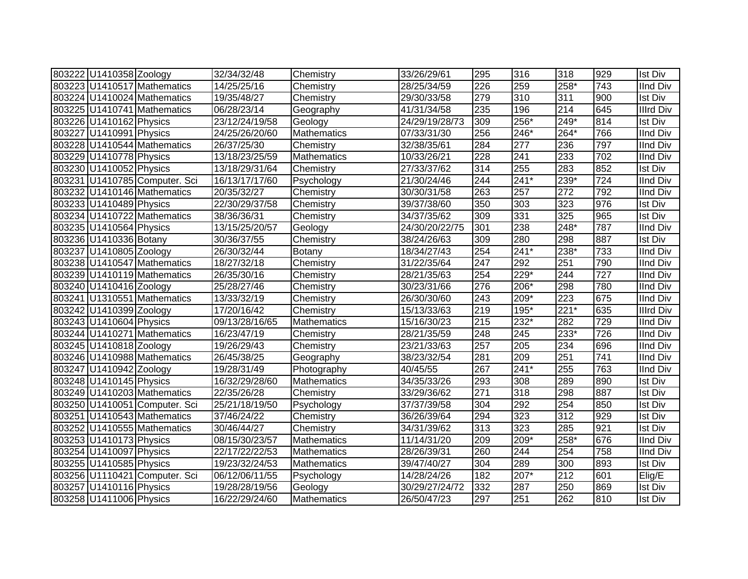| 803222 | U1410358 | Zoology | 32/34/32/48 | Chemistry | 33/26/29/61 | 295 | 316 | 318 | 929 | Ist Div |
|---|---|---|---|---|---|---|---|---|---|---|
| 803223 | U1410517 | Mathematics | 14/25/25/16 | Chemistry | 28/25/34/59 | 226 | 259 | 258* | 743 | IInd Div |
| 803224 | U1410024 | Mathematics | 19/35/48/27 | Chemistry | 29/30/33/58 | 279 | 310 | 311 | 900 | Ist Div |
| 803225 | U1410741 | Mathematics | 06/28/23/14 | Geography | 41/31/34/58 | 235 | 196 | 214 | 645 | IIIrd Div |
| 803226 | U1410162 | Physics | 23/12/24/19/58 | Geology | 24/29/19/28/73 | 309 | 256* | 249* | 814 | Ist Div |
| 803227 | U1410991 | Physics | 24/25/26/20/60 | Mathematics | 07/33/31/30 | 256 | 246* | 264* | 766 | IInd Div |
| 803228 | U1410544 | Mathematics | 26/37/25/30 | Chemistry | 32/38/35/61 | 284 | 277 | 236 | 797 | IInd Div |
| 803229 | U1410778 | Physics | 13/18/23/25/59 | Mathematics | 10/33/26/21 | 228 | 241 | 233 | 702 | IInd Div |
| 803230 | U1410052 | Physics | 13/18/29/31/64 | Chemistry | 27/33/37/62 | 314 | 255 | 283 | 852 | Ist Div |
| 803231 | U1410785 | Computer. Sci | 16/13/17/17/60 | Psychology | 21/30/24/46 | 244 | 241* | 239* | 724 | IInd Div |
| 803232 | U1410146 | Mathematics | 20/35/32/27 | Chemistry | 30/30/31/58 | 263 | 257 | 272 | 792 | IInd Div |
| 803233 | U1410489 | Physics | 22/30/29/37/58 | Chemistry | 39/37/38/60 | 350 | 303 | 323 | 976 | Ist Div |
| 803234 | U1410722 | Mathematics | 38/36/36/31 | Chemistry | 34/37/35/62 | 309 | 331 | 325 | 965 | Ist Div |
| 803235 | U1410564 | Physics | 13/15/25/20/57 | Geology | 24/30/20/22/75 | 301 | 238 | 248* | 787 | IInd Div |
| 803236 | U1410336 | Botany | 30/36/37/55 | Chemistry | 38/24/26/63 | 309 | 280 | 298 | 887 | Ist Div |
| 803237 | U1410805 | Zoology | 26/30/32/44 | Botany | 18/34/27/43 | 254 | 241* | 238* | 733 | IInd Div |
| 803238 | U1410547 | Mathematics | 18/27/32/18 | Chemistry | 31/22/35/64 | 247 | 292 | 251 | 790 | IInd Div |
| 803239 | U1410119 | Mathematics | 26/35/30/16 | Chemistry | 28/21/35/63 | 254 | 229* | 244 | 727 | IInd Div |
| 803240 | U1410416 | Zoology | 25/28/27/46 | Chemistry | 30/23/31/66 | 276 | 206* | 298 | 780 | IInd Div |
| 803241 | U1310551 | Mathematics | 13/33/32/19 | Chemistry | 26/30/30/60 | 243 | 209* | 223 | 675 | IInd Div |
| 803242 | U1410399 | Zoology | 17/20/16/42 | Chemistry | 15/13/33/63 | 219 | 195* | 221* | 635 | IIIrd Div |
| 803243 | U1410604 | Physics | 09/13/28/16/65 | Mathematics | 15/16/30/23 | 215 | 232* | 282 | 729 | IInd Div |
| 803244 | U1410271 | Mathematics | 16/23/47/19 | Chemistry | 28/21/35/59 | 248 | 245 | 233* | 726 | IInd Div |
| 803245 | U1410818 | Zoology | 19/26/29/43 | Chemistry | 23/21/33/63 | 257 | 205 | 234 | 696 | IInd Div |
| 803246 | U1410988 | Mathematics | 26/45/38/25 | Geography | 38/23/32/54 | 281 | 209 | 251 | 741 | IInd Div |
| 803247 | U1410942 | Zoology | 19/28/31/49 | Photography | 40/45/55 | 267 | 241* | 255 | 763 | IInd Div |
| 803248 | U1410145 | Physics | 16/32/29/28/60 | Mathematics | 34/35/33/26 | 293 | 308 | 289 | 890 | Ist Div |
| 803249 | U1410203 | Mathematics | 22/35/26/28 | Chemistry | 33/29/36/62 | 271 | 318 | 298 | 887 | Ist Div |
| 803250 | U1410051 | Computer. Sci | 25/21/18/19/50 | Psychology | 37/37/39/58 | 304 | 292 | 254 | 850 | Ist Div |
| 803251 | U1410543 | Mathematics | 37/46/24/22 | Chemistry | 36/26/39/64 | 294 | 323 | 312 | 929 | Ist Div |
| 803252 | U1410555 | Mathematics | 30/46/44/27 | Chemistry | 34/31/39/62 | 313 | 323 | 285 | 921 | Ist Div |
| 803253 | U1410173 | Physics | 08/15/30/23/57 | Mathematics | 11/14/31/20 | 209 | 209* | 258* | 676 | IInd Div |
| 803254 | U1410097 | Physics | 22/17/22/22/53 | Mathematics | 28/26/39/31 | 260 | 244 | 254 | 758 | IInd Div |
| 803255 | U1410585 | Physics | 19/23/32/24/53 | Mathematics | 39/47/40/27 | 304 | 289 | 300 | 893 | Ist Div |
| 803256 | U1110421 | Computer. Sci | 06/12/06/11/55 | Psychology | 14/28/24/26 | 182 | 207* | 212 | 601 | Elig/E |
| 803257 | U1410116 | Physics | 19/28/28/19/56 | Geology | 30/29/27/24/72 | 332 | 287 | 250 | 869 | Ist Div |
| 803258 | U1411006 | Physics | 16/22/29/24/60 | Mathematics | 26/50/47/23 | 297 | 251 | 262 | 810 | Ist Div |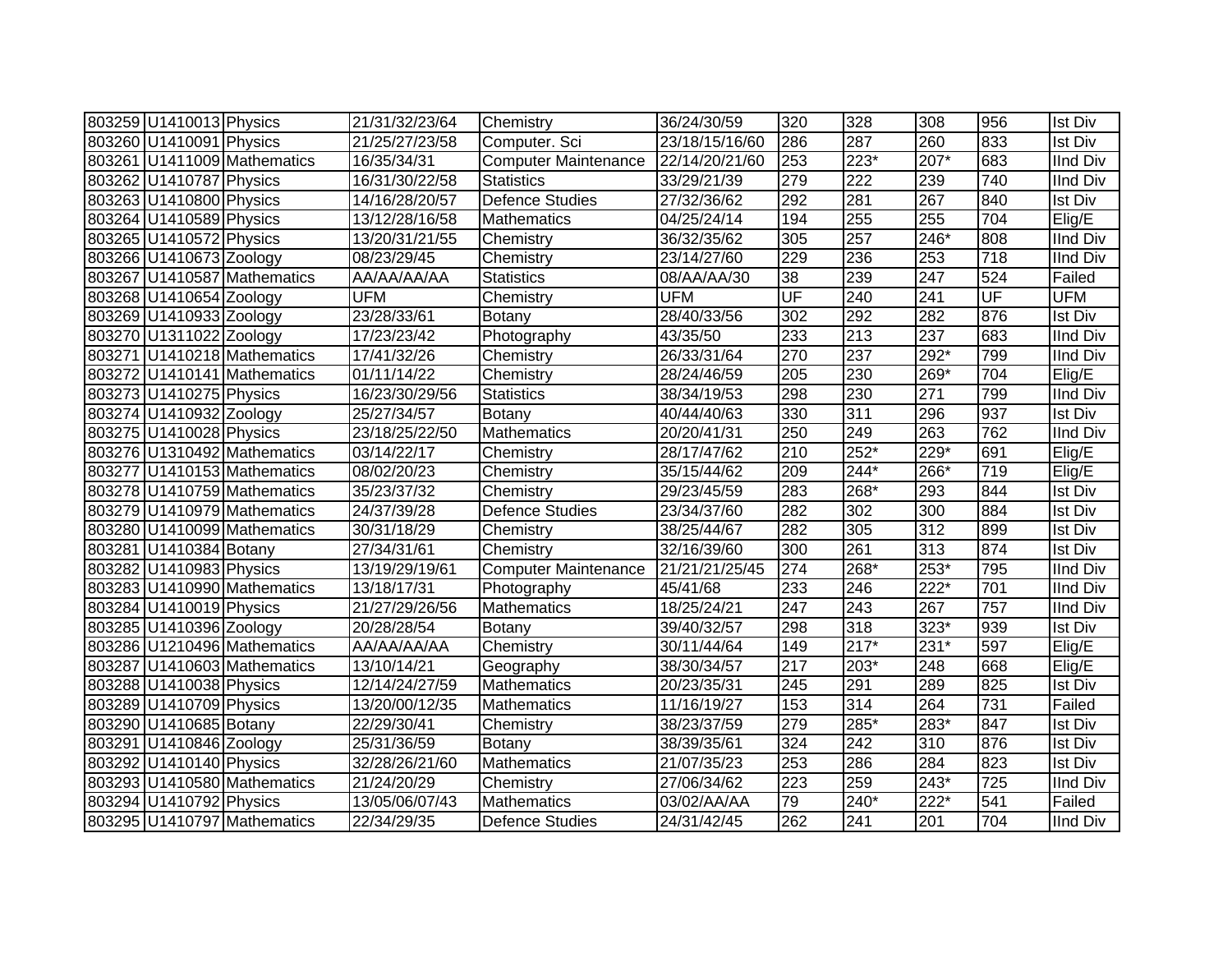| | | | | | | | | | | |
|---|---|---|---|---|---|---|---|---|---|---|
| 803259 | U1410013 | Physics | 21/31/32/23/64 | Chemistry | 36/24/30/59 | 320 | 328 | 308 | 956 | Ist Div |
| 803260 | U1410091 | Physics | 21/25/27/23/58 | Computer. Sci | 23/18/15/16/60 | 286 | 287 | 260 | 833 | Ist Div |
| 803261 | U1411009 | Mathematics | 16/35/34/31 | Computer Maintenance | 22/14/20/21/60 | 253 | 223* | 207* | 683 | IInd Div |
| 803262 | U1410787 | Physics | 16/31/30/22/58 | Statistics | 33/29/21/39 | 279 | 222 | 239 | 740 | IInd Div |
| 803263 | U1410800 | Physics | 14/16/28/20/57 | Defence Studies | 27/32/36/62 | 292 | 281 | 267 | 840 | Ist Div |
| 803264 | U1410589 | Physics | 13/12/28/16/58 | Mathematics | 04/25/24/14 | 194 | 255 | 255 | 704 | Elig/E |
| 803265 | U1410572 | Physics | 13/20/31/21/55 | Chemistry | 36/32/35/62 | 305 | 257 | 246* | 808 | IInd Div |
| 803266 | U1410673 | Zoology | 08/23/29/45 | Chemistry | 23/14/27/60 | 229 | 236 | 253 | 718 | IInd Div |
| 803267 | U1410587 | Mathematics | AA/AA/AA/AA | Statistics | 08/AA/AA/30 | 38 | 239 | 247 | 524 | Failed |
| 803268 | U1410654 | Zoology | UFM | Chemistry | UFM | UF | 240 | 241 | UF | UFM |
| 803269 | U1410933 | Zoology | 23/28/33/61 | Botany | 28/40/33/56 | 302 | 292 | 282 | 876 | Ist Div |
| 803270 | U1311022 | Zoology | 17/23/23/42 | Photography | 43/35/50 | 233 | 213 | 237 | 683 | IInd Div |
| 803271 | U1410218 | Mathematics | 17/41/32/26 | Chemistry | 26/33/31/64 | 270 | 237 | 292* | 799 | IInd Div |
| 803272 | U1410141 | Mathematics | 01/11/14/22 | Chemistry | 28/24/46/59 | 205 | 230 | 269* | 704 | Elig/E |
| 803273 | U1410275 | Physics | 16/23/30/29/56 | Statistics | 38/34/19/53 | 298 | 230 | 271 | 799 | IInd Div |
| 803274 | U1410932 | Zoology | 25/27/34/57 | Botany | 40/44/40/63 | 330 | 311 | 296 | 937 | Ist Div |
| 803275 | U1410028 | Physics | 23/18/25/22/50 | Mathematics | 20/20/41/31 | 250 | 249 | 263 | 762 | IInd Div |
| 803276 | U1310492 | Mathematics | 03/14/22/17 | Chemistry | 28/17/47/62 | 210 | 252* | 229* | 691 | Elig/E |
| 803277 | U1410153 | Mathematics | 08/02/20/23 | Chemistry | 35/15/44/62 | 209 | 244* | 266* | 719 | Elig/E |
| 803278 | U1410759 | Mathematics | 35/23/37/32 | Chemistry | 29/23/45/59 | 283 | 268* | 293 | 844 | Ist Div |
| 803279 | U1410979 | Mathematics | 24/37/39/28 | Defence Studies | 23/34/37/60 | 282 | 302 | 300 | 884 | Ist Div |
| 803280 | U1410099 | Mathematics | 30/31/18/29 | Chemistry | 38/25/44/67 | 282 | 305 | 312 | 899 | Ist Div |
| 803281 | U1410384 | Botany | 27/34/31/61 | Chemistry | 32/16/39/60 | 300 | 261 | 313 | 874 | Ist Div |
| 803282 | U1410983 | Physics | 13/19/29/19/61 | Computer Maintenance | 21/21/21/25/45 | 274 | 268* | 253* | 795 | IInd Div |
| 803283 | U1410990 | Mathematics | 13/18/17/31 | Photography | 45/41/68 | 233 | 246 | 222* | 701 | IInd Div |
| 803284 | U1410019 | Physics | 21/27/29/26/56 | Mathematics | 18/25/24/21 | 247 | 243 | 267 | 757 | IInd Div |
| 803285 | U1410396 | Zoology | 20/28/28/54 | Botany | 39/40/32/57 | 298 | 318 | 323* | 939 | Ist Div |
| 803286 | U1210496 | Mathematics | AA/AA/AA/AA | Chemistry | 30/11/44/64 | 149 | 217* | 231* | 597 | Elig/E |
| 803287 | U1410603 | Mathematics | 13/10/14/21 | Geography | 38/30/34/57 | 217 | 203* | 248 | 668 | Elig/E |
| 803288 | U1410038 | Physics | 12/14/24/27/59 | Mathematics | 20/23/35/31 | 245 | 291 | 289 | 825 | Ist Div |
| 803289 | U1410709 | Physics | 13/20/00/12/35 | Mathematics | 11/16/19/27 | 153 | 314 | 264 | 731 | Failed |
| 803290 | U1410685 | Botany | 22/29/30/41 | Chemistry | 38/23/37/59 | 279 | 285* | 283* | 847 | Ist Div |
| 803291 | U1410846 | Zoology | 25/31/36/59 | Botany | 38/39/35/61 | 324 | 242 | 310 | 876 | Ist Div |
| 803292 | U1410140 | Physics | 32/28/26/21/60 | Mathematics | 21/07/35/23 | 253 | 286 | 284 | 823 | Ist Div |
| 803293 | U1410580 | Mathematics | 21/24/20/29 | Chemistry | 27/06/34/62 | 223 | 259 | 243* | 725 | IInd Div |
| 803294 | U1410792 | Physics | 13/05/06/07/43 | Mathematics | 03/02/AA/AA | 79 | 240* | 222* | 541 | Failed |
| 803295 | U1410797 | Mathematics | 22/34/29/35 | Defence Studies | 24/31/42/45 | 262 | 241 | 201 | 704 | IInd Div |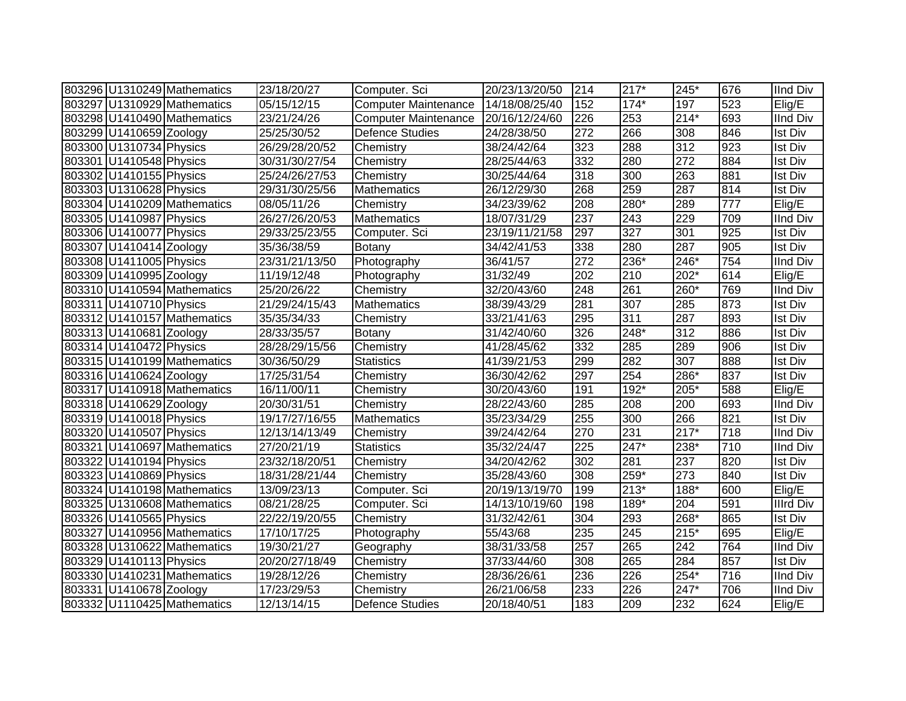| | | | | | | | | | | |
|---|---|---|---|---|---|---|---|---|---|---|
| 803296 | U1310249 | Mathematics | 23/18/20/27 | Computer. Sci | 20/23/13/20/50 | 214 | 217* | 245* | 676 | IInd Div |
| 803297 | U1310929 | Mathematics | 05/15/12/15 | Computer Maintenance | 14/18/08/25/40 | 152 | 174* | 197 | 523 | Elig/E |
| 803298 | U1410490 | Mathematics | 23/21/24/26 | Computer Maintenance | 20/16/12/24/60 | 226 | 253 | 214* | 693 | IInd Div |
| 803299 | U1410659 | Zoology | 25/25/30/52 | Defence Studies | 24/28/38/50 | 272 | 266 | 308 | 846 | Ist Div |
| 803300 | U1310734 | Physics | 26/29/28/20/52 | Chemistry | 38/24/42/64 | 323 | 288 | 312 | 923 | Ist Div |
| 803301 | U1410548 | Physics | 30/31/30/27/54 | Chemistry | 28/25/44/63 | 332 | 280 | 272 | 884 | Ist Div |
| 803302 | U1410155 | Physics | 25/24/26/27/53 | Chemistry | 30/25/44/64 | 318 | 300 | 263 | 881 | Ist Div |
| 803303 | U1310628 | Physics | 29/31/30/25/56 | Mathematics | 26/12/29/30 | 268 | 259 | 287 | 814 | Ist Div |
| 803304 | U1410209 | Mathematics | 08/05/11/26 | Chemistry | 34/23/39/62 | 208 | 280* | 289 | 777 | Elig/E |
| 803305 | U1410987 | Physics | 26/27/26/20/53 | Mathematics | 18/07/31/29 | 237 | 243 | 229 | 709 | IInd Div |
| 803306 | U1410077 | Physics | 29/33/25/23/55 | Computer. Sci | 23/19/11/21/58 | 297 | 327 | 301 | 925 | Ist Div |
| 803307 | U1410414 | Zoology | 35/36/38/59 | Botany | 34/42/41/53 | 338 | 280 | 287 | 905 | Ist Div |
| 803308 | U1411005 | Physics | 23/31/21/13/50 | Photography | 36/41/57 | 272 | 236* | 246* | 754 | IInd Div |
| 803309 | U1410995 | Zoology | 11/19/12/48 | Photography | 31/32/49 | 202 | 210 | 202* | 614 | Elig/E |
| 803310 | U1410594 | Mathematics | 25/20/26/22 | Chemistry | 32/20/43/60 | 248 | 261 | 260* | 769 | IInd Div |
| 803311 | U1410710 | Physics | 21/29/24/15/43 | Mathematics | 38/39/43/29 | 281 | 307 | 285 | 873 | Ist Div |
| 803312 | U1410157 | Mathematics | 35/35/34/33 | Chemistry | 33/21/41/63 | 295 | 311 | 287 | 893 | Ist Div |
| 803313 | U1410681 | Zoology | 28/33/35/57 | Botany | 31/42/40/60 | 326 | 248* | 312 | 886 | Ist Div |
| 803314 | U1410472 | Physics | 28/28/29/15/56 | Chemistry | 41/28/45/62 | 332 | 285 | 289 | 906 | Ist Div |
| 803315 | U1410199 | Mathematics | 30/36/50/29 | Statistics | 41/39/21/53 | 299 | 282 | 307 | 888 | Ist Div |
| 803316 | U1410624 | Zoology | 17/25/31/54 | Chemistry | 36/30/42/62 | 297 | 254 | 286* | 837 | Ist Div |
| 803317 | U1410918 | Mathematics | 16/11/00/11 | Chemistry | 30/20/43/60 | 191 | 192* | 205* | 588 | Elig/E |
| 803318 | U1410629 | Zoology | 20/30/31/51 | Chemistry | 28/22/43/60 | 285 | 208 | 200 | 693 | IInd Div |
| 803319 | U1410018 | Physics | 19/17/27/16/55 | Mathematics | 35/23/34/29 | 255 | 300 | 266 | 821 | Ist Div |
| 803320 | U1410507 | Physics | 12/13/14/13/49 | Chemistry | 39/24/42/64 | 270 | 231 | 217* | 718 | IInd Div |
| 803321 | U1410697 | Mathematics | 27/20/21/19 | Statistics | 35/32/24/47 | 225 | 247* | 238* | 710 | IInd Div |
| 803322 | U1410194 | Physics | 23/32/18/20/51 | Chemistry | 34/20/42/62 | 302 | 281 | 237 | 820 | Ist Div |
| 803323 | U1410869 | Physics | 18/31/28/21/44 | Chemistry | 35/28/43/60 | 308 | 259* | 273 | 840 | Ist Div |
| 803324 | U1410198 | Mathematics | 13/09/23/13 | Computer. Sci | 20/19/13/19/70 | 199 | 213* | 188* | 600 | Elig/E |
| 803325 | U1310608 | Mathematics | 08/21/28/25 | Computer. Sci | 14/13/10/19/60 | 198 | 189* | 204 | 591 | IIIrd Div |
| 803326 | U1410565 | Physics | 22/22/19/20/55 | Chemistry | 31/32/42/61 | 304 | 293 | 268* | 865 | Ist Div |
| 803327 | U1410956 | Mathematics | 17/10/17/25 | Photography | 55/43/68 | 235 | 245 | 215* | 695 | Elig/E |
| 803328 | U1310622 | Mathematics | 19/30/21/27 | Geography | 38/31/33/58 | 257 | 265 | 242 | 764 | IInd Div |
| 803329 | U1410113 | Physics | 20/20/27/18/49 | Chemistry | 37/33/44/60 | 308 | 265 | 284 | 857 | Ist Div |
| 803330 | U1410231 | Mathematics | 19/28/12/26 | Chemistry | 28/36/26/61 | 236 | 226 | 254* | 716 | IInd Div |
| 803331 | U1410678 | Zoology | 17/23/29/53 | Chemistry | 26/21/06/58 | 233 | 226 | 247* | 706 | IInd Div |
| 803332 | U1110425 | Mathematics | 12/13/14/15 | Defence Studies | 20/18/40/51 | 183 | 209 | 232 | 624 | Elig/E |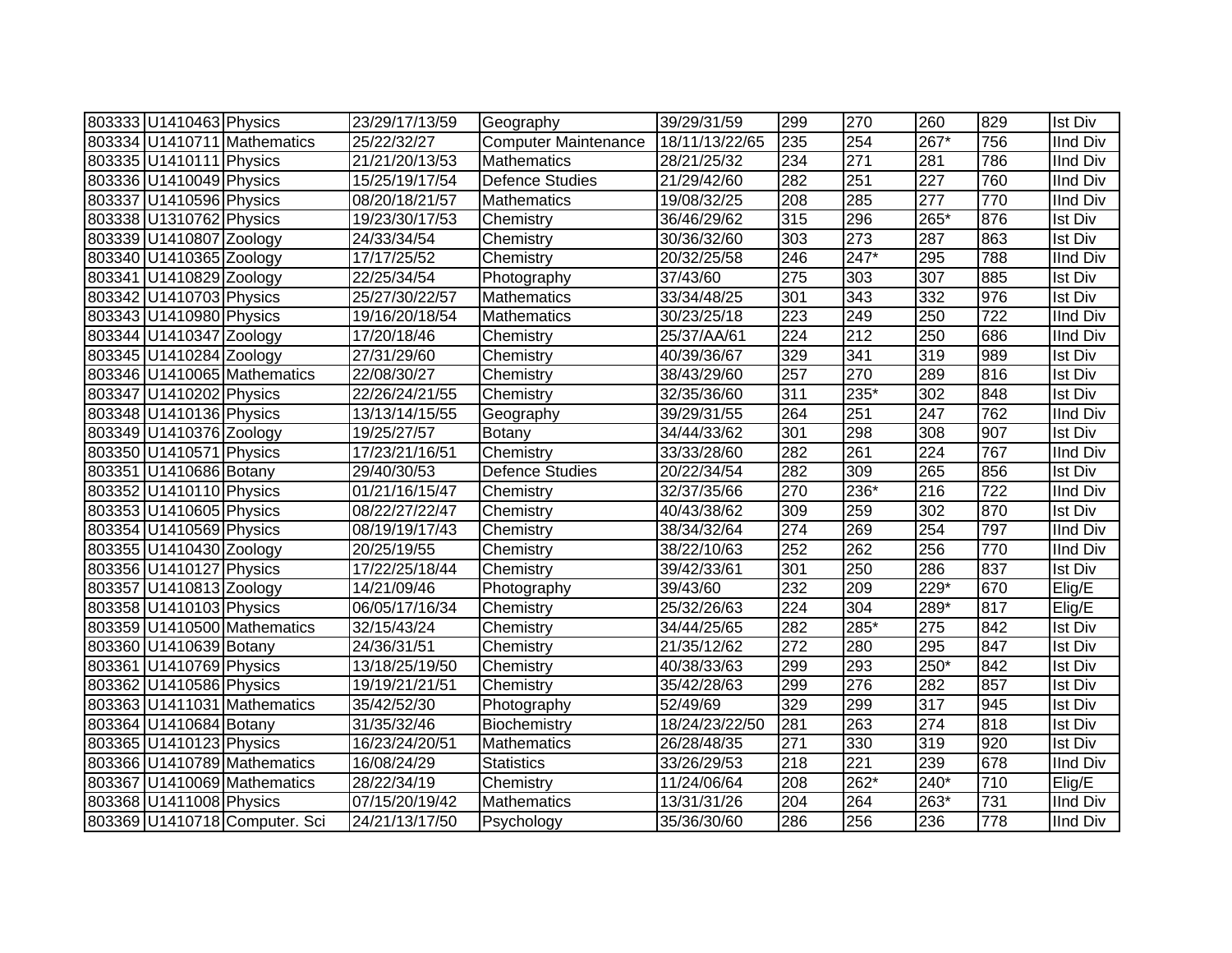| | | | | | | | | | | |
|---|---|---|---|---|---|---|---|---|---|---|
| 803333 | U1410463 | Physics | 23/29/17/13/59 | Geography | 39/29/31/59 | 299 | 270 | 260 | 829 | Ist Div |
| 803334 | U1410711 | Mathematics | 25/22/32/27 | Computer Maintenance | 18/11/13/22/65 | 235 | 254 | 267* | 756 | IInd Div |
| 803335 | U1410111 | Physics | 21/21/20/13/53 | Mathematics | 28/21/25/32 | 234 | 271 | 281 | 786 | IInd Div |
| 803336 | U1410049 | Physics | 15/25/19/17/54 | Defence Studies | 21/29/42/60 | 282 | 251 | 227 | 760 | IInd Div |
| 803337 | U1410596 | Physics | 08/20/18/21/57 | Mathematics | 19/08/32/25 | 208 | 285 | 277 | 770 | IInd Div |
| 803338 | U1310762 | Physics | 19/23/30/17/53 | Chemistry | 36/46/29/62 | 315 | 296 | 265* | 876 | Ist Div |
| 803339 | U1410807 | Zoology | 24/33/34/54 | Chemistry | 30/36/32/60 | 303 | 273 | 287 | 863 | Ist Div |
| 803340 | U1410365 | Zoology | 17/17/25/52 | Chemistry | 20/32/25/58 | 246 | 247* | 295 | 788 | IInd Div |
| 803341 | U1410829 | Zoology | 22/25/34/54 | Photography | 37/43/60 | 275 | 303 | 307 | 885 | Ist Div |
| 803342 | U1410703 | Physics | 25/27/30/22/57 | Mathematics | 33/34/48/25 | 301 | 343 | 332 | 976 | Ist Div |
| 803343 | U1410980 | Physics | 19/16/20/18/54 | Mathematics | 30/23/25/18 | 223 | 249 | 250 | 722 | IInd Div |
| 803344 | U1410347 | Zoology | 17/20/18/46 | Chemistry | 25/37/AA/61 | 224 | 212 | 250 | 686 | IInd Div |
| 803345 | U1410284 | Zoology | 27/31/29/60 | Chemistry | 40/39/36/67 | 329 | 341 | 319 | 989 | Ist Div |
| 803346 | U1410065 | Mathematics | 22/08/30/27 | Chemistry | 38/43/29/60 | 257 | 270 | 289 | 816 | Ist Div |
| 803347 | U1410202 | Physics | 22/26/24/21/55 | Chemistry | 32/35/36/60 | 311 | 235* | 302 | 848 | Ist Div |
| 803348 | U1410136 | Physics | 13/13/14/15/55 | Geography | 39/29/31/55 | 264 | 251 | 247 | 762 | IInd Div |
| 803349 | U1410376 | Zoology | 19/25/27/57 | Botany | 34/44/33/62 | 301 | 298 | 308 | 907 | Ist Div |
| 803350 | U1410571 | Physics | 17/23/21/16/51 | Chemistry | 33/33/28/60 | 282 | 261 | 224 | 767 | IInd Div |
| 803351 | U1410686 | Botany | 29/40/30/53 | Defence Studies | 20/22/34/54 | 282 | 309 | 265 | 856 | Ist Div |
| 803352 | U1410110 | Physics | 01/21/16/15/47 | Chemistry | 32/37/35/66 | 270 | 236* | 216 | 722 | IInd Div |
| 803353 | U1410605 | Physics | 08/22/27/22/47 | Chemistry | 40/43/38/62 | 309 | 259 | 302 | 870 | Ist Div |
| 803354 | U1410569 | Physics | 08/19/19/17/43 | Chemistry | 38/34/32/64 | 274 | 269 | 254 | 797 | IInd Div |
| 803355 | U1410430 | Zoology | 20/25/19/55 | Chemistry | 38/22/10/63 | 252 | 262 | 256 | 770 | IInd Div |
| 803356 | U1410127 | Physics | 17/22/25/18/44 | Chemistry | 39/42/33/61 | 301 | 250 | 286 | 837 | Ist Div |
| 803357 | U1410813 | Zoology | 14/21/09/46 | Photography | 39/43/60 | 232 | 209 | 229* | 670 | Elig/E |
| 803358 | U1410103 | Physics | 06/05/17/16/34 | Chemistry | 25/32/26/63 | 224 | 304 | 289* | 817 | Elig/E |
| 803359 | U1410500 | Mathematics | 32/15/43/24 | Chemistry | 34/44/25/65 | 282 | 285* | 275 | 842 | Ist Div |
| 803360 | U1410639 | Botany | 24/36/31/51 | Chemistry | 21/35/12/62 | 272 | 280 | 295 | 847 | Ist Div |
| 803361 | U1410769 | Physics | 13/18/25/19/50 | Chemistry | 40/38/33/63 | 299 | 293 | 250* | 842 | Ist Div |
| 803362 | U1410586 | Physics | 19/19/21/21/51 | Chemistry | 35/42/28/63 | 299 | 276 | 282 | 857 | Ist Div |
| 803363 | U1411031 | Mathematics | 35/42/52/30 | Photography | 52/49/69 | 329 | 299 | 317 | 945 | Ist Div |
| 803364 | U1410684 | Botany | 31/35/32/46 | Biochemistry | 18/24/23/22/50 | 281 | 263 | 274 | 818 | Ist Div |
| 803365 | U1410123 | Physics | 16/23/24/20/51 | Mathematics | 26/28/48/35 | 271 | 330 | 319 | 920 | Ist Div |
| 803366 | U1410789 | Mathematics | 16/08/24/29 | Statistics | 33/26/29/53 | 218 | 221 | 239 | 678 | IInd Div |
| 803367 | U1410069 | Mathematics | 28/22/34/19 | Chemistry | 11/24/06/64 | 208 | 262* | 240* | 710 | Elig/E |
| 803368 | U1411008 | Physics | 07/15/20/19/42 | Mathematics | 13/31/31/26 | 204 | 264 | 263* | 731 | IInd Div |
| 803369 | U1410718 | Computer. Sci | 24/21/13/17/50 | Psychology | 35/36/30/60 | 286 | 256 | 236 | 778 | IInd Div |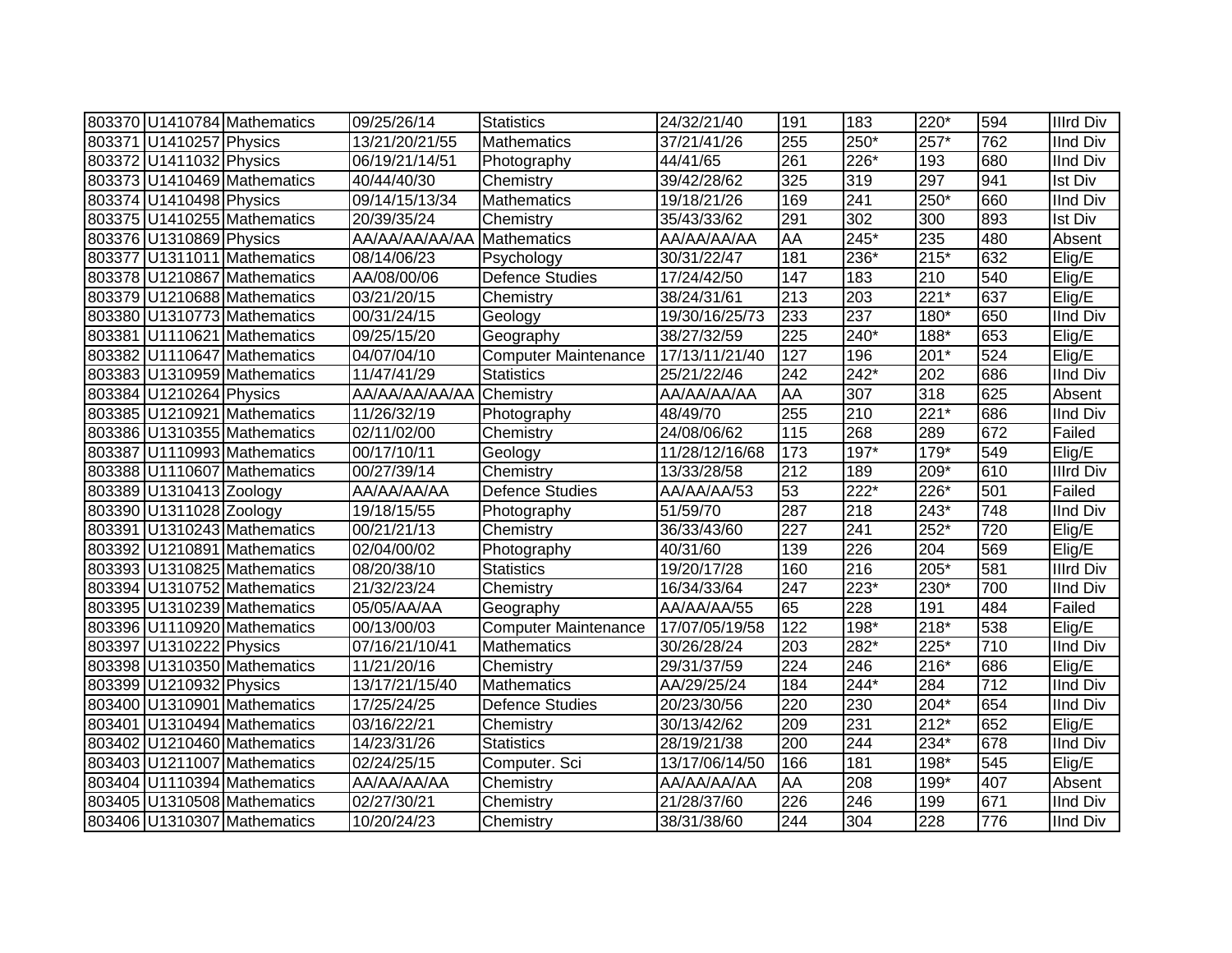| | | | | | | | | | | |
|---|---|---|---|---|---|---|---|---|---|---|
| 803370 | U1410784 | Mathematics | 09/25/26/14 | Statistics | 24/32/21/40 | 191 | 183 | 220* | 594 | IIIrd Div |
| 803371 | U1410257 | Physics | 13/21/20/21/55 | Mathematics | 37/21/41/26 | 255 | 250* | 257* | 762 | IInd Div |
| 803372 | U1411032 | Physics | 06/19/21/14/51 | Photography | 44/41/65 | 261 | 226* | 193 | 680 | IInd Div |
| 803373 | U1410469 | Mathematics | 40/44/40/30 | Chemistry | 39/42/28/62 | 325 | 319 | 297 | 941 | Ist Div |
| 803374 | U1410498 | Physics | 09/14/15/13/34 | Mathematics | 19/18/21/26 | 169 | 241 | 250* | 660 | IInd Div |
| 803375 | U1410255 | Mathematics | 20/39/35/24 | Chemistry | 35/43/33/62 | 291 | 302 | 300 | 893 | Ist Div |
| 803376 | U1310869 | Physics | AA/AA/AA/AA/AA | Mathematics | AA/AA/AA/AA | AA | 245* | 235 | 480 | Absent |
| 803377 | U1311011 | Mathematics | 08/14/06/23 | Psychology | 30/31/22/47 | 181 | 236* | 215* | 632 | Elig/E |
| 803378 | U1210867 | Mathematics | AA/08/00/06 | Defence Studies | 17/24/42/50 | 147 | 183 | 210 | 540 | Elig/E |
| 803379 | U1210688 | Mathematics | 03/21/20/15 | Chemistry | 38/24/31/61 | 213 | 203 | 221* | 637 | Elig/E |
| 803380 | U1310773 | Mathematics | 00/31/24/15 | Geology | 19/30/16/25/73 | 233 | 237 | 180* | 650 | IInd Div |
| 803381 | U1110621 | Mathematics | 09/25/15/20 | Geography | 38/27/32/59 | 225 | 240* | 188* | 653 | Elig/E |
| 803382 | U1110647 | Mathematics | 04/07/04/10 | Computer Maintenance | 17/13/11/21/40 | 127 | 196 | 201* | 524 | Elig/E |
| 803383 | U1310959 | Mathematics | 11/47/41/29 | Statistics | 25/21/22/46 | 242 | 242* | 202 | 686 | IInd Div |
| 803384 | U1210264 | Physics | AA/AA/AA/AA/AA | Chemistry | AA/AA/AA/AA | AA | 307 | 318 | 625 | Absent |
| 803385 | U1210921 | Mathematics | 11/26/32/19 | Photography | 48/49/70 | 255 | 210 | 221* | 686 | IInd Div |
| 803386 | U1310355 | Mathematics | 02/11/02/00 | Chemistry | 24/08/06/62 | 115 | 268 | 289 | 672 | Failed |
| 803387 | U1110993 | Mathematics | 00/17/10/11 | Geology | 11/28/12/16/68 | 173 | 197* | 179* | 549 | Elig/E |
| 803388 | U1110607 | Mathematics | 00/27/39/14 | Chemistry | 13/33/28/58 | 212 | 189 | 209* | 610 | IIIrd Div |
| 803389 | U1310413 | Zoology | AA/AA/AA/AA | Defence Studies | AA/AA/AA/53 | 53 | 222* | 226* | 501 | Failed |
| 803390 | U1311028 | Zoology | 19/18/15/55 | Photography | 51/59/70 | 287 | 218 | 243* | 748 | IInd Div |
| 803391 | U1310243 | Mathematics | 00/21/21/13 | Chemistry | 36/33/43/60 | 227 | 241 | 252* | 720 | Elig/E |
| 803392 | U1210891 | Mathematics | 02/04/00/02 | Photography | 40/31/60 | 139 | 226 | 204 | 569 | Elig/E |
| 803393 | U1310825 | Mathematics | 08/20/38/10 | Statistics | 19/20/17/28 | 160 | 216 | 205* | 581 | IIIrd Div |
| 803394 | U1310752 | Mathematics | 21/32/23/24 | Chemistry | 16/34/33/64 | 247 | 223* | 230* | 700 | IInd Div |
| 803395 | U1310239 | Mathematics | 05/05/AA/AA | Geography | AA/AA/AA/55 | 65 | 228 | 191 | 484 | Failed |
| 803396 | U1110920 | Mathematics | 00/13/00/03 | Computer Maintenance | 17/07/05/19/58 | 122 | 198* | 218* | 538 | Elig/E |
| 803397 | U1310222 | Physics | 07/16/21/10/41 | Mathematics | 30/26/28/24 | 203 | 282* | 225* | 710 | IInd Div |
| 803398 | U1310350 | Mathematics | 11/21/20/16 | Chemistry | 29/31/37/59 | 224 | 246 | 216* | 686 | Elig/E |
| 803399 | U1210932 | Physics | 13/17/21/15/40 | Mathematics | AA/29/25/24 | 184 | 244* | 284 | 712 | IInd Div |
| 803400 | U1310901 | Mathematics | 17/25/24/25 | Defence Studies | 20/23/30/56 | 220 | 230 | 204* | 654 | IInd Div |
| 803401 | U1310494 | Mathematics | 03/16/22/21 | Chemistry | 30/13/42/62 | 209 | 231 | 212* | 652 | Elig/E |
| 803402 | U1210460 | Mathematics | 14/23/31/26 | Statistics | 28/19/21/38 | 200 | 244 | 234* | 678 | IInd Div |
| 803403 | U1211007 | Mathematics | 02/24/25/15 | Computer. Sci | 13/17/06/14/50 | 166 | 181 | 198* | 545 | Elig/E |
| 803404 | U1110394 | Mathematics | AA/AA/AA/AA | Chemistry | AA/AA/AA/AA | AA | 208 | 199* | 407 | Absent |
| 803405 | U1310508 | Mathematics | 02/27/30/21 | Chemistry | 21/28/37/60 | 226 | 246 | 199 | 671 | IInd Div |
| 803406 | U1310307 | Mathematics | 10/20/24/23 | Chemistry | 38/31/38/60 | 244 | 304 | 228 | 776 | IInd Div |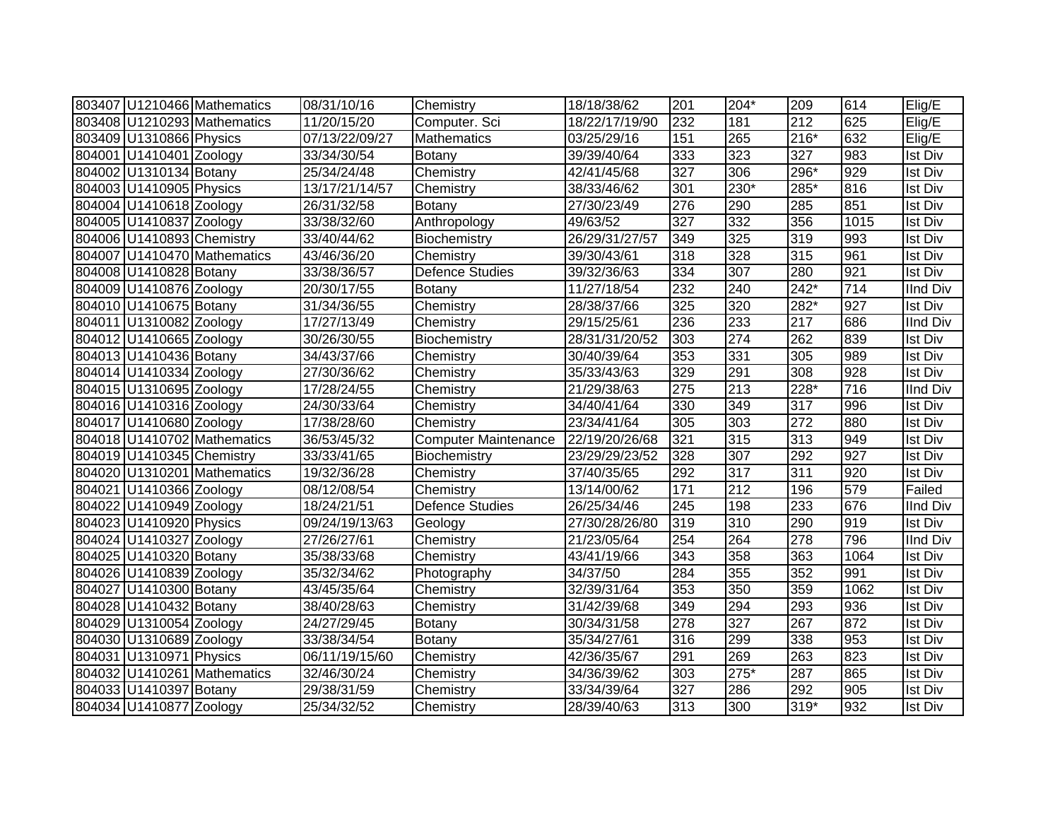| | | | | | | | | | | |
|---|---|---|---|---|---|---|---|---|---|---|
| 803407 | U1210466 | Mathematics | 08/31/10/16 | Chemistry | 18/18/38/62 | 201 | 204* | 209 | 614 | Elig/E |
| 803408 | U1210293 | Mathematics | 11/20/15/20 | Computer. Sci | 18/22/17/19/90 | 232 | 181 | 212 | 625 | Elig/E |
| 803409 | U1310866 | Physics | 07/13/22/09/27 | Mathematics | 03/25/29/16 | 151 | 265 | 216* | 632 | Elig/E |
| 804001 | U1410401 | Zoology | 33/34/30/54 | Botany | 39/39/40/64 | 333 | 323 | 327 | 983 | Ist Div |
| 804002 | U1310134 | Botany | 25/34/24/48 | Chemistry | 42/41/45/68 | 327 | 306 | 296* | 929 | Ist Div |
| 804003 | U1410905 | Physics | 13/17/21/14/57 | Chemistry | 38/33/46/62 | 301 | 230* | 285* | 816 | Ist Div |
| 804004 | U1410618 | Zoology | 26/31/32/58 | Botany | 27/30/23/49 | 276 | 290 | 285 | 851 | Ist Div |
| 804005 | U1410837 | Zoology | 33/38/32/60 | Anthropology | 49/63/52 | 327 | 332 | 356 | 1015 | Ist Div |
| 804006 | U1410893 | Chemistry | 33/40/44/62 | Biochemistry | 26/29/31/27/57 | 349 | 325 | 319 | 993 | Ist Div |
| 804007 | U1410470 | Mathematics | 43/46/36/20 | Chemistry | 39/30/43/61 | 318 | 328 | 315 | 961 | Ist Div |
| 804008 | U1410828 | Botany | 33/38/36/57 | Defence Studies | 39/32/36/63 | 334 | 307 | 280 | 921 | Ist Div |
| 804009 | U1410876 | Zoology | 20/30/17/55 | Botany | 11/27/18/54 | 232 | 240 | 242* | 714 | IInd Div |
| 804010 | U1410675 | Botany | 31/34/36/55 | Chemistry | 28/38/37/66 | 325 | 320 | 282* | 927 | Ist Div |
| 804011 | U1310082 | Zoology | 17/27/13/49 | Chemistry | 29/15/25/61 | 236 | 233 | 217 | 686 | IInd Div |
| 804012 | U1410665 | Zoology | 30/26/30/55 | Biochemistry | 28/31/31/20/52 | 303 | 274 | 262 | 839 | Ist Div |
| 804013 | U1410436 | Botany | 34/43/37/66 | Chemistry | 30/40/39/64 | 353 | 331 | 305 | 989 | Ist Div |
| 804014 | U1410334 | Zoology | 27/30/36/62 | Chemistry | 35/33/43/63 | 329 | 291 | 308 | 928 | Ist Div |
| 804015 | U1310695 | Zoology | 17/28/24/55 | Chemistry | 21/29/38/63 | 275 | 213 | 228* | 716 | IInd Div |
| 804016 | U1410316 | Zoology | 24/30/33/64 | Chemistry | 34/40/41/64 | 330 | 349 | 317 | 996 | Ist Div |
| 804017 | U1410680 | Zoology | 17/38/28/60 | Chemistry | 23/34/41/64 | 305 | 303 | 272 | 880 | Ist Div |
| 804018 | U1410702 | Mathematics | 36/53/45/32 | Computer Maintenance | 22/19/20/26/68 | 321 | 315 | 313 | 949 | Ist Div |
| 804019 | U1410345 | Chemistry | 33/33/41/65 | Biochemistry | 23/29/29/23/52 | 328 | 307 | 292 | 927 | Ist Div |
| 804020 | U1310201 | Mathematics | 19/32/36/28 | Chemistry | 37/40/35/65 | 292 | 317 | 311 | 920 | Ist Div |
| 804021 | U1410366 | Zoology | 08/12/08/54 | Chemistry | 13/14/00/62 | 171 | 212 | 196 | 579 | Failed |
| 804022 | U1410949 | Zoology | 18/24/21/51 | Defence Studies | 26/25/34/46 | 245 | 198 | 233 | 676 | IInd Div |
| 804023 | U1410920 | Physics | 09/24/19/13/63 | Geology | 27/30/28/26/80 | 319 | 310 | 290 | 919 | Ist Div |
| 804024 | U1410327 | Zoology | 27/26/27/61 | Chemistry | 21/23/05/64 | 254 | 264 | 278 | 796 | IInd Div |
| 804025 | U1410320 | Botany | 35/38/33/68 | Chemistry | 43/41/19/66 | 343 | 358 | 363 | 1064 | Ist Div |
| 804026 | U1410839 | Zoology | 35/32/34/62 | Photography | 34/37/50 | 284 | 355 | 352 | 991 | Ist Div |
| 804027 | U1410300 | Botany | 43/45/35/64 | Chemistry | 32/39/31/64 | 353 | 350 | 359 | 1062 | Ist Div |
| 804028 | U1410432 | Botany | 38/40/28/63 | Chemistry | 31/42/39/68 | 349 | 294 | 293 | 936 | Ist Div |
| 804029 | U1310054 | Zoology | 24/27/29/45 | Botany | 30/34/31/58 | 278 | 327 | 267 | 872 | Ist Div |
| 804030 | U1310689 | Zoology | 33/38/34/54 | Botany | 35/34/27/61 | 316 | 299 | 338 | 953 | Ist Div |
| 804031 | U1310971 | Physics | 06/11/19/15/60 | Chemistry | 42/36/35/67 | 291 | 269 | 263 | 823 | Ist Div |
| 804032 | U1410261 | Mathematics | 32/46/30/24 | Chemistry | 34/36/39/62 | 303 | 275* | 287 | 865 | Ist Div |
| 804033 | U1410397 | Botany | 29/38/31/59 | Chemistry | 33/34/39/64 | 327 | 286 | 292 | 905 | Ist Div |
| 804034 | U1410877 | Zoology | 25/34/32/52 | Chemistry | 28/39/40/63 | 313 | 300 | 319* | 932 | Ist Div |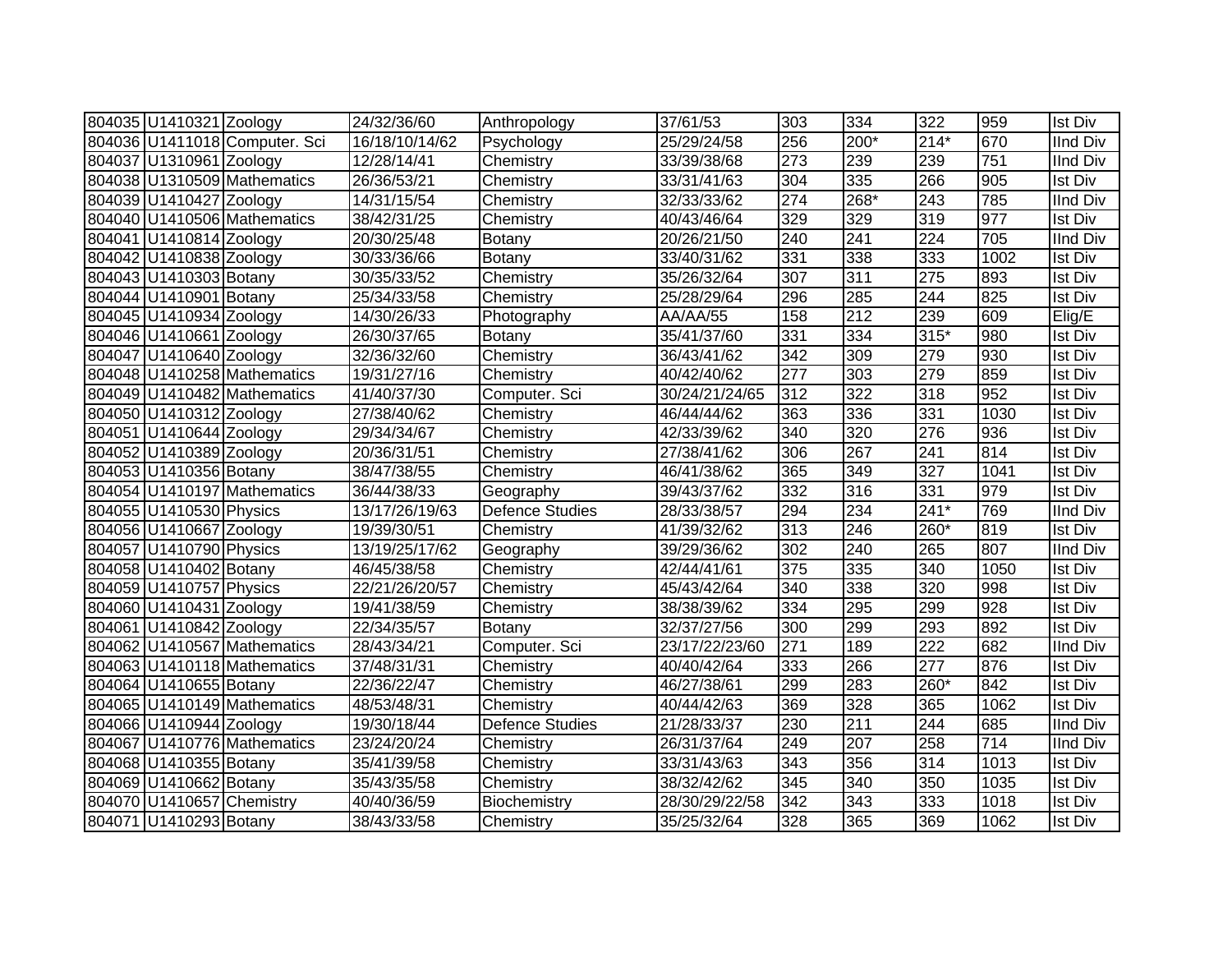| | | | | | | | | | | |
|---|---|---|---|---|---|---|---|---|---|---|
| 804035 | U1410321 | Zoology | 24/32/36/60 | Anthropology | 37/61/53 | 303 | 334 | 322 | 959 | Ist Div |
| 804036 | U1411018 | Computer. Sci | 16/18/10/14/62 | Psychology | 25/29/24/58 | 256 | 200* | 214* | 670 | IInd Div |
| 804037 | U1310961 | Zoology | 12/28/14/41 | Chemistry | 33/39/38/68 | 273 | 239 | 239 | 751 | IInd Div |
| 804038 | U1310509 | Mathematics | 26/36/53/21 | Chemistry | 33/31/41/63 | 304 | 335 | 266 | 905 | Ist Div |
| 804039 | U1410427 | Zoology | 14/31/15/54 | Chemistry | 32/33/33/62 | 274 | 268* | 243 | 785 | IInd Div |
| 804040 | U1410506 | Mathematics | 38/42/31/25 | Chemistry | 40/43/46/64 | 329 | 329 | 319 | 977 | Ist Div |
| 804041 | U1410814 | Zoology | 20/30/25/48 | Botany | 20/26/21/50 | 240 | 241 | 224 | 705 | IInd Div |
| 804042 | U1410838 | Zoology | 30/33/36/66 | Botany | 33/40/31/62 | 331 | 338 | 333 | 1002 | Ist Div |
| 804043 | U1410303 | Botany | 30/35/33/52 | Chemistry | 35/26/32/64 | 307 | 311 | 275 | 893 | Ist Div |
| 804044 | U1410901 | Botany | 25/34/33/58 | Chemistry | 25/28/29/64 | 296 | 285 | 244 | 825 | Ist Div |
| 804045 | U1410934 | Zoology | 14/30/26/33 | Photography | AA/AA/55 | 158 | 212 | 239 | 609 | Elig/E |
| 804046 | U1410661 | Zoology | 26/30/37/65 | Botany | 35/41/37/60 | 331 | 334 | 315* | 980 | Ist Div |
| 804047 | U1410640 | Zoology | 32/36/32/60 | Chemistry | 36/43/41/62 | 342 | 309 | 279 | 930 | Ist Div |
| 804048 | U1410258 | Mathematics | 19/31/27/16 | Chemistry | 40/42/40/62 | 277 | 303 | 279 | 859 | Ist Div |
| 804049 | U1410482 | Mathematics | 41/40/37/30 | Computer. Sci | 30/24/21/24/65 | 312 | 322 | 318 | 952 | Ist Div |
| 804050 | U1410312 | Zoology | 27/38/40/62 | Chemistry | 46/44/44/62 | 363 | 336 | 331 | 1030 | Ist Div |
| 804051 | U1410644 | Zoology | 29/34/34/67 | Chemistry | 42/33/39/62 | 340 | 320 | 276 | 936 | Ist Div |
| 804052 | U1410389 | Zoology | 20/36/31/51 | Chemistry | 27/38/41/62 | 306 | 267 | 241 | 814 | Ist Div |
| 804053 | U1410356 | Botany | 38/47/38/55 | Chemistry | 46/41/38/62 | 365 | 349 | 327 | 1041 | Ist Div |
| 804054 | U1410197 | Mathematics | 36/44/38/33 | Geography | 39/43/37/62 | 332 | 316 | 331 | 979 | Ist Div |
| 804055 | U1410530 | Physics | 13/17/26/19/63 | Defence Studies | 28/33/38/57 | 294 | 234 | 241* | 769 | IInd Div |
| 804056 | U1410667 | Zoology | 19/39/30/51 | Chemistry | 41/39/32/62 | 313 | 246 | 260* | 819 | Ist Div |
| 804057 | U1410790 | Physics | 13/19/25/17/62 | Geography | 39/29/36/62 | 302 | 240 | 265 | 807 | IInd Div |
| 804058 | U1410402 | Botany | 46/45/38/58 | Chemistry | 42/44/41/61 | 375 | 335 | 340 | 1050 | Ist Div |
| 804059 | U1410757 | Physics | 22/21/26/20/57 | Chemistry | 45/43/42/64 | 340 | 338 | 320 | 998 | Ist Div |
| 804060 | U1410431 | Zoology | 19/41/38/59 | Chemistry | 38/38/39/62 | 334 | 295 | 299 | 928 | Ist Div |
| 804061 | U1410842 | Zoology | 22/34/35/57 | Botany | 32/37/27/56 | 300 | 299 | 293 | 892 | Ist Div |
| 804062 | U1410567 | Mathematics | 28/43/34/21 | Computer. Sci | 23/17/22/23/60 | 271 | 189 | 222 | 682 | IInd Div |
| 804063 | U1410118 | Mathematics | 37/48/31/31 | Chemistry | 40/40/42/64 | 333 | 266 | 277 | 876 | Ist Div |
| 804064 | U1410655 | Botany | 22/36/22/47 | Chemistry | 46/27/38/61 | 299 | 283 | 260* | 842 | Ist Div |
| 804065 | U1410149 | Mathematics | 48/53/48/31 | Chemistry | 40/44/42/63 | 369 | 328 | 365 | 1062 | Ist Div |
| 804066 | U1410944 | Zoology | 19/30/18/44 | Defence Studies | 21/28/33/37 | 230 | 211 | 244 | 685 | IInd Div |
| 804067 | U1410776 | Mathematics | 23/24/20/24 | Chemistry | 26/31/37/64 | 249 | 207 | 258 | 714 | IInd Div |
| 804068 | U1410355 | Botany | 35/41/39/58 | Chemistry | 33/31/43/63 | 343 | 356 | 314 | 1013 | Ist Div |
| 804069 | U1410662 | Botany | 35/43/35/58 | Chemistry | 38/32/42/62 | 345 | 340 | 350 | 1035 | Ist Div |
| 804070 | U1410657 | Chemistry | 40/40/36/59 | Biochemistry | 28/30/29/22/58 | 342 | 343 | 333 | 1018 | Ist Div |
| 804071 | U1410293 | Botany | 38/43/33/58 | Chemistry | 35/25/32/64 | 328 | 365 | 369 | 1062 | Ist Div |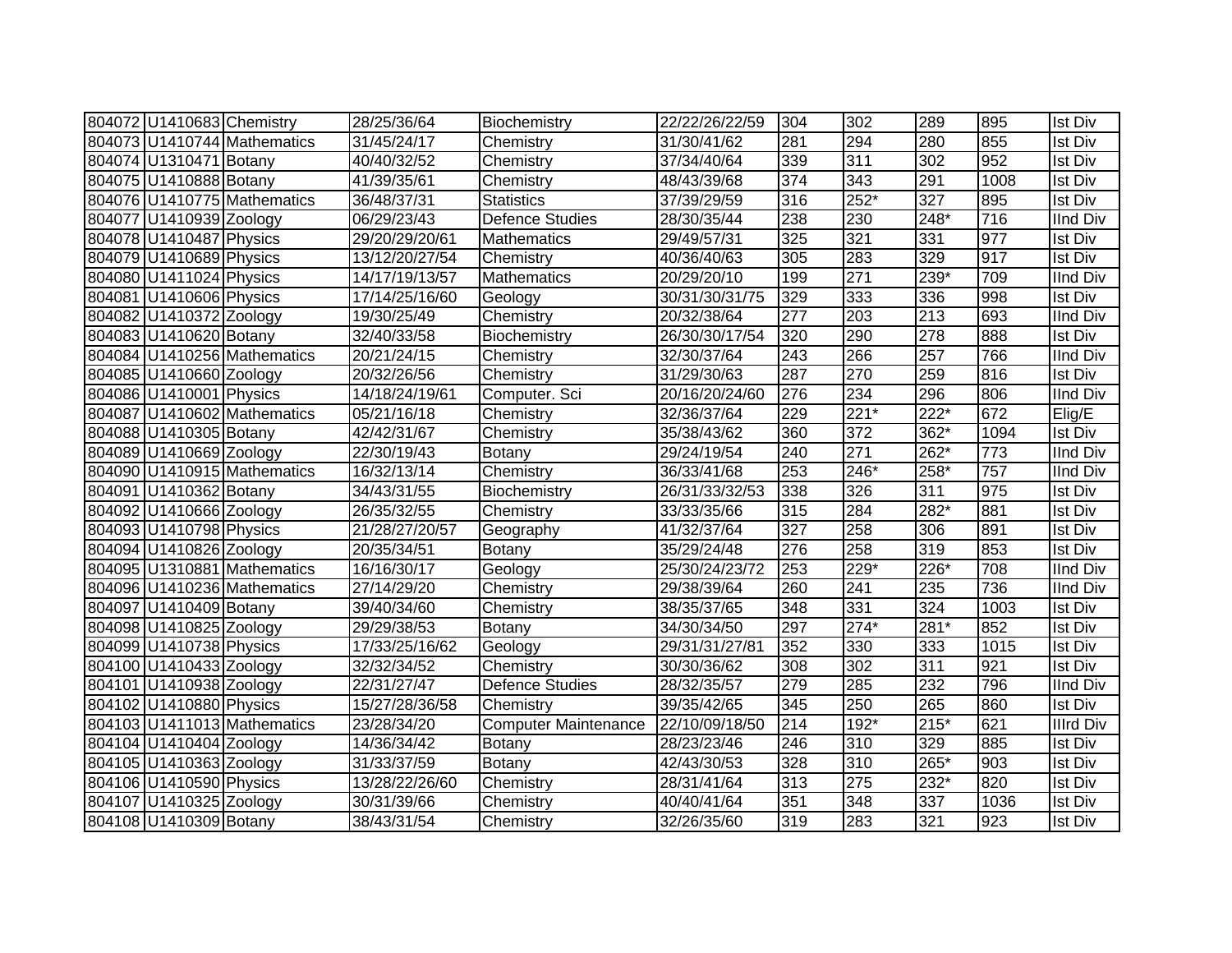| | | | | | | | | | | |
|---|---|---|---|---|---|---|---|---|---|---|
| 804072 | U1410683 | Chemistry | 28/25/36/64 | Biochemistry | 22/22/26/22/59 | 304 | 302 | 289 | 895 | Ist Div |
| 804073 | U1410744 | Mathematics | 31/45/24/17 | Chemistry | 31/30/41/62 | 281 | 294 | 280 | 855 | Ist Div |
| 804074 | U1310471 | Botany | 40/40/32/52 | Chemistry | 37/34/40/64 | 339 | 311 | 302 | 952 | Ist Div |
| 804075 | U1410888 | Botany | 41/39/35/61 | Chemistry | 48/43/39/68 | 374 | 343 | 291 | 1008 | Ist Div |
| 804076 | U1410775 | Mathematics | 36/48/37/31 | Statistics | 37/39/29/59 | 316 | 252* | 327 | 895 | Ist Div |
| 804077 | U1410939 | Zoology | 06/29/23/43 | Defence Studies | 28/30/35/44 | 238 | 230 | 248* | 716 | IInd Div |
| 804078 | U1410487 | Physics | 29/20/29/20/61 | Mathematics | 29/49/57/31 | 325 | 321 | 331 | 977 | Ist Div |
| 804079 | U1410689 | Physics | 13/12/20/27/54 | Chemistry | 40/36/40/63 | 305 | 283 | 329 | 917 | Ist Div |
| 804080 | U1411024 | Physics | 14/17/19/13/57 | Mathematics | 20/29/20/10 | 199 | 271 | 239* | 709 | IInd Div |
| 804081 | U1410606 | Physics | 17/14/25/16/60 | Geology | 30/31/30/31/75 | 329 | 333 | 336 | 998 | Ist Div |
| 804082 | U1410372 | Zoology | 19/30/25/49 | Chemistry | 20/32/38/64 | 277 | 203 | 213 | 693 | IInd Div |
| 804083 | U1410620 | Botany | 32/40/33/58 | Biochemistry | 26/30/30/17/54 | 320 | 290 | 278 | 888 | Ist Div |
| 804084 | U1410256 | Mathematics | 20/21/24/15 | Chemistry | 32/30/37/64 | 243 | 266 | 257 | 766 | IInd Div |
| 804085 | U1410660 | Zoology | 20/32/26/56 | Chemistry | 31/29/30/63 | 287 | 270 | 259 | 816 | Ist Div |
| 804086 | U1410001 | Physics | 14/18/24/19/61 | Computer. Sci | 20/16/20/24/60 | 276 | 234 | 296 | 806 | IInd Div |
| 804087 | U1410602 | Mathematics | 05/21/16/18 | Chemistry | 32/36/37/64 | 229 | 221* | 222* | 672 | Elig/E |
| 804088 | U1410305 | Botany | 42/42/31/67 | Chemistry | 35/38/43/62 | 360 | 372 | 362* | 1094 | Ist Div |
| 804089 | U1410669 | Zoology | 22/30/19/43 | Botany | 29/24/19/54 | 240 | 271 | 262* | 773 | IInd Div |
| 804090 | U1410915 | Mathematics | 16/32/13/14 | Chemistry | 36/33/41/68 | 253 | 246* | 258* | 757 | IInd Div |
| 804091 | U1410362 | Botany | 34/43/31/55 | Biochemistry | 26/31/33/32/53 | 338 | 326 | 311 | 975 | Ist Div |
| 804092 | U1410666 | Zoology | 26/35/32/55 | Chemistry | 33/33/35/66 | 315 | 284 | 282* | 881 | Ist Div |
| 804093 | U1410798 | Physics | 21/28/27/20/57 | Geography | 41/32/37/64 | 327 | 258 | 306 | 891 | Ist Div |
| 804094 | U1410826 | Zoology | 20/35/34/51 | Botany | 35/29/24/48 | 276 | 258 | 319 | 853 | Ist Div |
| 804095 | U1310881 | Mathematics | 16/16/30/17 | Geology | 25/30/24/23/72 | 253 | 229* | 226* | 708 | IInd Div |
| 804096 | U1410236 | Mathematics | 27/14/29/20 | Chemistry | 29/38/39/64 | 260 | 241 | 235 | 736 | IInd Div |
| 804097 | U1410409 | Botany | 39/40/34/60 | Chemistry | 38/35/37/65 | 348 | 331 | 324 | 1003 | Ist Div |
| 804098 | U1410825 | Zoology | 29/29/38/53 | Botany | 34/30/34/50 | 297 | 274* | 281* | 852 | Ist Div |
| 804099 | U1410738 | Physics | 17/33/25/16/62 | Geology | 29/31/31/27/81 | 352 | 330 | 333 | 1015 | Ist Div |
| 804100 | U1410433 | Zoology | 32/32/34/52 | Chemistry | 30/30/36/62 | 308 | 302 | 311 | 921 | Ist Div |
| 804101 | U1410938 | Zoology | 22/31/27/47 | Defence Studies | 28/32/35/57 | 279 | 285 | 232 | 796 | IInd Div |
| 804102 | U1410880 | Physics | 15/27/28/36/58 | Chemistry | 39/35/42/65 | 345 | 250 | 265 | 860 | Ist Div |
| 804103 | U1411013 | Mathematics | 23/28/34/20 | Computer Maintenance | 22/10/09/18/50 | 214 | 192* | 215* | 621 | IIIrd Div |
| 804104 | U1410404 | Zoology | 14/36/34/42 | Botany | 28/23/23/46 | 246 | 310 | 329 | 885 | Ist Div |
| 804105 | U1410363 | Zoology | 31/33/37/59 | Botany | 42/43/30/53 | 328 | 310 | 265* | 903 | Ist Div |
| 804106 | U1410590 | Physics | 13/28/22/26/60 | Chemistry | 28/31/41/64 | 313 | 275 | 232* | 820 | Ist Div |
| 804107 | U1410325 | Zoology | 30/31/39/66 | Chemistry | 40/40/41/64 | 351 | 348 | 337 | 1036 | Ist Div |
| 804108 | U1410309 | Botany | 38/43/31/54 | Chemistry | 32/26/35/60 | 319 | 283 | 321 | 923 | Ist Div |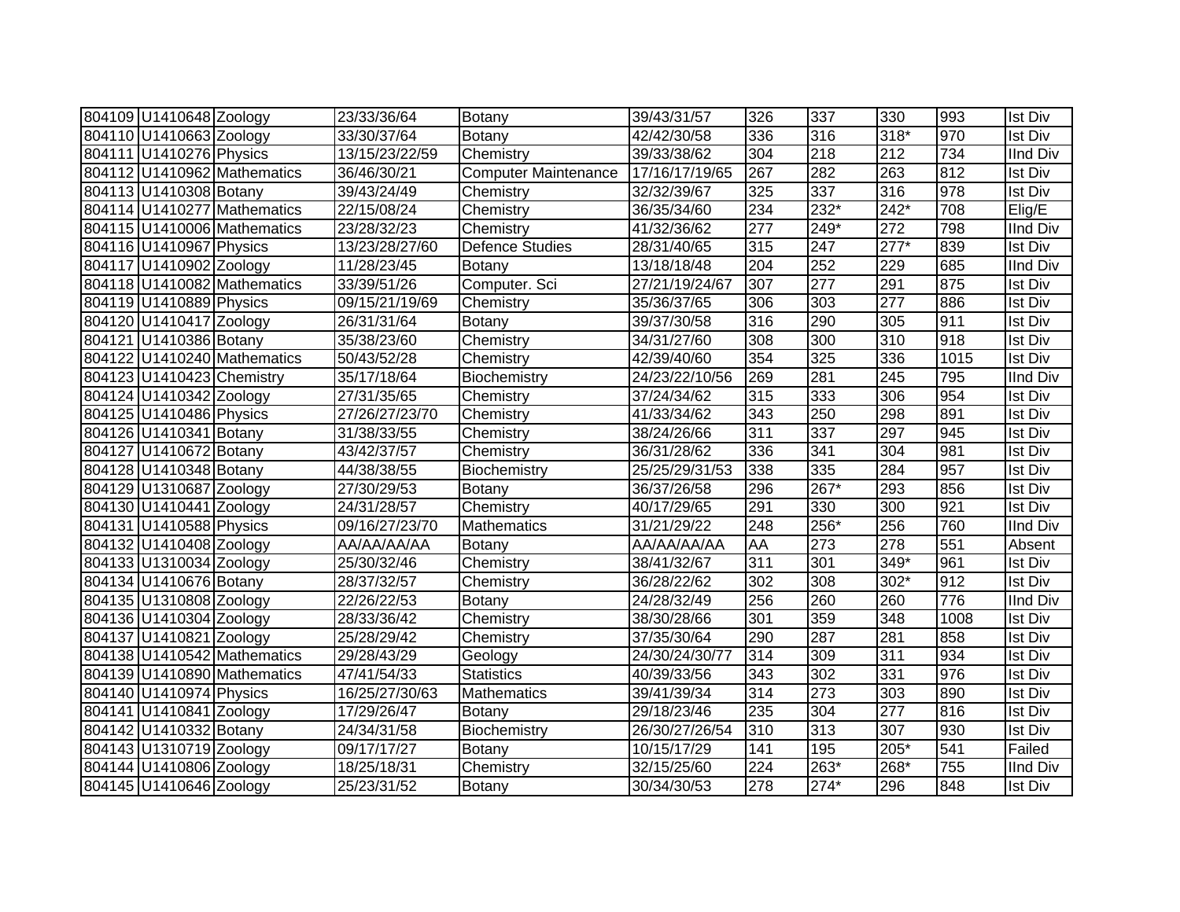| 804109 | U1410648 | Zoology | 23/33/36/64 | Botany | 39/43/31/57 | 326 | 337 | 330 | 993 | Ist Div |
|---|---|---|---|---|---|---|---|---|---|---|
| 804110 | U1410663 | Zoology | 33/30/37/64 | Botany | 42/42/30/58 | 336 | 316 | 318* | 970 | Ist Div |
| 804111 | U1410276 | Physics | 13/15/23/22/59 | Chemistry | 39/33/38/62 | 304 | 218 | 212 | 734 | IInd Div |
| 804112 | U1410962 | Mathematics | 36/46/30/21 | Computer Maintenance | 17/16/17/19/65 | 267 | 282 | 263 | 812 | Ist Div |
| 804113 | U1410308 | Botany | 39/43/24/49 | Chemistry | 32/32/39/67 | 325 | 337 | 316 | 978 | Ist Div |
| 804114 | U1410277 | Mathematics | 22/15/08/24 | Chemistry | 36/35/34/60 | 234 | 232* | 242* | 708 | Elig/E |
| 804115 | U1410006 | Mathematics | 23/28/32/23 | Chemistry | 41/32/36/62 | 277 | 249* | 272 | 798 | IInd Div |
| 804116 | U1410967 | Physics | 13/23/28/27/60 | Defence Studies | 28/31/40/65 | 315 | 247 | 277* | 839 | Ist Div |
| 804117 | U1410902 | Zoology | 11/28/23/45 | Botany | 13/18/18/48 | 204 | 252 | 229 | 685 | IInd Div |
| 804118 | U1410082 | Mathematics | 33/39/51/26 | Computer. Sci | 27/21/19/24/67 | 307 | 277 | 291 | 875 | Ist Div |
| 804119 | U1410889 | Physics | 09/15/21/19/69 | Chemistry | 35/36/37/65 | 306 | 303 | 277 | 886 | Ist Div |
| 804120 | U1410417 | Zoology | 26/31/31/64 | Botany | 39/37/30/58 | 316 | 290 | 305 | 911 | Ist Div |
| 804121 | U1410386 | Botany | 35/38/23/60 | Chemistry | 34/31/27/60 | 308 | 300 | 310 | 918 | Ist Div |
| 804122 | U1410240 | Mathematics | 50/43/52/28 | Chemistry | 42/39/40/60 | 354 | 325 | 336 | 1015 | Ist Div |
| 804123 | U1410423 | Chemistry | 35/17/18/64 | Biochemistry | 24/23/22/10/56 | 269 | 281 | 245 | 795 | IInd Div |
| 804124 | U1410342 | Zoology | 27/31/35/65 | Chemistry | 37/24/34/62 | 315 | 333 | 306 | 954 | Ist Div |
| 804125 | U1410486 | Physics | 27/26/27/23/70 | Chemistry | 41/33/34/62 | 343 | 250 | 298 | 891 | Ist Div |
| 804126 | U1410341 | Botany | 31/38/33/55 | Chemistry | 38/24/26/66 | 311 | 337 | 297 | 945 | Ist Div |
| 804127 | U1410672 | Botany | 43/42/37/57 | Chemistry | 36/31/28/62 | 336 | 341 | 304 | 981 | Ist Div |
| 804128 | U1410348 | Botany | 44/38/38/55 | Biochemistry | 25/25/29/31/53 | 338 | 335 | 284 | 957 | Ist Div |
| 804129 | U1310687 | Zoology | 27/30/29/53 | Botany | 36/37/26/58 | 296 | 267* | 293 | 856 | Ist Div |
| 804130 | U1410441 | Zoology | 24/31/28/57 | Chemistry | 40/17/29/65 | 291 | 330 | 300 | 921 | Ist Div |
| 804131 | U1410588 | Physics | 09/16/27/23/70 | Mathematics | 31/21/29/22 | 248 | 256* | 256 | 760 | IInd Div |
| 804132 | U1410408 | Zoology | AA/AA/AA/AA | Botany | AA/AA/AA/AA | AA | 273 | 278 | 551 | Absent |
| 804133 | U1310034 | Zoology | 25/30/32/46 | Chemistry | 38/41/32/67 | 311 | 301 | 349* | 961 | Ist Div |
| 804134 | U1410676 | Botany | 28/37/32/57 | Chemistry | 36/28/22/62 | 302 | 308 | 302* | 912 | Ist Div |
| 804135 | U1310808 | Zoology | 22/26/22/53 | Botany | 24/28/32/49 | 256 | 260 | 260 | 776 | IInd Div |
| 804136 | U1410304 | Zoology | 28/33/36/42 | Chemistry | 38/30/28/66 | 301 | 359 | 348 | 1008 | Ist Div |
| 804137 | U1410821 | Zoology | 25/28/29/42 | Chemistry | 37/35/30/64 | 290 | 287 | 281 | 858 | Ist Div |
| 804138 | U1410542 | Mathematics | 29/28/43/29 | Geology | 24/30/24/30/77 | 314 | 309 | 311 | 934 | Ist Div |
| 804139 | U1410890 | Mathematics | 47/41/54/33 | Statistics | 40/39/33/56 | 343 | 302 | 331 | 976 | Ist Div |
| 804140 | U1410974 | Physics | 16/25/27/30/63 | Mathematics | 39/41/39/34 | 314 | 273 | 303 | 890 | Ist Div |
| 804141 | U1410841 | Zoology | 17/29/26/47 | Botany | 29/18/23/46 | 235 | 304 | 277 | 816 | Ist Div |
| 804142 | U1410332 | Botany | 24/34/31/58 | Biochemistry | 26/30/27/26/54 | 310 | 313 | 307 | 930 | Ist Div |
| 804143 | U1310719 | Zoology | 09/17/17/27 | Botany | 10/15/17/29 | 141 | 195 | 205* | 541 | Failed |
| 804144 | U1410806 | Zoology | 18/25/18/31 | Chemistry | 32/15/25/60 | 224 | 263* | 268* | 755 | IInd Div |
| 804145 | U1410646 | Zoology | 25/23/31/52 | Botany | 30/34/30/53 | 278 | 274* | 296 | 848 | Ist Div |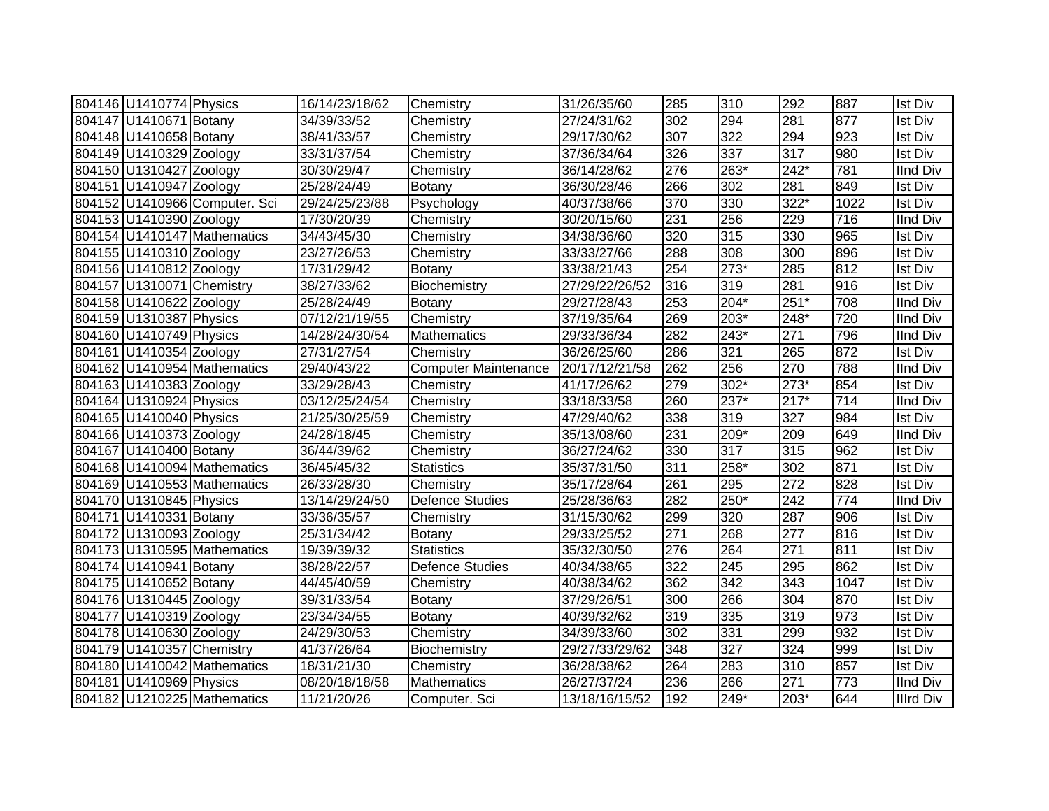| | | | | | | | | | | |
|---|---|---|---|---|---|---|---|---|---|---|
| 804146 | U1410774 | Physics | 16/14/23/18/62 | Chemistry | 31/26/35/60 | 285 | 310 | 292 | 887 | Ist Div |
| 804147 | U1410671 | Botany | 34/39/33/52 | Chemistry | 27/24/31/62 | 302 | 294 | 281 | 877 | Ist Div |
| 804148 | U1410658 | Botany | 38/41/33/57 | Chemistry | 29/17/30/62 | 307 | 322 | 294 | 923 | Ist Div |
| 804149 | U1410329 | Zoology | 33/31/37/54 | Chemistry | 37/36/34/64 | 326 | 337 | 317 | 980 | Ist Div |
| 804150 | U1310427 | Zoology | 30/30/29/47 | Chemistry | 36/14/28/62 | 276 | 263* | 242* | 781 | IInd Div |
| 804151 | U1410947 | Zoology | 25/28/24/49 | Botany | 36/30/28/46 | 266 | 302 | 281 | 849 | Ist Div |
| 804152 | U1410966 | Computer. Sci | 29/24/25/23/88 | Psychology | 40/37/38/66 | 370 | 330 | 322* | 1022 | Ist Div |
| 804153 | U1410390 | Zoology | 17/30/20/39 | Chemistry | 30/20/15/60 | 231 | 256 | 229 | 716 | IInd Div |
| 804154 | U1410147 | Mathematics | 34/43/45/30 | Chemistry | 34/38/36/60 | 320 | 315 | 330 | 965 | Ist Div |
| 804155 | U1410310 | Zoology | 23/27/26/53 | Chemistry | 33/33/27/66 | 288 | 308 | 300 | 896 | Ist Div |
| 804156 | U1410812 | Zoology | 17/31/29/42 | Botany | 33/38/21/43 | 254 | 273* | 285 | 812 | Ist Div |
| 804157 | U1310071 | Chemistry | 38/27/33/62 | Biochemistry | 27/29/22/26/52 | 316 | 319 | 281 | 916 | Ist Div |
| 804158 | U1410622 | Zoology | 25/28/24/49 | Botany | 29/27/28/43 | 253 | 204* | 251* | 708 | IInd Div |
| 804159 | U1310387 | Physics | 07/12/21/19/55 | Chemistry | 37/19/35/64 | 269 | 203* | 248* | 720 | IInd Div |
| 804160 | U1410749 | Physics | 14/28/24/30/54 | Mathematics | 29/33/36/34 | 282 | 243* | 271 | 796 | IInd Div |
| 804161 | U1410354 | Zoology | 27/31/27/54 | Chemistry | 36/26/25/60 | 286 | 321 | 265 | 872 | Ist Div |
| 804162 | U1410954 | Mathematics | 29/40/43/22 | Computer Maintenance | 20/17/12/21/58 | 262 | 256 | 270 | 788 | IInd Div |
| 804163 | U1410383 | Zoology | 33/29/28/43 | Chemistry | 41/17/26/62 | 279 | 302* | 273* | 854 | Ist Div |
| 804164 | U1310924 | Physics | 03/12/25/24/54 | Chemistry | 33/18/33/58 | 260 | 237* | 217* | 714 | IInd Div |
| 804165 | U1410040 | Physics | 21/25/30/25/59 | Chemistry | 47/29/40/62 | 338 | 319 | 327 | 984 | Ist Div |
| 804166 | U1410373 | Zoology | 24/28/18/45 | Chemistry | 35/18/15/60 | 231 | 209* | 209 | 649 | IInd Div |
| 804167 | U1410400 | Botany | 36/44/39/62 | Chemistry | 36/27/24/62 | 330 | 317 | 315 | 962 | Ist Div |
| 804168 | U1410094 | Mathematics | 36/45/45/32 | Statistics | 35/37/31/50 | 311 | 258* | 302 | 871 | Ist Div |
| 804169 | U1410553 | Mathematics | 26/33/28/30 | Chemistry | 35/17/28/64 | 261 | 295 | 272 | 828 | Ist Div |
| 804170 | U1310845 | Physics | 13/14/29/24/50 | Defence Studies | 25/28/36/63 | 282 | 250* | 242 | 774 | IInd Div |
| 804171 | U1410331 | Botany | 33/36/35/57 | Chemistry | 31/15/30/62 | 299 | 320 | 287 | 906 | Ist Div |
| 804172 | U1310093 | Zoology | 25/31/34/42 | Botany | 29/33/25/52 | 271 | 268 | 277 | 816 | Ist Div |
| 804173 | U1310595 | Mathematics | 19/39/39/32 | Statistics | 35/32/30/50 | 276 | 264 | 271 | 811 | Ist Div |
| 804174 | U1410941 | Botany | 38/28/22/57 | Defence Studies | 40/34/38/65 | 322 | 245 | 295 | 862 | Ist Div |
| 804175 | U1410652 | Botany | 44/45/40/59 | Chemistry | 40/38/34/62 | 362 | 342 | 343 | 1047 | Ist Div |
| 804176 | U1310445 | Zoology | 39/31/33/54 | Botany | 37/29/26/51 | 300 | 266 | 304 | 870 | Ist Div |
| 804177 | U1410319 | Zoology | 23/34/34/55 | Botany | 40/39/32/62 | 319 | 335 | 319 | 973 | Ist Div |
| 804178 | U1410630 | Zoology | 24/29/30/53 | Chemistry | 34/39/33/60 | 302 | 331 | 299 | 932 | Ist Div |
| 804179 | U1410357 | Chemistry | 41/37/26/64 | Biochemistry | 29/27/33/29/62 | 348 | 327 | 324 | 999 | Ist Div |
| 804180 | U1410042 | Mathematics | 18/31/21/30 | Chemistry | 36/28/38/62 | 264 | 283 | 310 | 857 | Ist Div |
| 804181 | U1410969 | Physics | 08/20/18/18/58 | Mathematics | 26/27/37/24 | 236 | 266 | 271 | 773 | IInd Div |
| 804182 | U1210225 | Mathematics | 11/21/20/26 | Computer. Sci | 13/18/16/15/52 | 192 | 249* | 203* | 644 | IIIrd Div |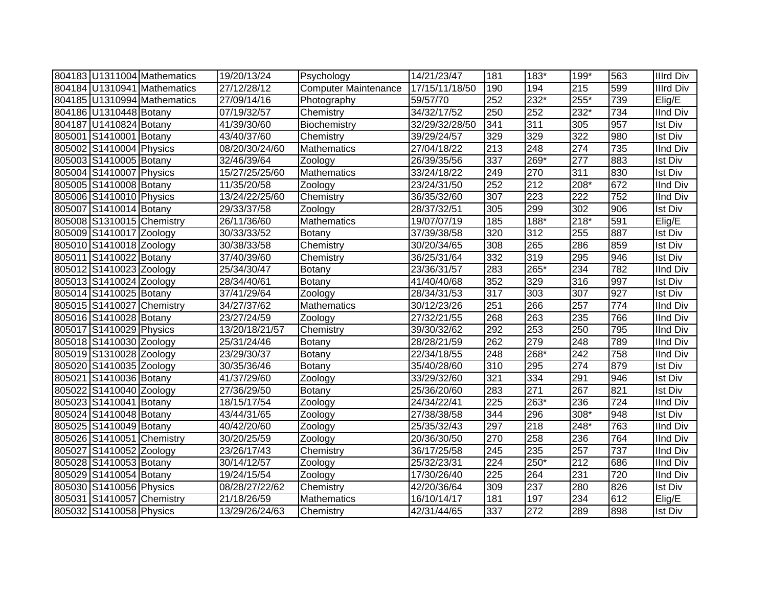| | | | | | | | | | | |
|---|---|---|---|---|---|---|---|---|---|---|
| 804183 | U1311004 | Mathematics | 19/20/13/24 | Psychology | 14/21/23/47 | 181 | 183* | 199* | 563 | IIIrd Div |
| 804184 | U1310941 | Mathematics | 27/12/28/12 | Computer Maintenance | 17/15/11/18/50 | 190 | 194 | 215 | 599 | IIIrd Div |
| 804185 | U1310994 | Mathematics | 27/09/14/16 | Photography | 59/57/70 | 252 | 232* | 255* | 739 | Elig/E |
| 804186 | U1310448 | Botany | 07/19/32/57 | Chemistry | 34/32/17/52 | 250 | 252 | 232* | 734 | IInd Div |
| 804187 | U1410824 | Botany | 41/39/30/60 | Biochemistry | 32/29/32/28/50 | 341 | 311 | 305 | 957 | Ist Div |
| 805001 | S1410001 | Botany | 43/40/37/60 | Chemistry | 39/29/24/57 | 329 | 329 | 322 | 980 | Ist Div |
| 805002 | S1410004 | Physics | 08/20/30/24/60 | Mathematics | 27/04/18/22 | 213 | 248 | 274 | 735 | IInd Div |
| 805003 | S1410005 | Botany | 32/46/39/64 | Zoology | 26/39/35/56 | 337 | 269* | 277 | 883 | Ist Div |
| 805004 | S1410007 | Physics | 15/27/25/25/60 | Mathematics | 33/24/18/22 | 249 | 270 | 311 | 830 | Ist Div |
| 805005 | S1410008 | Botany | 11/35/20/58 | Zoology | 23/24/31/50 | 252 | 212 | 208* | 672 | IInd Div |
| 805006 | S1410010 | Physics | 13/24/22/25/60 | Chemistry | 36/35/32/60 | 307 | 223 | 222 | 752 | IInd Div |
| 805007 | S1410014 | Botany | 29/33/37/58 | Zoology | 28/37/32/51 | 305 | 299 | 302 | 906 | Ist Div |
| 805008 | S1310015 | Chemistry | 26/11/36/60 | Mathematics | 19/07/07/19 | 185 | 188* | 218* | 591 | Elig/E |
| 805009 | S1410017 | Zoology | 30/33/33/52 | Botany | 37/39/38/58 | 320 | 312 | 255 | 887 | Ist Div |
| 805010 | S1410018 | Zoology | 30/38/33/58 | Chemistry | 30/20/34/65 | 308 | 265 | 286 | 859 | Ist Div |
| 805011 | S1410022 | Botany | 37/40/39/60 | Chemistry | 36/25/31/64 | 332 | 319 | 295 | 946 | Ist Div |
| 805012 | S1410023 | Zoology | 25/34/30/47 | Botany | 23/36/31/57 | 283 | 265* | 234 | 782 | IInd Div |
| 805013 | S1410024 | Zoology | 28/34/40/61 | Botany | 41/40/40/68 | 352 | 329 | 316 | 997 | Ist Div |
| 805014 | S1410025 | Botany | 37/41/29/64 | Zoology | 28/34/31/53 | 317 | 303 | 307 | 927 | Ist Div |
| 805015 | S1410027 | Chemistry | 34/27/37/62 | Mathematics | 30/12/23/26 | 251 | 266 | 257 | 774 | IInd Div |
| 805016 | S1410028 | Botany | 23/27/24/59 | Zoology | 27/32/21/55 | 268 | 263 | 235 | 766 | IInd Div |
| 805017 | S1410029 | Physics | 13/20/18/21/57 | Chemistry | 39/30/32/62 | 292 | 253 | 250 | 795 | IInd Div |
| 805018 | S1410030 | Zoology | 25/31/24/46 | Botany | 28/28/21/59 | 262 | 279 | 248 | 789 | IInd Div |
| 805019 | S1310028 | Zoology | 23/29/30/37 | Botany | 22/34/18/55 | 248 | 268* | 242 | 758 | IInd Div |
| 805020 | S1410035 | Zoology | 30/35/36/46 | Botany | 35/40/28/60 | 310 | 295 | 274 | 879 | Ist Div |
| 805021 | S1410036 | Botany | 41/37/29/60 | Zoology | 33/29/32/60 | 321 | 334 | 291 | 946 | Ist Div |
| 805022 | S1410040 | Zoology | 27/36/29/50 | Botany | 25/36/20/60 | 283 | 271 | 267 | 821 | Ist Div |
| 805023 | S1410041 | Botany | 18/15/17/54 | Zoology | 24/34/22/41 | 225 | 263* | 236 | 724 | IInd Div |
| 805024 | S1410048 | Botany | 43/44/31/65 | Zoology | 27/38/38/58 | 344 | 296 | 308* | 948 | Ist Div |
| 805025 | S1410049 | Botany | 40/42/20/60 | Zoology | 25/35/32/43 | 297 | 218 | 248* | 763 | IInd Div |
| 805026 | S1410051 | Chemistry | 30/20/25/59 | Zoology | 20/36/30/50 | 270 | 258 | 236 | 764 | IInd Div |
| 805027 | S1410052 | Zoology | 23/26/17/43 | Chemistry | 36/17/25/58 | 245 | 235 | 257 | 737 | IInd Div |
| 805028 | S1410053 | Botany | 30/14/12/57 | Zoology | 25/32/23/31 | 224 | 250* | 212 | 686 | IInd Div |
| 805029 | S1410054 | Botany | 19/24/15/54 | Zoology | 17/30/26/40 | 225 | 264 | 231 | 720 | IInd Div |
| 805030 | S1410056 | Physics | 08/28/27/22/62 | Chemistry | 42/20/36/64 | 309 | 237 | 280 | 826 | Ist Div |
| 805031 | S1410057 | Chemistry | 21/18/26/59 | Mathematics | 16/10/14/17 | 181 | 197 | 234 | 612 | Elig/E |
| 805032 | S1410058 | Physics | 13/29/26/24/63 | Chemistry | 42/31/44/65 | 337 | 272 | 289 | 898 | Ist Div |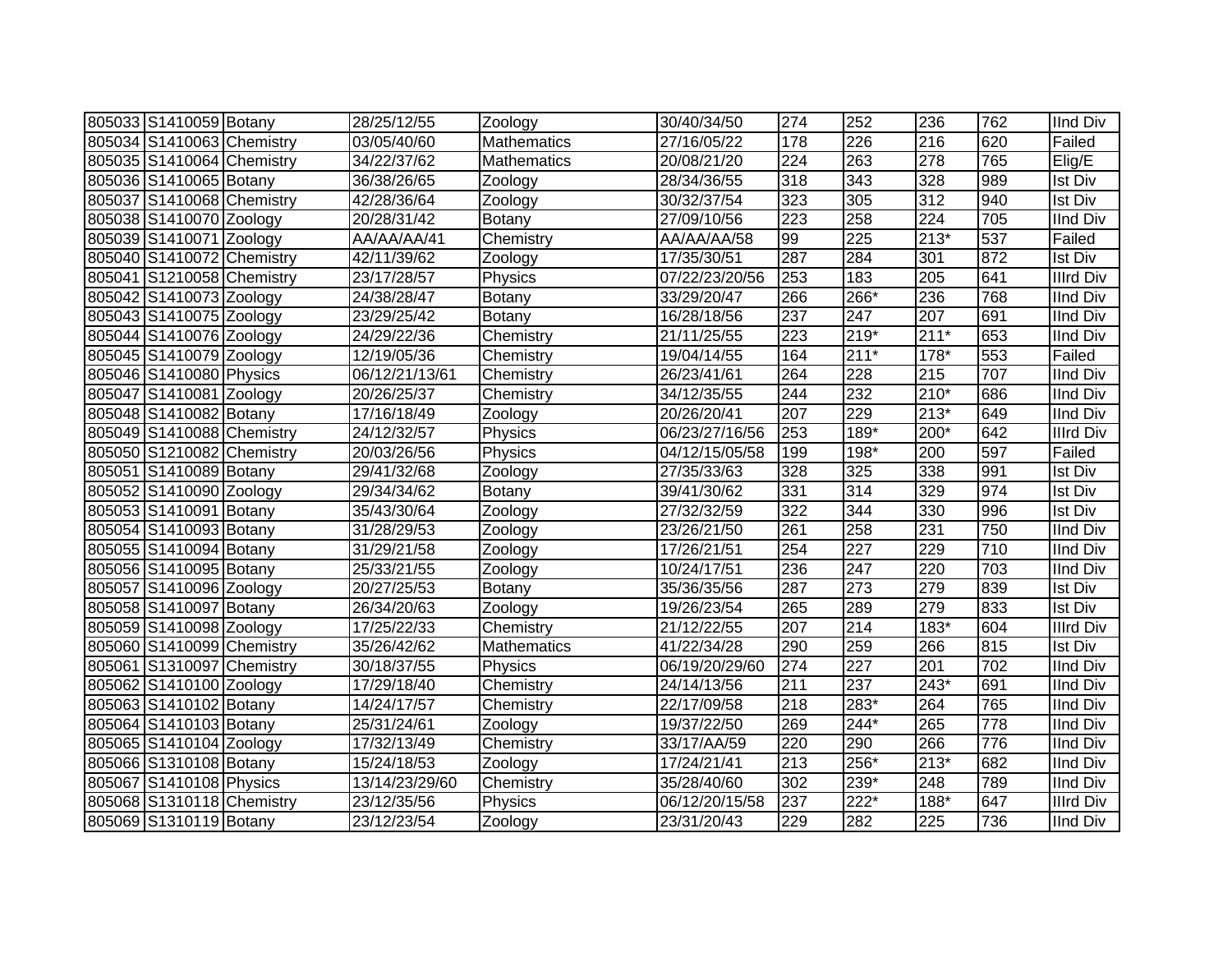| | | | | | | | | | | |
|---|---|---|---|---|---|---|---|---|---|---|
| 805033 | S1410059 | Botany | 28/25/12/55 | Zoology | 30/40/34/50 | 274 | 252 | 236 | 762 | IInd Div |
| 805034 | S1410063 | Chemistry | 03/05/40/60 | Mathematics | 27/16/05/22 | 178 | 226 | 216 | 620 | Failed |
| 805035 | S1410064 | Chemistry | 34/22/37/62 | Mathematics | 20/08/21/20 | 224 | 263 | 278 | 765 | Elig/E |
| 805036 | S1410065 | Botany | 36/38/26/65 | Zoology | 28/34/36/55 | 318 | 343 | 328 | 989 | Ist Div |
| 805037 | S1410068 | Chemistry | 42/28/36/64 | Zoology | 30/32/37/54 | 323 | 305 | 312 | 940 | Ist Div |
| 805038 | S1410070 | Zoology | 20/28/31/42 | Botany | 27/09/10/56 | 223 | 258 | 224 | 705 | IInd Div |
| 805039 | S1410071 | Zoology | AA/AA/AA/41 | Chemistry | AA/AA/AA/58 | 99 | 225 | 213* | 537 | Failed |
| 805040 | S1410072 | Chemistry | 42/11/39/62 | Zoology | 17/35/30/51 | 287 | 284 | 301 | 872 | Ist Div |
| 805041 | S1210058 | Chemistry | 23/17/28/57 | Physics | 07/22/23/20/56 | 253 | 183 | 205 | 641 | IIIrd Div |
| 805042 | S1410073 | Zoology | 24/38/28/47 | Botany | 33/29/20/47 | 266 | 266* | 236 | 768 | IInd Div |
| 805043 | S1410075 | Zoology | 23/29/25/42 | Botany | 16/28/18/56 | 237 | 247 | 207 | 691 | IInd Div |
| 805044 | S1410076 | Zoology | 24/29/22/36 | Chemistry | 21/11/25/55 | 223 | 219* | 211* | 653 | IInd Div |
| 805045 | S1410079 | Zoology | 12/19/05/36 | Chemistry | 19/04/14/55 | 164 | 211* | 178* | 553 | Failed |
| 805046 | S1410080 | Physics | 06/12/21/13/61 | Chemistry | 26/23/41/61 | 264 | 228 | 215 | 707 | IInd Div |
| 805047 | S1410081 | Zoology | 20/26/25/37 | Chemistry | 34/12/35/55 | 244 | 232 | 210* | 686 | IInd Div |
| 805048 | S1410082 | Botany | 17/16/18/49 | Zoology | 20/26/20/41 | 207 | 229 | 213* | 649 | IInd Div |
| 805049 | S1410088 | Chemistry | 24/12/32/57 | Physics | 06/23/27/16/56 | 253 | 189* | 200* | 642 | IIIrd Div |
| 805050 | S1210082 | Chemistry | 20/03/26/56 | Physics | 04/12/15/05/58 | 199 | 198* | 200 | 597 | Failed |
| 805051 | S1410089 | Botany | 29/41/32/68 | Zoology | 27/35/33/63 | 328 | 325 | 338 | 991 | Ist Div |
| 805052 | S1410090 | Zoology | 29/34/34/62 | Botany | 39/41/30/62 | 331 | 314 | 329 | 974 | Ist Div |
| 805053 | S1410091 | Botany | 35/43/30/64 | Zoology | 27/32/32/59 | 322 | 344 | 330 | 996 | Ist Div |
| 805054 | S1410093 | Botany | 31/28/29/53 | Zoology | 23/26/21/50 | 261 | 258 | 231 | 750 | IInd Div |
| 805055 | S1410094 | Botany | 31/29/21/58 | Zoology | 17/26/21/51 | 254 | 227 | 229 | 710 | IInd Div |
| 805056 | S1410095 | Botany | 25/33/21/55 | Zoology | 10/24/17/51 | 236 | 247 | 220 | 703 | IInd Div |
| 805057 | S1410096 | Zoology | 20/27/25/53 | Botany | 35/36/35/56 | 287 | 273 | 279 | 839 | Ist Div |
| 805058 | S1410097 | Botany | 26/34/20/63 | Zoology | 19/26/23/54 | 265 | 289 | 279 | 833 | Ist Div |
| 805059 | S1410098 | Zoology | 17/25/22/33 | Chemistry | 21/12/22/55 | 207 | 214 | 183* | 604 | IIIrd Div |
| 805060 | S1410099 | Chemistry | 35/26/42/62 | Mathematics | 41/22/34/28 | 290 | 259 | 266 | 815 | Ist Div |
| 805061 | S1310097 | Chemistry | 30/18/37/55 | Physics | 06/19/20/29/60 | 274 | 227 | 201 | 702 | IInd Div |
| 805062 | S1410100 | Zoology | 17/29/18/40 | Chemistry | 24/14/13/56 | 211 | 237 | 243* | 691 | IInd Div |
| 805063 | S1410102 | Botany | 14/24/17/57 | Chemistry | 22/17/09/58 | 218 | 283* | 264 | 765 | IInd Div |
| 805064 | S1410103 | Botany | 25/31/24/61 | Zoology | 19/37/22/50 | 269 | 244* | 265 | 778 | IInd Div |
| 805065 | S1410104 | Zoology | 17/32/13/49 | Chemistry | 33/17/AA/59 | 220 | 290 | 266 | 776 | IInd Div |
| 805066 | S1310108 | Botany | 15/24/18/53 | Zoology | 17/24/21/41 | 213 | 256* | 213* | 682 | IInd Div |
| 805067 | S1410108 | Physics | 13/14/23/29/60 | Chemistry | 35/28/40/60 | 302 | 239* | 248 | 789 | IInd Div |
| 805068 | S1310118 | Chemistry | 23/12/35/56 | Physics | 06/12/20/15/58 | 237 | 222* | 188* | 647 | IIIrd Div |
| 805069 | S1310119 | Botany | 23/12/23/54 | Zoology | 23/31/20/43 | 229 | 282 | 225 | 736 | IInd Div |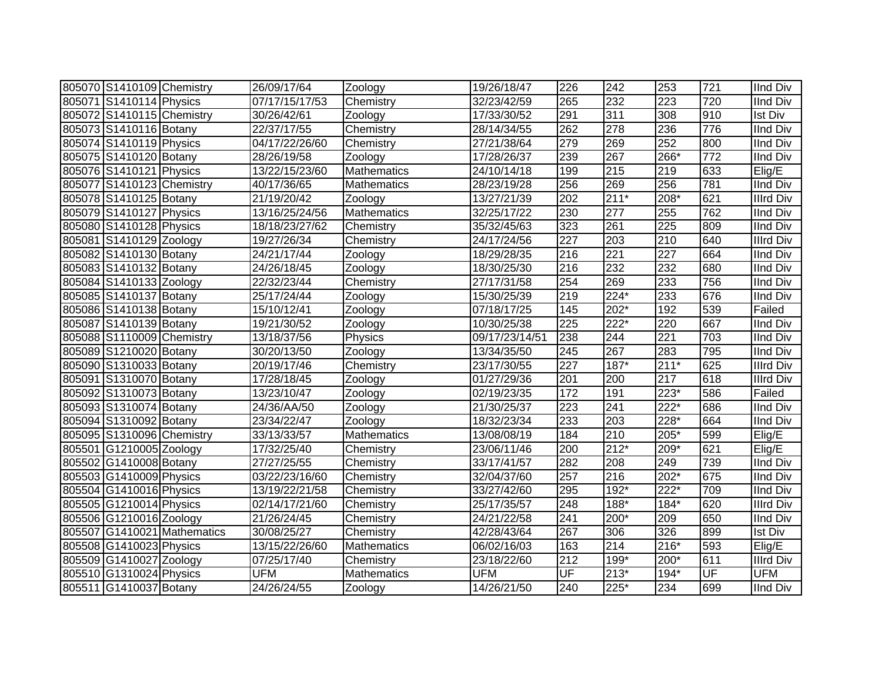| | | | | | | | | | | |
|---|---|---|---|---|---|---|---|---|---|---|
| 805070 | S1410109 | Chemistry | 26/09/17/64 | Zoology | 19/26/18/47 | 226 | 242 | 253 | 721 | IInd Div |
| 805071 | S1410114 | Physics | 07/17/15/17/53 | Chemistry | 32/23/42/59 | 265 | 232 | 223 | 720 | IInd Div |
| 805072 | S1410115 | Chemistry | 30/26/42/61 | Zoology | 17/33/30/52 | 291 | 311 | 308 | 910 | Ist Div |
| 805073 | S1410116 | Botany | 22/37/17/55 | Chemistry | 28/14/34/55 | 262 | 278 | 236 | 776 | IInd Div |
| 805074 | S1410119 | Physics | 04/17/22/26/60 | Chemistry | 27/21/38/64 | 279 | 269 | 252 | 800 | IInd Div |
| 805075 | S1410120 | Botany | 28/26/19/58 | Zoology | 17/28/26/37 | 239 | 267 | 266* | 772 | IInd Div |
| 805076 | S1410121 | Physics | 13/22/15/23/60 | Mathematics | 24/10/14/18 | 199 | 215 | 219 | 633 | Elig/E |
| 805077 | S1410123 | Chemistry | 40/17/36/65 | Mathematics | 28/23/19/28 | 256 | 269 | 256 | 781 | IInd Div |
| 805078 | S1410125 | Botany | 21/19/20/42 | Zoology | 13/27/21/39 | 202 | 211* | 208* | 621 | IIIrd Div |
| 805079 | S1410127 | Physics | 13/16/25/24/56 | Mathematics | 32/25/17/22 | 230 | 277 | 255 | 762 | IInd Div |
| 805080 | S1410128 | Physics | 18/18/23/27/62 | Chemistry | 35/32/45/63 | 323 | 261 | 225 | 809 | IInd Div |
| 805081 | S1410129 | Zoology | 19/27/26/34 | Chemistry | 24/17/24/56 | 227 | 203 | 210 | 640 | IIIrd Div |
| 805082 | S1410130 | Botany | 24/21/17/44 | Zoology | 18/29/28/35 | 216 | 221 | 227 | 664 | IInd Div |
| 805083 | S1410132 | Botany | 24/26/18/45 | Zoology | 18/30/25/30 | 216 | 232 | 232 | 680 | IInd Div |
| 805084 | S1410133 | Zoology | 22/32/23/44 | Chemistry | 27/17/31/58 | 254 | 269 | 233 | 756 | IInd Div |
| 805085 | S1410137 | Botany | 25/17/24/44 | Zoology | 15/30/25/39 | 219 | 224* | 233 | 676 | IInd Div |
| 805086 | S1410138 | Botany | 15/10/12/41 | Zoology | 07/18/17/25 | 145 | 202* | 192 | 539 | Failed |
| 805087 | S1410139 | Botany | 19/21/30/52 | Zoology | 10/30/25/38 | 225 | 222* | 220 | 667 | IInd Div |
| 805088 | S1110009 | Chemistry | 13/18/37/56 | Physics | 09/17/23/14/51 | 238 | 244 | 221 | 703 | IInd Div |
| 805089 | S1210020 | Botany | 30/20/13/50 | Zoology | 13/34/35/50 | 245 | 267 | 283 | 795 | IInd Div |
| 805090 | S1310033 | Botany | 20/19/17/46 | Chemistry | 23/17/30/55 | 227 | 187* | 211* | 625 | IIIrd Div |
| 805091 | S1310070 | Botany | 17/28/18/45 | Zoology | 01/27/29/36 | 201 | 200 | 217 | 618 | IIIrd Div |
| 805092 | S1310073 | Botany | 13/23/10/47 | Zoology | 02/19/23/35 | 172 | 191 | 223* | 586 | Failed |
| 805093 | S1310074 | Botany | 24/36/AA/50 | Zoology | 21/30/25/37 | 223 | 241 | 222* | 686 | IInd Div |
| 805094 | S1310092 | Botany | 23/34/22/47 | Zoology | 18/32/23/34 | 233 | 203 | 228* | 664 | IInd Div |
| 805095 | S1310096 | Chemistry | 33/13/33/57 | Mathematics | 13/08/08/19 | 184 | 210 | 205* | 599 | Elig/E |
| 805501 | G1210005 | Zoology | 17/32/25/40 | Chemistry | 23/06/11/46 | 200 | 212* | 209* | 621 | Elig/E |
| 805502 | G1410008 | Botany | 27/27/25/55 | Chemistry | 33/17/41/57 | 282 | 208 | 249 | 739 | IInd Div |
| 805503 | G1410009 | Physics | 03/22/23/16/60 | Chemistry | 32/04/37/60 | 257 | 216 | 202* | 675 | IInd Div |
| 805504 | G1410016 | Physics | 13/19/22/21/58 | Chemistry | 33/27/42/60 | 295 | 192* | 222* | 709 | IInd Div |
| 805505 | G1210014 | Physics | 02/14/17/21/60 | Chemistry | 25/17/35/57 | 248 | 188* | 184* | 620 | IIIrd Div |
| 805506 | G1210016 | Zoology | 21/26/24/45 | Chemistry | 24/21/22/58 | 241 | 200* | 209 | 650 | IInd Div |
| 805507 | G1410021 | Mathematics | 30/08/25/27 | Chemistry | 42/28/43/64 | 267 | 306 | 326 | 899 | Ist Div |
| 805508 | G1410023 | Physics | 13/15/22/26/60 | Mathematics | 06/02/16/03 | 163 | 214 | 216* | 593 | Elig/E |
| 805509 | G1410027 | Zoology | 07/25/17/40 | Chemistry | 23/18/22/60 | 212 | 199* | 200* | 611 | IIIrd Div |
| 805510 | G1310024 | Physics | UFM | Mathematics | UFM | UF | 213* | 194* | UF | UFM |
| 805511 | G1410037 | Botany | 24/26/24/55 | Zoology | 14/26/21/50 | 240 | 225* | 234 | 699 | IInd Div |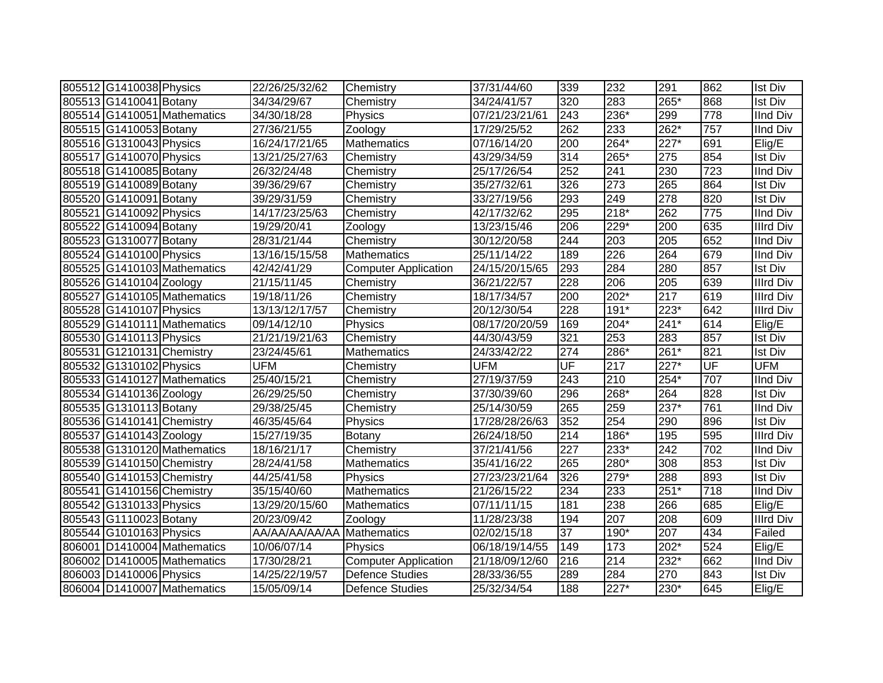| | | | | | | | | | | |
|---|---|---|---|---|---|---|---|---|---|---|
| 805512 | G1410038 | Physics | 22/26/25/32/62 | Chemistry | 37/31/44/60 | 339 | 232 | 291 | 862 | Ist Div |
| 805513 | G1410041 | Botany | 34/34/29/67 | Chemistry | 34/24/41/57 | 320 | 283 | 265* | 868 | Ist Div |
| 805514 | G1410051 | Mathematics | 34/30/18/28 | Physics | 07/21/23/21/61 | 243 | 236* | 299 | 778 | IInd Div |
| 805515 | G1410053 | Botany | 27/36/21/55 | Zoology | 17/29/25/52 | 262 | 233 | 262* | 757 | IInd Div |
| 805516 | G1310043 | Physics | 16/24/17/21/65 | Mathematics | 07/16/14/20 | 200 | 264* | 227* | 691 | Elig/E |
| 805517 | G1410070 | Physics | 13/21/25/27/63 | Chemistry | 43/29/34/59 | 314 | 265* | 275 | 854 | Ist Div |
| 805518 | G1410085 | Botany | 26/32/24/48 | Chemistry | 25/17/26/54 | 252 | 241 | 230 | 723 | IInd Div |
| 805519 | G1410089 | Botany | 39/36/29/67 | Chemistry | 35/27/32/61 | 326 | 273 | 265 | 864 | Ist Div |
| 805520 | G1410091 | Botany | 39/29/31/59 | Chemistry | 33/27/19/56 | 293 | 249 | 278 | 820 | Ist Div |
| 805521 | G1410092 | Physics | 14/17/23/25/63 | Chemistry | 42/17/32/62 | 295 | 218* | 262 | 775 | IInd Div |
| 805522 | G1410094 | Botany | 19/29/20/41 | Zoology | 13/23/15/46 | 206 | 229* | 200 | 635 | IIIrd Div |
| 805523 | G1310077 | Botany | 28/31/21/44 | Chemistry | 30/12/20/58 | 244 | 203 | 205 | 652 | IInd Div |
| 805524 | G1410100 | Physics | 13/16/15/15/58 | Mathematics | 25/11/14/22 | 189 | 226 | 264 | 679 | IInd Div |
| 805525 | G1410103 | Mathematics | 42/42/41/29 | Computer Application | 24/15/20/15/65 | 293 | 284 | 280 | 857 | Ist Div |
| 805526 | G1410104 | Zoology | 21/15/11/45 | Chemistry | 36/21/22/57 | 228 | 206 | 205 | 639 | IIIrd Div |
| 805527 | G1410105 | Mathematics | 19/18/11/26 | Chemistry | 18/17/34/57 | 200 | 202* | 217 | 619 | IIIrd Div |
| 805528 | G1410107 | Physics | 13/13/12/17/57 | Chemistry | 20/12/30/54 | 228 | 191* | 223* | 642 | IIIrd Div |
| 805529 | G1410111 | Mathematics | 09/14/12/10 | Physics | 08/17/20/20/59 | 169 | 204* | 241* | 614 | Elig/E |
| 805530 | G1410113 | Physics | 21/21/19/21/63 | Chemistry | 44/30/43/59 | 321 | 253 | 283 | 857 | Ist Div |
| 805531 | G1210131 | Chemistry | 23/24/45/61 | Mathematics | 24/33/42/22 | 274 | 286* | 261* | 821 | Ist Div |
| 805532 | G1310102 | Physics | UFM | Chemistry | UFM | UF | 217 | 227* | UF | UFM |
| 805533 | G1410127 | Mathematics | 25/40/15/21 | Chemistry | 27/19/37/59 | 243 | 210 | 254* | 707 | IInd Div |
| 805534 | G1410136 | Zoology | 26/29/25/50 | Chemistry | 37/30/39/60 | 296 | 268* | 264 | 828 | Ist Div |
| 805535 | G1310113 | Botany | 29/38/25/45 | Chemistry | 25/14/30/59 | 265 | 259 | 237* | 761 | IInd Div |
| 805536 | G1410141 | Chemistry | 46/35/45/64 | Physics | 17/28/28/26/63 | 352 | 254 | 290 | 896 | Ist Div |
| 805537 | G1410143 | Zoology | 15/27/19/35 | Botany | 26/24/18/50 | 214 | 186* | 195 | 595 | IIIrd Div |
| 805538 | G1310120 | Mathematics | 18/16/21/17 | Chemistry | 37/21/41/56 | 227 | 233* | 242 | 702 | IInd Div |
| 805539 | G1410150 | Chemistry | 28/24/41/58 | Mathematics | 35/41/16/22 | 265 | 280* | 308 | 853 | Ist Div |
| 805540 | G1410153 | Chemistry | 44/25/41/58 | Physics | 27/23/23/21/64 | 326 | 279* | 288 | 893 | Ist Div |
| 805541 | G1410156 | Chemistry | 35/15/40/60 | Mathematics | 21/26/15/22 | 234 | 233 | 251* | 718 | IInd Div |
| 805542 | G1310133 | Physics | 13/29/20/15/60 | Mathematics | 07/11/11/15 | 181 | 238 | 266 | 685 | Elig/E |
| 805543 | G1110023 | Botany | 20/23/09/42 | Zoology | 11/28/23/38 | 194 | 207 | 208 | 609 | IIIrd Div |
| 805544 | G1010163 | Physics | AA/AA/AA/AA/AA | Mathematics | 02/02/15/18 | 37 | 190* | 207 | 434 | Failed |
| 806001 | D1410004 | Mathematics | 10/06/07/14 | Physics | 06/18/19/14/55 | 149 | 173 | 202* | 524 | Elig/E |
| 806002 | D1410005 | Mathematics | 17/30/28/21 | Computer Application | 21/18/09/12/60 | 216 | 214 | 232* | 662 | IInd Div |
| 806003 | D1410006 | Physics | 14/25/22/19/57 | Defence Studies | 28/33/36/55 | 289 | 284 | 270 | 843 | Ist Div |
| 806004 | D1410007 | Mathematics | 15/05/09/14 | Defence Studies | 25/32/34/54 | 188 | 227* | 230* | 645 | Elig/E |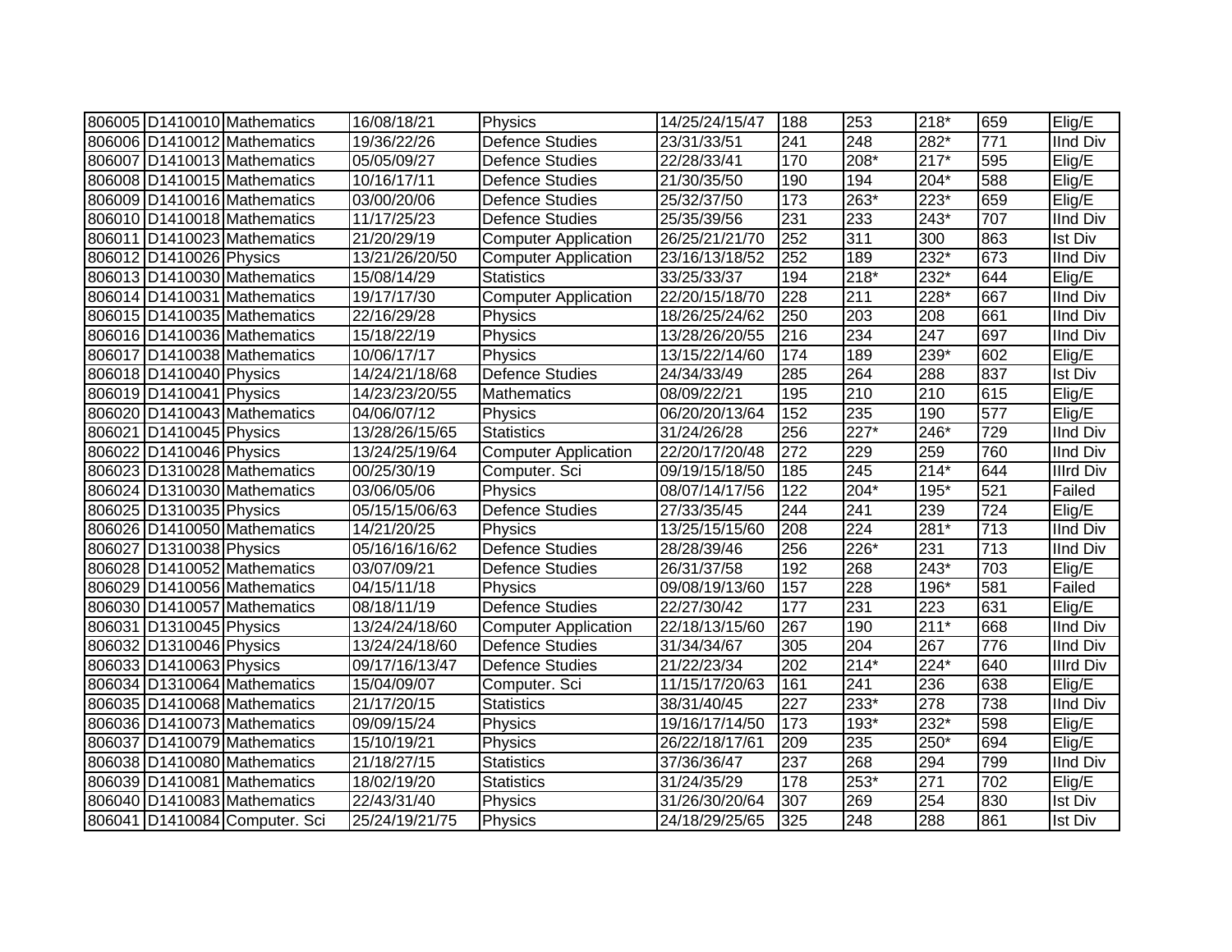| | | | | | | | | | | |
|---|---|---|---|---|---|---|---|---|---|---|
| 806005 | D1410010 | Mathematics | 16/08/18/21 | Physics | 14/25/24/15/47 | 188 | 253 | 218* | 659 | Elig/E |
| 806006 | D1410012 | Mathematics | 19/36/22/26 | Defence Studies | 23/31/33/51 | 241 | 248 | 282* | 771 | IInd Div |
| 806007 | D1410013 | Mathematics | 05/05/09/27 | Defence Studies | 22/28/33/41 | 170 | 208* | 217* | 595 | Elig/E |
| 806008 | D1410015 | Mathematics | 10/16/17/11 | Defence Studies | 21/30/35/50 | 190 | 194 | 204* | 588 | Elig/E |
| 806009 | D1410016 | Mathematics | 03/00/20/06 | Defence Studies | 25/32/37/50 | 173 | 263* | 223* | 659 | Elig/E |
| 806010 | D1410018 | Mathematics | 11/17/25/23 | Defence Studies | 25/35/39/56 | 231 | 233 | 243* | 707 | IInd Div |
| 806011 | D1410023 | Mathematics | 21/20/29/19 | Computer Application | 26/25/21/21/70 | 252 | 311 | 300 | 863 | Ist Div |
| 806012 | D1410026 | Physics | 13/21/26/20/50 | Computer Application | 23/16/13/18/52 | 252 | 189 | 232* | 673 | IInd Div |
| 806013 | D1410030 | Mathematics | 15/08/14/29 | Statistics | 33/25/33/37 | 194 | 218* | 232* | 644 | Elig/E |
| 806014 | D1410031 | Mathematics | 19/17/17/30 | Computer Application | 22/20/15/18/70 | 228 | 211 | 228* | 667 | IInd Div |
| 806015 | D1410035 | Mathematics | 22/16/29/28 | Physics | 18/26/25/24/62 | 250 | 203 | 208 | 661 | IInd Div |
| 806016 | D1410036 | Mathematics | 15/18/22/19 | Physics | 13/28/26/20/55 | 216 | 234 | 247 | 697 | IInd Div |
| 806017 | D1410038 | Mathematics | 10/06/17/17 | Physics | 13/15/22/14/60 | 174 | 189 | 239* | 602 | Elig/E |
| 806018 | D1410040 | Physics | 14/24/21/18/68 | Defence Studies | 24/34/33/49 | 285 | 264 | 288 | 837 | Ist Div |
| 806019 | D1410041 | Physics | 14/23/23/20/55 | Mathematics | 08/09/22/21 | 195 | 210 | 210 | 615 | Elig/E |
| 806020 | D1410043 | Mathematics | 04/06/07/12 | Physics | 06/20/20/13/64 | 152 | 235 | 190 | 577 | Elig/E |
| 806021 | D1410045 | Physics | 13/28/26/15/65 | Statistics | 31/24/26/28 | 256 | 227* | 246* | 729 | IInd Div |
| 806022 | D1410046 | Physics | 13/24/25/19/64 | Computer Application | 22/20/17/20/48 | 272 | 229 | 259 | 760 | IInd Div |
| 806023 | D1310028 | Mathematics | 00/25/30/19 | Computer. Sci | 09/19/15/18/50 | 185 | 245 | 214* | 644 | IIIrd Div |
| 806024 | D1310030 | Mathematics | 03/06/05/06 | Physics | 08/07/14/17/56 | 122 | 204* | 195* | 521 | Failed |
| 806025 | D1310035 | Physics | 05/15/15/06/63 | Defence Studies | 27/33/35/45 | 244 | 241 | 239 | 724 | Elig/E |
| 806026 | D1410050 | Mathematics | 14/21/20/25 | Physics | 13/25/15/15/60 | 208 | 224 | 281* | 713 | IInd Div |
| 806027 | D1310038 | Physics | 05/16/16/16/62 | Defence Studies | 28/28/39/46 | 256 | 226* | 231 | 713 | IInd Div |
| 806028 | D1410052 | Mathematics | 03/07/09/21 | Defence Studies | 26/31/37/58 | 192 | 268 | 243* | 703 | Elig/E |
| 806029 | D1410056 | Mathematics | 04/15/11/18 | Physics | 09/08/19/13/60 | 157 | 228 | 196* | 581 | Failed |
| 806030 | D1410057 | Mathematics | 08/18/11/19 | Defence Studies | 22/27/30/42 | 177 | 231 | 223 | 631 | Elig/E |
| 806031 | D1310045 | Physics | 13/24/24/18/60 | Computer Application | 22/18/13/15/60 | 267 | 190 | 211* | 668 | IInd Div |
| 806032 | D1310046 | Physics | 13/24/24/18/60 | Defence Studies | 31/34/34/67 | 305 | 204 | 267 | 776 | IInd Div |
| 806033 | D1410063 | Physics | 09/17/16/13/47 | Defence Studies | 21/22/23/34 | 202 | 214* | 224* | 640 | IIIrd Div |
| 806034 | D1310064 | Mathematics | 15/04/09/07 | Computer. Sci | 11/15/17/20/63 | 161 | 241 | 236 | 638 | Elig/E |
| 806035 | D1410068 | Mathematics | 21/17/20/15 | Statistics | 38/31/40/45 | 227 | 233* | 278 | 738 | IInd Div |
| 806036 | D1410073 | Mathematics | 09/09/15/24 | Physics | 19/16/17/14/50 | 173 | 193* | 232* | 598 | Elig/E |
| 806037 | D1410079 | Mathematics | 15/10/19/21 | Physics | 26/22/18/17/61 | 209 | 235 | 250* | 694 | Elig/E |
| 806038 | D1410080 | Mathematics | 21/18/27/15 | Statistics | 37/36/36/47 | 237 | 268 | 294 | 799 | IInd Div |
| 806039 | D1410081 | Mathematics | 18/02/19/20 | Statistics | 31/24/35/29 | 178 | 253* | 271 | 702 | Elig/E |
| 806040 | D1410083 | Mathematics | 22/43/31/40 | Physics | 31/26/30/20/64 | 307 | 269 | 254 | 830 | Ist Div |
| 806041 | D1410084 | Computer. Sci | 25/24/19/21/75 | Physics | 24/18/29/25/65 | 325 | 248 | 288 | 861 | Ist Div |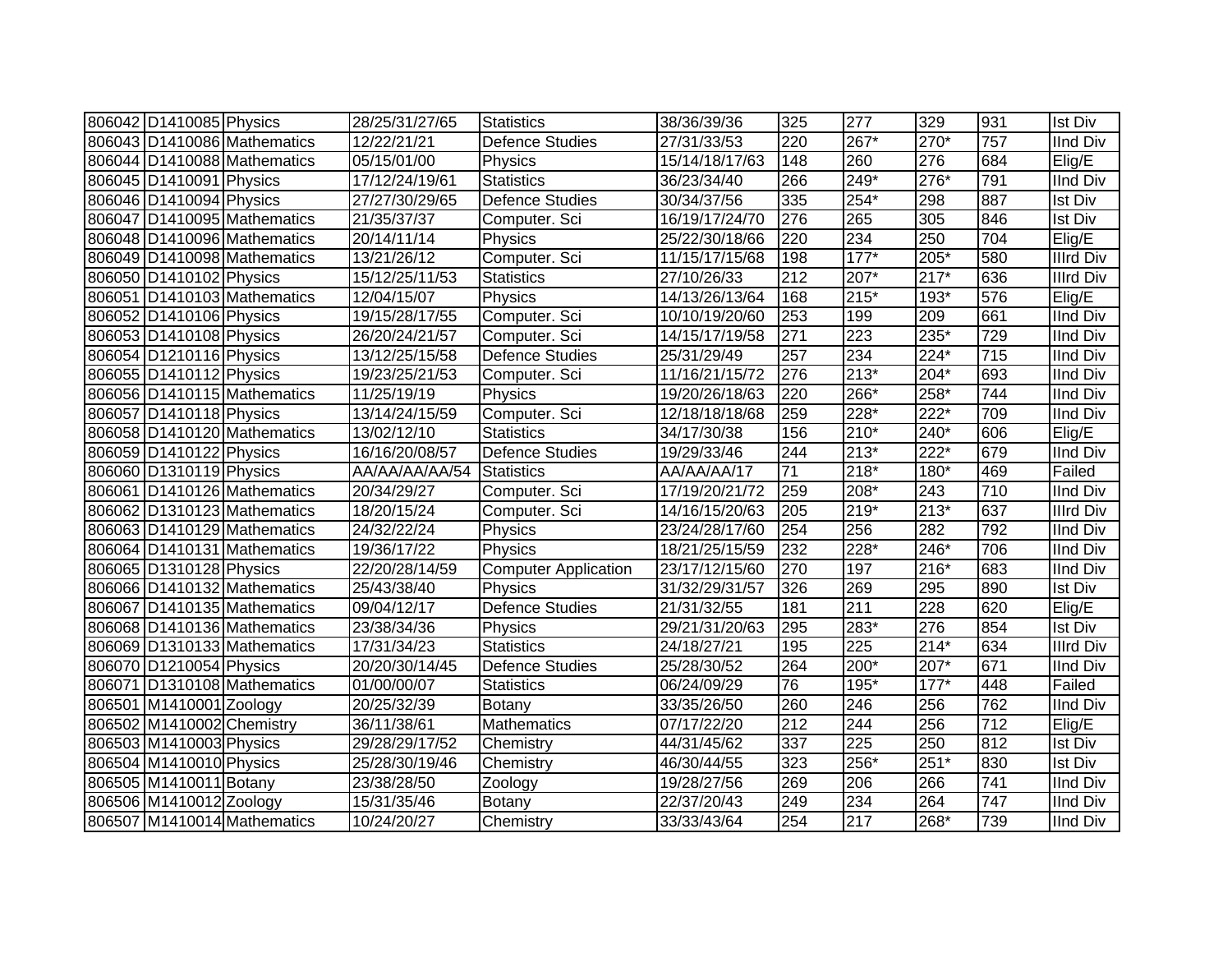| | | | | | | | | | | |
|---|---|---|---|---|---|---|---|---|---|---|
| 806042 | D1410085 | Physics | 28/25/31/27/65 | Statistics | 38/36/39/36 | 325 | 277 | 329 | 931 | Ist Div |
| 806043 | D1410086 | Mathematics | 12/22/21/21 | Defence Studies | 27/31/33/53 | 220 | 267* | 270* | 757 | IInd Div |
| 806044 | D1410088 | Mathematics | 05/15/01/00 | Physics | 15/14/18/17/63 | 148 | 260 | 276 | 684 | Elig/E |
| 806045 | D1410091 | Physics | 17/12/24/19/61 | Statistics | 36/23/34/40 | 266 | 249* | 276* | 791 | IInd Div |
| 806046 | D1410094 | Physics | 27/27/30/29/65 | Defence Studies | 30/34/37/56 | 335 | 254* | 298 | 887 | Ist Div |
| 806047 | D1410095 | Mathematics | 21/35/37/37 | Computer. Sci | 16/19/17/24/70 | 276 | 265 | 305 | 846 | Ist Div |
| 806048 | D1410096 | Mathematics | 20/14/11/14 | Physics | 25/22/30/18/66 | 220 | 234 | 250 | 704 | Elig/E |
| 806049 | D1410098 | Mathematics | 13/21/26/12 | Computer. Sci | 11/15/17/15/68 | 198 | 177* | 205* | 580 | IIIrd Div |
| 806050 | D1410102 | Physics | 15/12/25/11/53 | Statistics | 27/10/26/33 | 212 | 207* | 217* | 636 | IIIrd Div |
| 806051 | D1410103 | Mathematics | 12/04/15/07 | Physics | 14/13/26/13/64 | 168 | 215* | 193* | 576 | Elig/E |
| 806052 | D1410106 | Physics | 19/15/28/17/55 | Computer. Sci | 10/10/19/20/60 | 253 | 199 | 209 | 661 | IInd Div |
| 806053 | D1410108 | Physics | 26/20/24/21/57 | Computer. Sci | 14/15/17/19/58 | 271 | 223 | 235* | 729 | IInd Div |
| 806054 | D1210116 | Physics | 13/12/25/15/58 | Defence Studies | 25/31/29/49 | 257 | 234 | 224* | 715 | IInd Div |
| 806055 | D1410112 | Physics | 19/23/25/21/53 | Computer. Sci | 11/16/21/15/72 | 276 | 213* | 204* | 693 | IInd Div |
| 806056 | D1410115 | Mathematics | 11/25/19/19 | Physics | 19/20/26/18/63 | 220 | 266* | 258* | 744 | IInd Div |
| 806057 | D1410118 | Physics | 13/14/24/15/59 | Computer. Sci | 12/18/18/18/68 | 259 | 228* | 222* | 709 | IInd Div |
| 806058 | D1410120 | Mathematics | 13/02/12/10 | Statistics | 34/17/30/38 | 156 | 210* | 240* | 606 | Elig/E |
| 806059 | D1410122 | Physics | 16/16/20/08/57 | Defence Studies | 19/29/33/46 | 244 | 213* | 222* | 679 | IInd Div |
| 806060 | D1310119 | Physics | AA/AA/AA/AA/54 | Statistics | AA/AA/AA/17 | 71 | 218* | 180* | 469 | Failed |
| 806061 | D1410126 | Mathematics | 20/34/29/27 | Computer. Sci | 17/19/20/21/72 | 259 | 208* | 243 | 710 | IInd Div |
| 806062 | D1310123 | Mathematics | 18/20/15/24 | Computer. Sci | 14/16/15/20/63 | 205 | 219* | 213* | 637 | IIIrd Div |
| 806063 | D1410129 | Mathematics | 24/32/22/24 | Physics | 23/24/28/17/60 | 254 | 256 | 282 | 792 | IInd Div |
| 806064 | D1410131 | Mathematics | 19/36/17/22 | Physics | 18/21/25/15/59 | 232 | 228* | 246* | 706 | IInd Div |
| 806065 | D1310128 | Physics | 22/20/28/14/59 | Computer Application | 23/17/12/15/60 | 270 | 197 | 216* | 683 | IInd Div |
| 806066 | D1410132 | Mathematics | 25/43/38/40 | Physics | 31/32/29/31/57 | 326 | 269 | 295 | 890 | Ist Div |
| 806067 | D1410135 | Mathematics | 09/04/12/17 | Defence Studies | 21/31/32/55 | 181 | 211 | 228 | 620 | Elig/E |
| 806068 | D1410136 | Mathematics | 23/38/34/36 | Physics | 29/21/31/20/63 | 295 | 283* | 276 | 854 | Ist Div |
| 806069 | D1310133 | Mathematics | 17/31/34/23 | Statistics | 24/18/27/21 | 195 | 225 | 214* | 634 | IIIrd Div |
| 806070 | D1210054 | Physics | 20/20/30/14/45 | Defence Studies | 25/28/30/52 | 264 | 200* | 207* | 671 | IInd Div |
| 806071 | D1310108 | Mathematics | 01/00/00/07 | Statistics | 06/24/09/29 | 76 | 195* | 177* | 448 | Failed |
| 806501 | M1410001 | Zoology | 20/25/32/39 | Botany | 33/35/26/50 | 260 | 246 | 256 | 762 | IInd Div |
| 806502 | M1410002 | Chemistry | 36/11/38/61 | Mathematics | 07/17/22/20 | 212 | 244 | 256 | 712 | Elig/E |
| 806503 | M1410003 | Physics | 29/28/29/17/52 | Chemistry | 44/31/45/62 | 337 | 225 | 250 | 812 | Ist Div |
| 806504 | M1410010 | Physics | 25/28/30/19/46 | Chemistry | 46/30/44/55 | 323 | 256* | 251* | 830 | Ist Div |
| 806505 | M1410011 | Botany | 23/38/28/50 | Zoology | 19/28/27/56 | 269 | 206 | 266 | 741 | IInd Div |
| 806506 | M1410012 | Zoology | 15/31/35/46 | Botany | 22/37/20/43 | 249 | 234 | 264 | 747 | IInd Div |
| 806507 | M1410014 | Mathematics | 10/24/20/27 | Chemistry | 33/33/43/64 | 254 | 217 | 268* | 739 | IInd Div |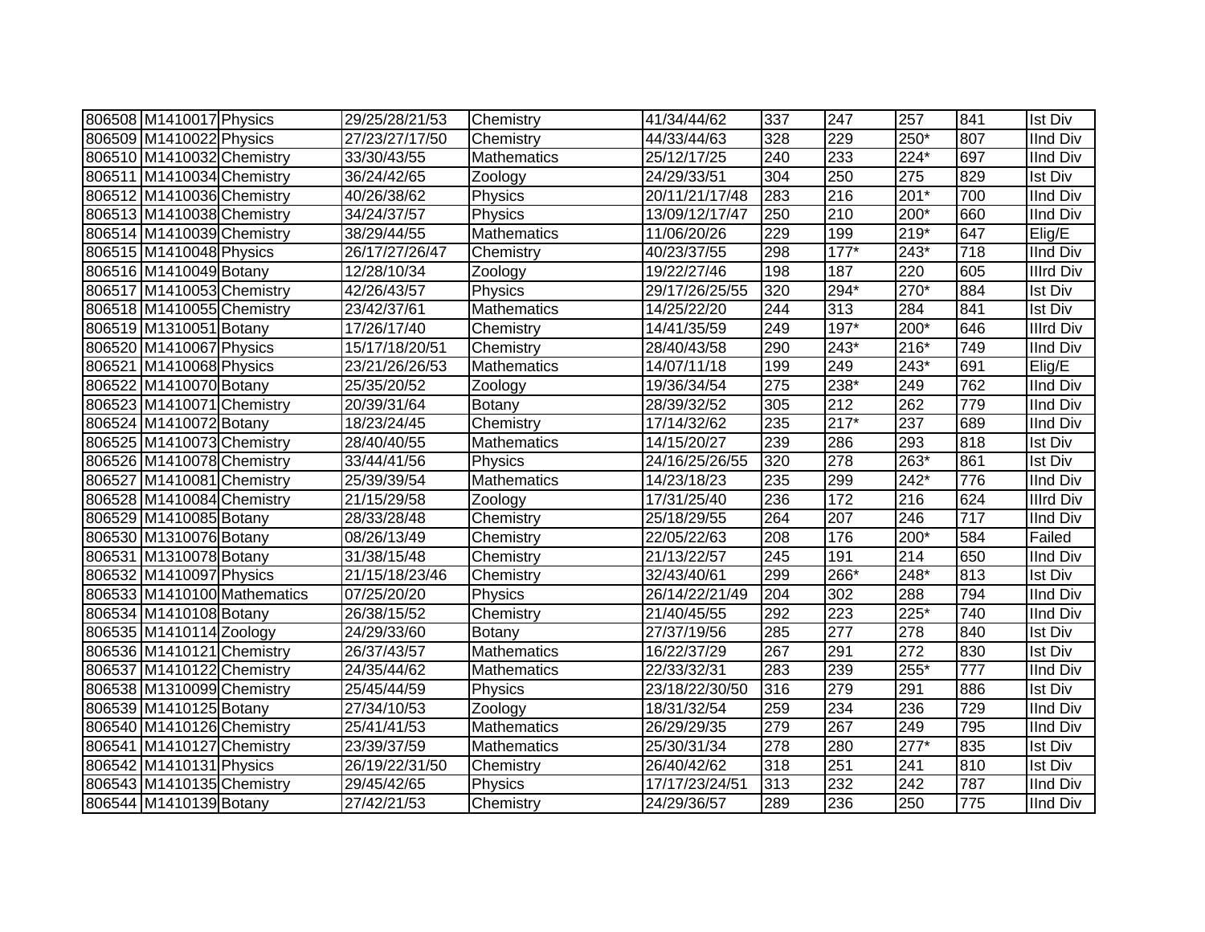| | | | | | | | | | | |
|---|---|---|---|---|---|---|---|---|---|---|
| 806508 | M1410017 | Physics | 29/25/28/21/53 | Chemistry | 41/34/44/62 | 337 | 247 | 257 | 841 | Ist Div |
| 806509 | M1410022 | Physics | 27/23/27/17/50 | Chemistry | 44/33/44/63 | 328 | 229 | 250* | 807 | IInd Div |
| 806510 | M1410032 | Chemistry | 33/30/43/55 | Mathematics | 25/12/17/25 | 240 | 233 | 224* | 697 | IInd Div |
| 806511 | M1410034 | Chemistry | 36/24/42/65 | Zoology | 24/29/33/51 | 304 | 250 | 275 | 829 | Ist Div |
| 806512 | M1410036 | Chemistry | 40/26/38/62 | Physics | 20/11/21/17/48 | 283 | 216 | 201* | 700 | IInd Div |
| 806513 | M1410038 | Chemistry | 34/24/37/57 | Physics | 13/09/12/17/47 | 250 | 210 | 200* | 660 | IInd Div |
| 806514 | M1410039 | Chemistry | 38/29/44/55 | Mathematics | 11/06/20/26 | 229 | 199 | 219* | 647 | Elig/E |
| 806515 | M1410048 | Physics | 26/17/27/26/47 | Chemistry | 40/23/37/55 | 298 | 177* | 243* | 718 | IInd Div |
| 806516 | M1410049 | Botany | 12/28/10/34 | Zoology | 19/22/27/46 | 198 | 187 | 220 | 605 | IIIrd Div |
| 806517 | M1410053 | Chemistry | 42/26/43/57 | Physics | 29/17/26/25/55 | 320 | 294* | 270* | 884 | Ist Div |
| 806518 | M1410055 | Chemistry | 23/42/37/61 | Mathematics | 14/25/22/20 | 244 | 313 | 284 | 841 | Ist Div |
| 806519 | M1310051 | Botany | 17/26/17/40 | Chemistry | 14/41/35/59 | 249 | 197* | 200* | 646 | IIIrd Div |
| 806520 | M1410067 | Physics | 15/17/18/20/51 | Chemistry | 28/40/43/58 | 290 | 243* | 216* | 749 | IInd Div |
| 806521 | M1410068 | Physics | 23/21/26/26/53 | Mathematics | 14/07/11/18 | 199 | 249 | 243* | 691 | Elig/E |
| 806522 | M1410070 | Botany | 25/35/20/52 | Zoology | 19/36/34/54 | 275 | 238* | 249 | 762 | IInd Div |
| 806523 | M1410071 | Chemistry | 20/39/31/64 | Botany | 28/39/32/52 | 305 | 212 | 262 | 779 | IInd Div |
| 806524 | M1410072 | Botany | 18/23/24/45 | Chemistry | 17/14/32/62 | 235 | 217* | 237 | 689 | IInd Div |
| 806525 | M1410073 | Chemistry | 28/40/40/55 | Mathematics | 14/15/20/27 | 239 | 286 | 293 | 818 | Ist Div |
| 806526 | M1410078 | Chemistry | 33/44/41/56 | Physics | 24/16/25/26/55 | 320 | 278 | 263* | 861 | Ist Div |
| 806527 | M1410081 | Chemistry | 25/39/39/54 | Mathematics | 14/23/18/23 | 235 | 299 | 242* | 776 | IInd Div |
| 806528 | M1410084 | Chemistry | 21/15/29/58 | Zoology | 17/31/25/40 | 236 | 172 | 216 | 624 | IIIrd Div |
| 806529 | M1410085 | Botany | 28/33/28/48 | Chemistry | 25/18/29/55 | 264 | 207 | 246 | 717 | IInd Div |
| 806530 | M1310076 | Botany | 08/26/13/49 | Chemistry | 22/05/22/63 | 208 | 176 | 200* | 584 | Failed |
| 806531 | M1310078 | Botany | 31/38/15/48 | Chemistry | 21/13/22/57 | 245 | 191 | 214 | 650 | IInd Div |
| 806532 | M1410097 | Physics | 21/15/18/23/46 | Chemistry | 32/43/40/61 | 299 | 266* | 248* | 813 | Ist Div |
| 806533 | M1410100 | Mathematics | 07/25/20/20 | Physics | 26/14/22/21/49 | 204 | 302 | 288 | 794 | IInd Div |
| 806534 | M1410108 | Botany | 26/38/15/52 | Chemistry | 21/40/45/55 | 292 | 223 | 225* | 740 | IInd Div |
| 806535 | M1410114 | Zoology | 24/29/33/60 | Botany | 27/37/19/56 | 285 | 277 | 278 | 840 | Ist Div |
| 806536 | M1410121 | Chemistry | 26/37/43/57 | Mathematics | 16/22/37/29 | 267 | 291 | 272 | 830 | Ist Div |
| 806537 | M1410122 | Chemistry | 24/35/44/62 | Mathematics | 22/33/32/31 | 283 | 239 | 255* | 777 | IInd Div |
| 806538 | M1310099 | Chemistry | 25/45/44/59 | Physics | 23/18/22/30/50 | 316 | 279 | 291 | 886 | Ist Div |
| 806539 | M1410125 | Botany | 27/34/10/53 | Zoology | 18/31/32/54 | 259 | 234 | 236 | 729 | IInd Div |
| 806540 | M1410126 | Chemistry | 25/41/41/53 | Mathematics | 26/29/29/35 | 279 | 267 | 249 | 795 | IInd Div |
| 806541 | M1410127 | Chemistry | 23/39/37/59 | Mathematics | 25/30/31/34 | 278 | 280 | 277* | 835 | Ist Div |
| 806542 | M1410131 | Physics | 26/19/22/31/50 | Chemistry | 26/40/42/62 | 318 | 251 | 241 | 810 | Ist Div |
| 806543 | M1410135 | Chemistry | 29/45/42/65 | Physics | 17/17/23/24/51 | 313 | 232 | 242 | 787 | IInd Div |
| 806544 | M1410139 | Botany | 27/42/21/53 | Chemistry | 24/29/36/57 | 289 | 236 | 250 | 775 | IInd Div |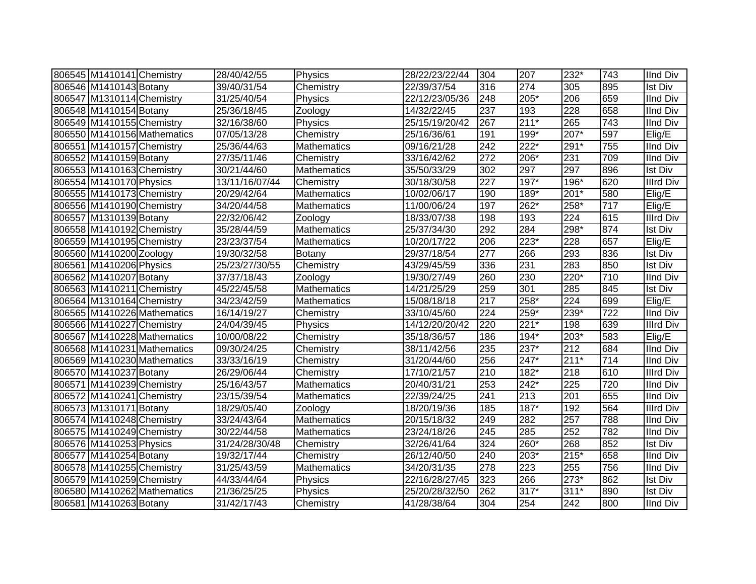| | | | | | | | | | | |
|---|---|---|---|---|---|---|---|---|---|---|
| 806545 | M1410141 | Chemistry | 28/40/42/55 | Physics | 28/22/23/22/44 | 304 | 207 | 232* | 743 | IInd Div |
| 806546 | M1410143 | Botany | 39/40/31/54 | Chemistry | 22/39/37/54 | 316 | 274 | 305 | 895 | Ist Div |
| 806547 | M1310114 | Chemistry | 31/25/40/54 | Physics | 22/12/23/05/36 | 248 | 205* | 206 | 659 | IInd Div |
| 806548 | M1410154 | Botany | 25/36/18/45 | Zoology | 14/32/22/45 | 237 | 193 | 228 | 658 | IInd Div |
| 806549 | M1410155 | Chemistry | 32/16/38/60 | Physics | 25/15/19/20/42 | 267 | 211* | 265 | 743 | IInd Div |
| 806550 | M1410156 | Mathematics | 07/05/13/28 | Chemistry | 25/16/36/61 | 191 | 199* | 207* | 597 | Elig/E |
| 806551 | M1410157 | Chemistry | 25/36/44/63 | Mathematics | 09/16/21/28 | 242 | 222* | 291* | 755 | IInd Div |
| 806552 | M1410159 | Botany | 27/35/11/46 | Chemistry | 33/16/42/62 | 272 | 206* | 231 | 709 | IInd Div |
| 806553 | M1410163 | Chemistry | 30/21/44/60 | Mathematics | 35/50/33/29 | 302 | 297 | 297 | 896 | Ist Div |
| 806554 | M1410170 | Physics | 13/11/16/07/44 | Chemistry | 30/18/30/58 | 227 | 197* | 196* | 620 | IIIrd Div |
| 806555 | M1410173 | Chemistry | 20/29/42/64 | Mathematics | 10/02/06/17 | 190 | 189* | 201* | 580 | Elig/E |
| 806556 | M1410190 | Chemistry | 34/20/44/58 | Mathematics | 11/00/06/24 | 197 | 262* | 258* | 717 | Elig/E |
| 806557 | M1310139 | Botany | 22/32/06/42 | Zoology | 18/33/07/38 | 198 | 193 | 224 | 615 | IIIrd Div |
| 806558 | M1410192 | Chemistry | 35/28/44/59 | Mathematics | 25/37/34/30 | 292 | 284 | 298* | 874 | Ist Div |
| 806559 | M1410195 | Chemistry | 23/23/37/54 | Mathematics | 10/20/17/22 | 206 | 223* | 228 | 657 | Elig/E |
| 806560 | M1410200 | Zoology | 19/30/32/58 | Botany | 29/37/18/54 | 277 | 266 | 293 | 836 | Ist Div |
| 806561 | M1410206 | Physics | 25/23/27/30/55 | Chemistry | 43/29/45/59 | 336 | 231 | 283 | 850 | Ist Div |
| 806562 | M1410207 | Botany | 37/37/18/43 | Zoology | 19/30/27/49 | 260 | 230 | 220* | 710 | IInd Div |
| 806563 | M1410211 | Chemistry | 45/22/45/58 | Mathematics | 14/21/25/29 | 259 | 301 | 285 | 845 | Ist Div |
| 806564 | M1310164 | Chemistry | 34/23/42/59 | Mathematics | 15/08/18/18 | 217 | 258* | 224 | 699 | Elig/E |
| 806565 | M1410226 | Mathematics | 16/14/19/27 | Chemistry | 33/10/45/60 | 224 | 259* | 239* | 722 | IInd Div |
| 806566 | M1410227 | Chemistry | 24/04/39/45 | Physics | 14/12/20/20/42 | 220 | 221* | 198 | 639 | IIIrd Div |
| 806567 | M1410228 | Mathematics | 10/00/08/22 | Chemistry | 35/18/36/57 | 186 | 194* | 203* | 583 | Elig/E |
| 806568 | M1410231 | Mathematics | 09/30/24/25 | Chemistry | 38/11/42/56 | 235 | 237* | 212 | 684 | IInd Div |
| 806569 | M1410230 | Mathematics | 33/33/16/19 | Chemistry | 31/20/44/60 | 256 | 247* | 211* | 714 | IInd Div |
| 806570 | M1410237 | Botany | 26/29/06/44 | Chemistry | 17/10/21/57 | 210 | 182* | 218 | 610 | IIIrd Div |
| 806571 | M1410239 | Chemistry | 25/16/43/57 | Mathematics | 20/40/31/21 | 253 | 242* | 225 | 720 | IInd Div |
| 806572 | M1410241 | Chemistry | 23/15/39/54 | Mathematics | 22/39/24/25 | 241 | 213 | 201 | 655 | IInd Div |
| 806573 | M1310171 | Botany | 18/29/05/40 | Zoology | 18/20/19/36 | 185 | 187* | 192 | 564 | IIIrd Div |
| 806574 | M1410248 | Chemistry | 33/24/43/64 | Mathematics | 20/15/18/32 | 249 | 282 | 257 | 788 | IInd Div |
| 806575 | M1410249 | Chemistry | 30/22/44/58 | Mathematics | 23/24/18/26 | 245 | 285 | 252 | 782 | IInd Div |
| 806576 | M1410253 | Physics | 31/24/28/30/48 | Chemistry | 32/26/41/64 | 324 | 260* | 268 | 852 | Ist Div |
| 806577 | M1410254 | Botany | 19/32/17/44 | Chemistry | 26/12/40/50 | 240 | 203* | 215* | 658 | IInd Div |
| 806578 | M1410255 | Chemistry | 31/25/43/59 | Mathematics | 34/20/31/35 | 278 | 223 | 255 | 756 | IInd Div |
| 806579 | M1410259 | Chemistry | 44/33/44/64 | Physics | 22/16/28/27/45 | 323 | 266 | 273* | 862 | Ist Div |
| 806580 | M1410262 | Mathematics | 21/36/25/25 | Physics | 25/20/28/32/50 | 262 | 317* | 311* | 890 | Ist Div |
| 806581 | M1410263 | Botany | 31/42/17/43 | Chemistry | 41/28/38/64 | 304 | 254 | 242 | 800 | IInd Div |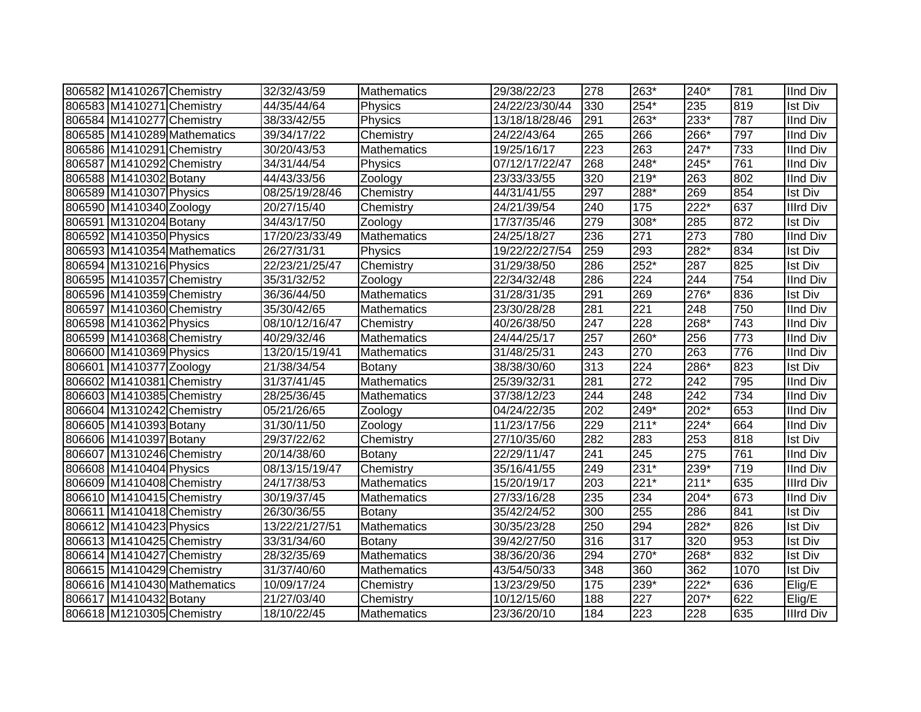| | | | | | | | | | | |
|---|---|---|---|---|---|---|---|---|---|---|
| 806582 | M1410267 | Chemistry | 32/32/43/59 | Mathematics | 29/38/22/23 | 278 | 263* | 240* | 781 | IInd Div |
| 806583 | M1410271 | Chemistry | 44/35/44/64 | Physics | 24/22/23/30/44 | 330 | 254* | 235 | 819 | Ist Div |
| 806584 | M1410277 | Chemistry | 38/33/42/55 | Physics | 13/18/18/28/46 | 291 | 263* | 233* | 787 | IInd Div |
| 806585 | M1410289 | Mathematics | 39/34/17/22 | Chemistry | 24/22/43/64 | 265 | 266 | 266* | 797 | IInd Div |
| 806586 | M1410291 | Chemistry | 30/20/43/53 | Mathematics | 19/25/16/17 | 223 | 263 | 247* | 733 | IInd Div |
| 806587 | M1410292 | Chemistry | 34/31/44/54 | Physics | 07/12/17/22/47 | 268 | 248* | 245* | 761 | IInd Div |
| 806588 | M1410302 | Botany | 44/43/33/56 | Zoology | 23/33/33/55 | 320 | 219* | 263 | 802 | IInd Div |
| 806589 | M1410307 | Physics | 08/25/19/28/46 | Chemistry | 44/31/41/55 | 297 | 288* | 269 | 854 | Ist Div |
| 806590 | M1410340 | Zoology | 20/27/15/40 | Chemistry | 24/21/39/54 | 240 | 175 | 222* | 637 | IIIrd Div |
| 806591 | M1310204 | Botany | 34/43/17/50 | Zoology | 17/37/35/46 | 279 | 308* | 285 | 872 | Ist Div |
| 806592 | M1410350 | Physics | 17/20/23/33/49 | Mathematics | 24/25/18/27 | 236 | 271 | 273 | 780 | IInd Div |
| 806593 | M1410354 | Mathematics | 26/27/31/31 | Physics | 19/22/22/27/54 | 259 | 293 | 282* | 834 | Ist Div |
| 806594 | M1310216 | Physics | 22/23/21/25/47 | Chemistry | 31/29/38/50 | 286 | 252* | 287 | 825 | Ist Div |
| 806595 | M1410357 | Chemistry | 35/31/32/52 | Zoology | 22/34/32/48 | 286 | 224 | 244 | 754 | IInd Div |
| 806596 | M1410359 | Chemistry | 36/36/44/50 | Mathematics | 31/28/31/35 | 291 | 269 | 276* | 836 | Ist Div |
| 806597 | M1410360 | Chemistry | 35/30/42/65 | Mathematics | 23/30/28/28 | 281 | 221 | 248 | 750 | IInd Div |
| 806598 | M1410362 | Physics | 08/10/12/16/47 | Chemistry | 40/26/38/50 | 247 | 228 | 268* | 743 | IInd Div |
| 806599 | M1410368 | Chemistry | 40/29/32/46 | Mathematics | 24/44/25/17 | 257 | 260* | 256 | 773 | IInd Div |
| 806600 | M1410369 | Physics | 13/20/15/19/41 | Mathematics | 31/48/25/31 | 243 | 270 | 263 | 776 | IInd Div |
| 806601 | M1410377 | Zoology | 21/38/34/54 | Botany | 38/38/30/60 | 313 | 224 | 286* | 823 | Ist Div |
| 806602 | M1410381 | Chemistry | 31/37/41/45 | Mathematics | 25/39/32/31 | 281 | 272 | 242 | 795 | IInd Div |
| 806603 | M1410385 | Chemistry | 28/25/36/45 | Mathematics | 37/38/12/23 | 244 | 248 | 242 | 734 | IInd Div |
| 806604 | M1310242 | Chemistry | 05/21/26/65 | Zoology | 04/24/22/35 | 202 | 249* | 202* | 653 | IInd Div |
| 806605 | M1410393 | Botany | 31/30/11/50 | Zoology | 11/23/17/56 | 229 | 211* | 224* | 664 | IInd Div |
| 806606 | M1410397 | Botany | 29/37/22/62 | Chemistry | 27/10/35/60 | 282 | 283 | 253 | 818 | Ist Div |
| 806607 | M1310246 | Chemistry | 20/14/38/60 | Botany | 22/29/11/47 | 241 | 245 | 275 | 761 | IInd Div |
| 806608 | M1410404 | Physics | 08/13/15/19/47 | Chemistry | 35/16/41/55 | 249 | 231* | 239* | 719 | IInd Div |
| 806609 | M1410408 | Chemistry | 24/17/38/53 | Mathematics | 15/20/19/17 | 203 | 221* | 211* | 635 | IIIrd Div |
| 806610 | M1410415 | Chemistry | 30/19/37/45 | Mathematics | 27/33/16/28 | 235 | 234 | 204* | 673 | IInd Div |
| 806611 | M1410418 | Chemistry | 26/30/36/55 | Botany | 35/42/24/52 | 300 | 255 | 286 | 841 | Ist Div |
| 806612 | M1410423 | Physics | 13/22/21/27/51 | Mathematics | 30/35/23/28 | 250 | 294 | 282* | 826 | Ist Div |
| 806613 | M1410425 | Chemistry | 33/31/34/60 | Botany | 39/42/27/50 | 316 | 317 | 320 | 953 | Ist Div |
| 806614 | M1410427 | Chemistry | 28/32/35/69 | Mathematics | 38/36/20/36 | 294 | 270* | 268* | 832 | Ist Div |
| 806615 | M1410429 | Chemistry | 31/37/40/60 | Mathematics | 43/54/50/33 | 348 | 360 | 362 | 1070 | Ist Div |
| 806616 | M1410430 | Mathematics | 10/09/17/24 | Chemistry | 13/23/29/50 | 175 | 239* | 222* | 636 | Elig/E |
| 806617 | M1410432 | Botany | 21/27/03/40 | Chemistry | 10/12/15/60 | 188 | 227 | 207* | 622 | Elig/E |
| 806618 | M1210305 | Chemistry | 18/10/22/45 | Mathematics | 23/36/20/10 | 184 | 223 | 228 | 635 | IIIrd Div |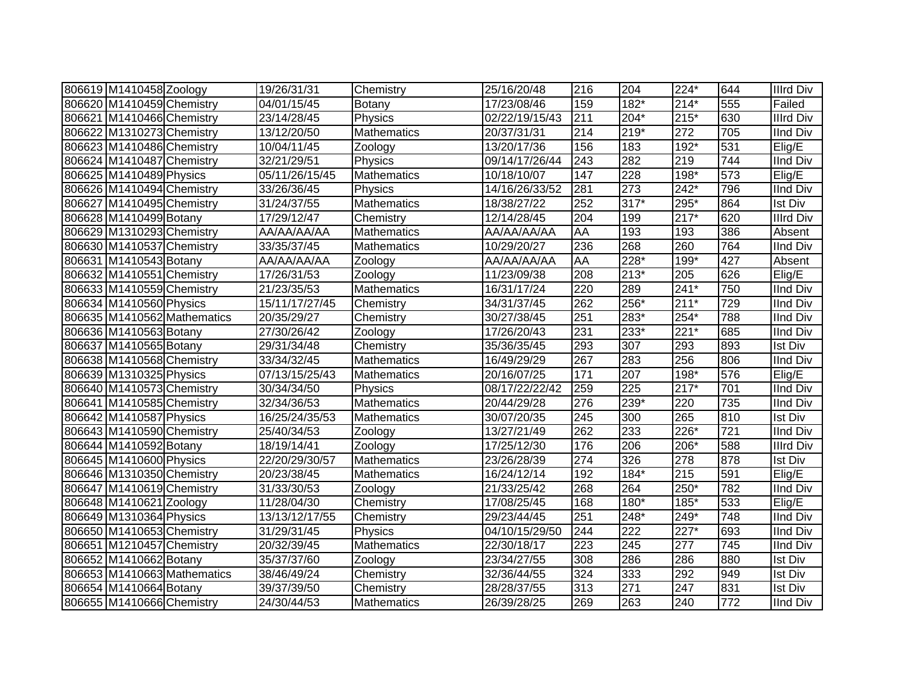| 806619 | M1410458 | Zoology | 19/26/31/31 | Chemistry | 25/16/20/48 | 216 | 204 | 224* | 644 | IIIrd Div |
|---|---|---|---|---|---|---|---|---|---|---|
| 806620 | M1410459 | Chemistry | 04/01/15/45 | Botany | 17/23/08/46 | 159 | 182* | 214* | 555 | Failed |
| 806621 | M1410466 | Chemistry | 23/14/28/45 | Physics | 02/22/19/15/43 | 211 | 204* | 215* | 630 | IIIrd Div |
| 806622 | M1310273 | Chemistry | 13/12/20/50 | Mathematics | 20/37/31/31 | 214 | 219* | 272 | 705 | IInd Div |
| 806623 | M1410486 | Chemistry | 10/04/11/45 | Zoology | 13/20/17/36 | 156 | 183 | 192* | 531 | Elig/E |
| 806624 | M1410487 | Chemistry | 32/21/29/51 | Physics | 09/14/17/26/44 | 243 | 282 | 219 | 744 | IInd Div |
| 806625 | M1410489 | Physics | 05/11/26/15/45 | Mathematics | 10/18/10/07 | 147 | 228 | 198* | 573 | Elig/E |
| 806626 | M1410494 | Chemistry | 33/26/36/45 | Physics | 14/16/26/33/52 | 281 | 273 | 242* | 796 | IInd Div |
| 806627 | M1410495 | Chemistry | 31/24/37/55 | Mathematics | 18/38/27/22 | 252 | 317* | 295* | 864 | Ist Div |
| 806628 | M1410499 | Botany | 17/29/12/47 | Chemistry | 12/14/28/45 | 204 | 199 | 217* | 620 | IIIrd Div |
| 806629 | M1310293 | Chemistry | AA/AA/AA/AA | Mathematics | AA/AA/AA/AA | AA | 193 | 193 | 386 | Absent |
| 806630 | M1410537 | Chemistry | 33/35/37/45 | Mathematics | 10/29/20/27 | 236 | 268 | 260 | 764 | IInd Div |
| 806631 | M1410543 | Botany | AA/AA/AA/AA | Zoology | AA/AA/AA/AA | AA | 228* | 199* | 427 | Absent |
| 806632 | M1410551 | Chemistry | 17/26/31/53 | Zoology | 11/23/09/38 | 208 | 213* | 205 | 626 | Elig/E |
| 806633 | M1410559 | Chemistry | 21/23/35/53 | Mathematics | 16/31/17/24 | 220 | 289 | 241* | 750 | IInd Div |
| 806634 | M1410560 | Physics | 15/11/17/27/45 | Chemistry | 34/31/37/45 | 262 | 256* | 211* | 729 | IInd Div |
| 806635 | M1410562 | Mathematics | 20/35/29/27 | Chemistry | 30/27/38/45 | 251 | 283* | 254* | 788 | IInd Div |
| 806636 | M1410563 | Botany | 27/30/26/42 | Zoology | 17/26/20/43 | 231 | 233* | 221* | 685 | IInd Div |
| 806637 | M1410565 | Botany | 29/31/34/48 | Chemistry | 35/36/35/45 | 293 | 307 | 293 | 893 | Ist Div |
| 806638 | M1410568 | Chemistry | 33/34/32/45 | Mathematics | 16/49/29/29 | 267 | 283 | 256 | 806 | IInd Div |
| 806639 | M1310325 | Physics | 07/13/15/25/43 | Mathematics | 20/16/07/25 | 171 | 207 | 198* | 576 | Elig/E |
| 806640 | M1410573 | Chemistry | 30/34/34/50 | Physics | 08/17/22/22/42 | 259 | 225 | 217* | 701 | IInd Div |
| 806641 | M1410585 | Chemistry | 32/34/36/53 | Mathematics | 20/44/29/28 | 276 | 239* | 220 | 735 | IInd Div |
| 806642 | M1410587 | Physics | 16/25/24/35/53 | Mathematics | 30/07/20/35 | 245 | 300 | 265 | 810 | Ist Div |
| 806643 | M1410590 | Chemistry | 25/40/34/53 | Zoology | 13/27/21/49 | 262 | 233 | 226* | 721 | IInd Div |
| 806644 | M1410592 | Botany | 18/19/14/41 | Zoology | 17/25/12/30 | 176 | 206 | 206* | 588 | IIIrd Div |
| 806645 | M1410600 | Physics | 22/20/29/30/57 | Mathematics | 23/26/28/39 | 274 | 326 | 278 | 878 | Ist Div |
| 806646 | M1310350 | Chemistry | 20/23/38/45 | Mathematics | 16/24/12/14 | 192 | 184* | 215 | 591 | Elig/E |
| 806647 | M1410619 | Chemistry | 31/33/30/53 | Zoology | 21/33/25/42 | 268 | 264 | 250* | 782 | IInd Div |
| 806648 | M1410621 | Zoology | 11/28/04/30 | Chemistry | 17/08/25/45 | 168 | 180* | 185* | 533 | Elig/E |
| 806649 | M1310364 | Physics | 13/13/12/17/55 | Chemistry | 29/23/44/45 | 251 | 248* | 249* | 748 | IInd Div |
| 806650 | M1410653 | Chemistry | 31/29/31/45 | Physics | 04/10/15/29/50 | 244 | 222 | 227* | 693 | IInd Div |
| 806651 | M1210457 | Chemistry | 20/32/39/45 | Mathematics | 22/30/18/17 | 223 | 245 | 277 | 745 | IInd Div |
| 806652 | M1410662 | Botany | 35/37/37/60 | Zoology | 23/34/27/55 | 308 | 286 | 286 | 880 | Ist Div |
| 806653 | M1410663 | Mathematics | 38/46/49/24 | Chemistry | 32/36/44/55 | 324 | 333 | 292 | 949 | Ist Div |
| 806654 | M1410664 | Botany | 39/37/39/50 | Chemistry | 28/28/37/55 | 313 | 271 | 247 | 831 | Ist Div |
| 806655 | M1410666 | Chemistry | 24/30/44/53 | Mathematics | 26/39/28/25 | 269 | 263 | 240 | 772 | IInd Div |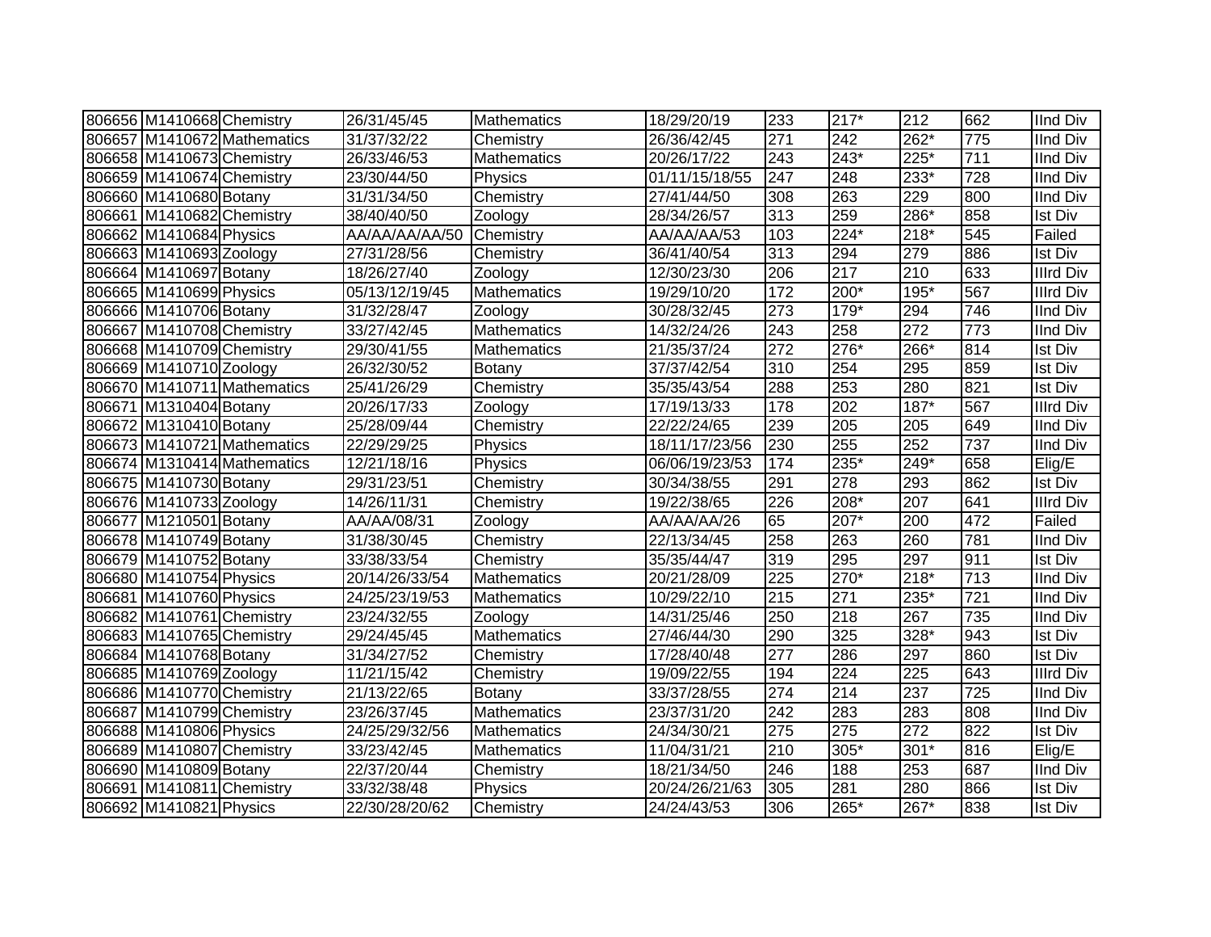| | | | | | | | | | | |
|---|---|---|---|---|---|---|---|---|---|---|
| 806656 | M1410668 | Chemistry | 26/31/45/45 | Mathematics | 18/29/20/19 | 233 | 217* | 212 | 662 | IInd Div |
| 806657 | M1410672 | Mathematics | 31/37/32/22 | Chemistry | 26/36/42/45 | 271 | 242 | 262* | 775 | IInd Div |
| 806658 | M1410673 | Chemistry | 26/33/46/53 | Mathematics | 20/26/17/22 | 243 | 243* | 225* | 711 | IInd Div |
| 806659 | M1410674 | Chemistry | 23/30/44/50 | Physics | 01/11/15/18/55 | 247 | 248 | 233* | 728 | IInd Div |
| 806660 | M1410680 | Botany | 31/31/34/50 | Chemistry | 27/41/44/50 | 308 | 263 | 229 | 800 | IInd Div |
| 806661 | M1410682 | Chemistry | 38/40/40/50 | Zoology | 28/34/26/57 | 313 | 259 | 286* | 858 | Ist Div |
| 806662 | M1410684 | Physics | AA/AA/AA/AA/50 | Chemistry | AA/AA/AA/53 | 103 | 224* | 218* | 545 | Failed |
| 806663 | M1410693 | Zoology | 27/31/28/56 | Chemistry | 36/41/40/54 | 313 | 294 | 279 | 886 | Ist Div |
| 806664 | M1410697 | Botany | 18/26/27/40 | Zoology | 12/30/23/30 | 206 | 217 | 210 | 633 | IIIrd Div |
| 806665 | M1410699 | Physics | 05/13/12/19/45 | Mathematics | 19/29/10/20 | 172 | 200* | 195* | 567 | IIIrd Div |
| 806666 | M1410706 | Botany | 31/32/28/47 | Zoology | 30/28/32/45 | 273 | 179* | 294 | 746 | IInd Div |
| 806667 | M1410708 | Chemistry | 33/27/42/45 | Mathematics | 14/32/24/26 | 243 | 258 | 272 | 773 | IInd Div |
| 806668 | M1410709 | Chemistry | 29/30/41/55 | Mathematics | 21/35/37/24 | 272 | 276* | 266* | 814 | Ist Div |
| 806669 | M1410710 | Zoology | 26/32/30/52 | Botany | 37/37/42/54 | 310 | 254 | 295 | 859 | Ist Div |
| 806670 | M1410711 | Mathematics | 25/41/26/29 | Chemistry | 35/35/43/54 | 288 | 253 | 280 | 821 | Ist Div |
| 806671 | M1310404 | Botany | 20/26/17/33 | Zoology | 17/19/13/33 | 178 | 202 | 187* | 567 | IIIrd Div |
| 806672 | M1310410 | Botany | 25/28/09/44 | Chemistry | 22/22/24/65 | 239 | 205 | 205 | 649 | IInd Div |
| 806673 | M1410721 | Mathematics | 22/29/29/25 | Physics | 18/11/17/23/56 | 230 | 255 | 252 | 737 | IInd Div |
| 806674 | M1310414 | Mathematics | 12/21/18/16 | Physics | 06/06/19/23/53 | 174 | 235* | 249* | 658 | Elig/E |
| 806675 | M1410730 | Botany | 29/31/23/51 | Chemistry | 30/34/38/55 | 291 | 278 | 293 | 862 | Ist Div |
| 806676 | M1410733 | Zoology | 14/26/11/31 | Chemistry | 19/22/38/65 | 226 | 208* | 207 | 641 | IIIrd Div |
| 806677 | M1210501 | Botany | AA/AA/08/31 | Zoology | AA/AA/AA/26 | 65 | 207* | 200 | 472 | Failed |
| 806678 | M1410749 | Botany | 31/38/30/45 | Chemistry | 22/13/34/45 | 258 | 263 | 260 | 781 | IInd Div |
| 806679 | M1410752 | Botany | 33/38/33/54 | Chemistry | 35/35/44/47 | 319 | 295 | 297 | 911 | Ist Div |
| 806680 | M1410754 | Physics | 20/14/26/33/54 | Mathematics | 20/21/28/09 | 225 | 270* | 218* | 713 | IInd Div |
| 806681 | M1410760 | Physics | 24/25/23/19/53 | Mathematics | 10/29/22/10 | 215 | 271 | 235* | 721 | IInd Div |
| 806682 | M1410761 | Chemistry | 23/24/32/55 | Zoology | 14/31/25/46 | 250 | 218 | 267 | 735 | IInd Div |
| 806683 | M1410765 | Chemistry | 29/24/45/45 | Mathematics | 27/46/44/30 | 290 | 325 | 328* | 943 | Ist Div |
| 806684 | M1410768 | Botany | 31/34/27/52 | Chemistry | 17/28/40/48 | 277 | 286 | 297 | 860 | Ist Div |
| 806685 | M1410769 | Zoology | 11/21/15/42 | Chemistry | 19/09/22/55 | 194 | 224 | 225 | 643 | IIIrd Div |
| 806686 | M1410770 | Chemistry | 21/13/22/65 | Botany | 33/37/28/55 | 274 | 214 | 237 | 725 | IInd Div |
| 806687 | M1410799 | Chemistry | 23/26/37/45 | Mathematics | 23/37/31/20 | 242 | 283 | 283 | 808 | IInd Div |
| 806688 | M1410806 | Physics | 24/25/29/32/56 | Mathematics | 24/34/30/21 | 275 | 275 | 272 | 822 | Ist Div |
| 806689 | M1410807 | Chemistry | 33/23/42/45 | Mathematics | 11/04/31/21 | 210 | 305* | 301* | 816 | Elig/E |
| 806690 | M1410809 | Botany | 22/37/20/44 | Chemistry | 18/21/34/50 | 246 | 188 | 253 | 687 | IInd Div |
| 806691 | M1410811 | Chemistry | 33/32/38/48 | Physics | 20/24/26/21/63 | 305 | 281 | 280 | 866 | Ist Div |
| 806692 | M1410821 | Physics | 22/30/28/20/62 | Chemistry | 24/24/43/53 | 306 | 265* | 267* | 838 | Ist Div |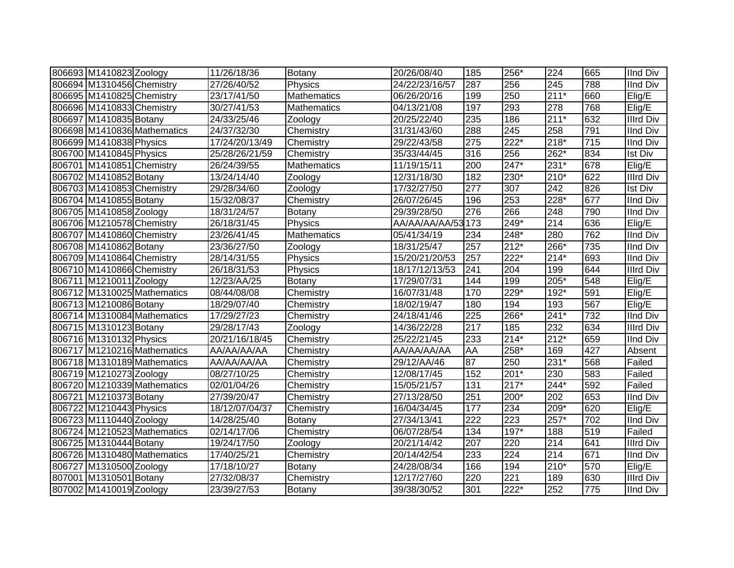| | | | | | | | | | | |
|---|---|---|---|---|---|---|---|---|---|---|
| 806693 | M1410823 | Zoology | 11/26/18/36 | Botany | 20/26/08/40 | 185 | 256* | 224 | 665 | IInd Div |
| 806694 | M1310456 | Chemistry | 27/26/40/52 | Physics | 24/22/23/16/57 | 287 | 256 | 245 | 788 | IInd Div |
| 806695 | M1410825 | Chemistry | 23/17/41/50 | Mathematics | 06/26/20/16 | 199 | 250 | 211* | 660 | Elig/E |
| 806696 | M1410833 | Chemistry | 30/27/41/53 | Mathematics | 04/13/21/08 | 197 | 293 | 278 | 768 | Elig/E |
| 806697 | M1410835 | Botany | 24/33/25/46 | Zoology | 20/25/22/40 | 235 | 186 | 211* | 632 | IIIrd Div |
| 806698 | M1410836 | Mathematics | 24/37/32/30 | Chemistry | 31/31/43/60 | 288 | 245 | 258 | 791 | IInd Div |
| 806699 | M1410838 | Physics | 17/24/20/13/49 | Chemistry | 29/22/43/58 | 275 | 222* | 218* | 715 | IInd Div |
| 806700 | M1410845 | Physics | 25/28/26/21/59 | Chemistry | 35/33/44/45 | 316 | 256 | 262* | 834 | Ist Div |
| 806701 | M1410851 | Chemistry | 26/24/39/55 | Mathematics | 11/19/15/11 | 200 | 247* | 231* | 678 | Elig/E |
| 806702 | M1410852 | Botany | 13/24/14/40 | Zoology | 12/31/18/30 | 182 | 230* | 210* | 622 | IIIrd Div |
| 806703 | M1410853 | Chemistry | 29/28/34/60 | Zoology | 17/32/27/50 | 277 | 307 | 242 | 826 | Ist Div |
| 806704 | M1410855 | Botany | 15/32/08/37 | Chemistry | 26/07/26/45 | 196 | 253 | 228* | 677 | IInd Div |
| 806705 | M1410858 | Zoology | 18/31/24/57 | Botany | 29/39/28/50 | 276 | 266 | 248 | 790 | IInd Div |
| 806706 | M1210578 | Chemistry | 26/18/31/45 | Physics | AA/AA/AA/AA/53 | 173 | 249* | 214 | 636 | Elig/E |
| 806707 | M1410860 | Chemistry | 23/26/41/45 | Mathematics | 05/41/34/19 | 234 | 248* | 280 | 762 | IInd Div |
| 806708 | M1410862 | Botany | 23/36/27/50 | Zoology | 18/31/25/47 | 257 | 212* | 266* | 735 | IInd Div |
| 806709 | M1410864 | Chemistry | 28/14/31/55 | Physics | 15/20/21/20/53 | 257 | 222* | 214* | 693 | IInd Div |
| 806710 | M1410866 | Chemistry | 26/18/31/53 | Physics | 18/17/12/13/53 | 241 | 204 | 199 | 644 | IIIrd Div |
| 806711 | M1210011 | Zoology | 12/23/AA/25 | Botany | 17/29/07/31 | 144 | 199 | 205* | 548 | Elig/E |
| 806712 | M1310025 | Mathematics | 08/44/08/08 | Chemistry | 16/07/31/48 | 170 | 229* | 192* | 591 | Elig/E |
| 806713 | M1210086 | Botany | 18/29/07/40 | Chemistry | 18/02/19/47 | 180 | 194 | 193 | 567 | Elig/E |
| 806714 | M1310084 | Mathematics | 17/29/27/23 | Chemistry | 24/18/41/46 | 225 | 266* | 241* | 732 | IInd Div |
| 806715 | M1310123 | Botany | 29/28/17/43 | Zoology | 14/36/22/28 | 217 | 185 | 232 | 634 | IIIrd Div |
| 806716 | M1310132 | Physics | 20/21/16/18/45 | Chemistry | 25/22/21/45 | 233 | 214* | 212* | 659 | IInd Div |
| 806717 | M1210216 | Mathematics | AA/AA/AA/AA | Chemistry | AA/AA/AA/AA | AA | 258* | 169 | 427 | Absent |
| 806718 | M1310189 | Mathematics | AA/AA/AA/AA | Chemistry | 29/12/AA/46 | 87 | 250 | 231* | 568 | Failed |
| 806719 | M1210273 | Zoology | 08/27/10/25 | Chemistry | 12/08/17/45 | 152 | 201* | 230 | 583 | Failed |
| 806720 | M1210339 | Mathematics | 02/01/04/26 | Chemistry | 15/05/21/57 | 131 | 217* | 244* | 592 | Failed |
| 806721 | M1210373 | Botany | 27/39/20/47 | Chemistry | 27/13/28/50 | 251 | 200* | 202 | 653 | IInd Div |
| 806722 | M1210443 | Physics | 18/12/07/04/37 | Chemistry | 16/04/34/45 | 177 | 234 | 209* | 620 | Elig/E |
| 806723 | M1110440 | Zoology | 14/28/25/40 | Botany | 27/34/13/41 | 222 | 223 | 257* | 702 | IInd Div |
| 806724 | M1210523 | Mathematics | 02/14/17/06 | Chemistry | 06/07/28/54 | 134 | 197* | 188 | 519 | Failed |
| 806725 | M1310444 | Botany | 19/24/17/50 | Zoology | 20/21/14/42 | 207 | 220 | 214 | 641 | IIIrd Div |
| 806726 | M1310480 | Mathematics | 17/40/25/21 | Chemistry | 20/14/42/54 | 233 | 224 | 214 | 671 | IInd Div |
| 806727 | M1310500 | Zoology | 17/18/10/27 | Botany | 24/28/08/34 | 166 | 194 | 210* | 570 | Elig/E |
| 807001 | M1310501 | Botany | 27/32/08/37 | Chemistry | 12/17/27/60 | 220 | 221 | 189 | 630 | IIIrd Div |
| 807002 | M1410019 | Zoology | 23/39/27/53 | Botany | 39/38/30/52 | 301 | 222* | 252 | 775 | IInd Div |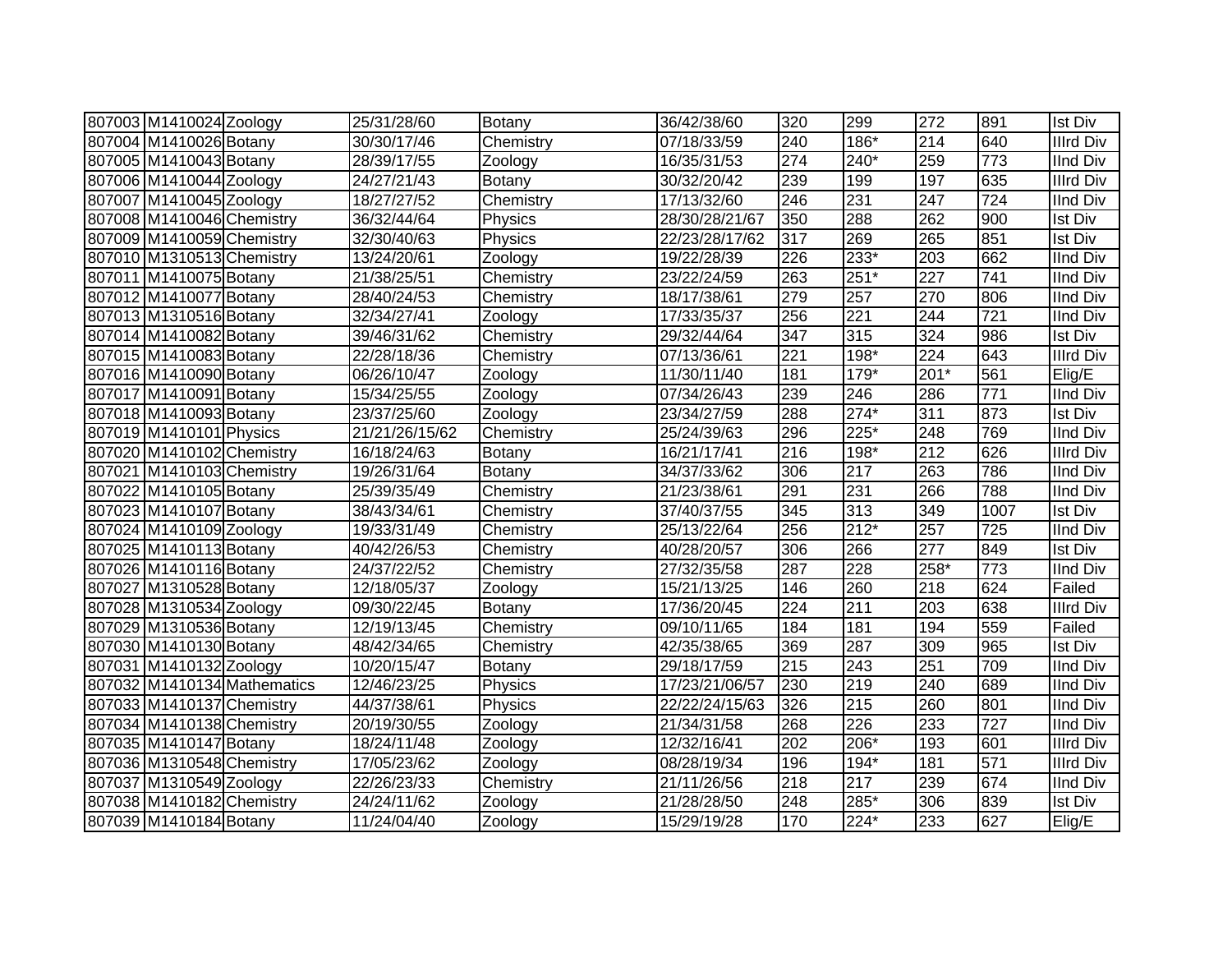| | | | | | | | | | | |
|---|---|---|---|---|---|---|---|---|---|---|
| 807003 | M1410024 | Zoology | 25/31/28/60 | Botany | 36/42/38/60 | 320 | 299 | 272 | 891 | Ist Div |
| 807004 | M1410026 | Botany | 30/30/17/46 | Chemistry | 07/18/33/59 | 240 | 186* | 214 | 640 | IIIrd Div |
| 807005 | M1410043 | Botany | 28/39/17/55 | Zoology | 16/35/31/53 | 274 | 240* | 259 | 773 | IInd Div |
| 807006 | M1410044 | Zoology | 24/27/21/43 | Botany | 30/32/20/42 | 239 | 199 | 197 | 635 | IIIrd Div |
| 807007 | M1410045 | Zoology | 18/27/27/52 | Chemistry | 17/13/32/60 | 246 | 231 | 247 | 724 | IInd Div |
| 807008 | M1410046 | Chemistry | 36/32/44/64 | Physics | 28/30/28/21/67 | 350 | 288 | 262 | 900 | Ist Div |
| 807009 | M1410059 | Chemistry | 32/30/40/63 | Physics | 22/23/28/17/62 | 317 | 269 | 265 | 851 | Ist Div |
| 807010 | M1310513 | Chemistry | 13/24/20/61 | Zoology | 19/22/28/39 | 226 | 233* | 203 | 662 | IInd Div |
| 807011 | M1410075 | Botany | 21/38/25/51 | Chemistry | 23/22/24/59 | 263 | 251* | 227 | 741 | IInd Div |
| 807012 | M1410077 | Botany | 28/40/24/53 | Chemistry | 18/17/38/61 | 279 | 257 | 270 | 806 | IInd Div |
| 807013 | M1310516 | Botany | 32/34/27/41 | Zoology | 17/33/35/37 | 256 | 221 | 244 | 721 | IInd Div |
| 807014 | M1410082 | Botany | 39/46/31/62 | Chemistry | 29/32/44/64 | 347 | 315 | 324 | 986 | Ist Div |
| 807015 | M1410083 | Botany | 22/28/18/36 | Chemistry | 07/13/36/61 | 221 | 198* | 224 | 643 | IIIrd Div |
| 807016 | M1410090 | Botany | 06/26/10/47 | Zoology | 11/30/11/40 | 181 | 179* | 201* | 561 | Elig/E |
| 807017 | M1410091 | Botany | 15/34/25/55 | Zoology | 07/34/26/43 | 239 | 246 | 286 | 771 | IInd Div |
| 807018 | M1410093 | Botany | 23/37/25/60 | Zoology | 23/34/27/59 | 288 | 274* | 311 | 873 | Ist Div |
| 807019 | M1410101 | Physics | 21/21/26/15/62 | Chemistry | 25/24/39/63 | 296 | 225* | 248 | 769 | IInd Div |
| 807020 | M1410102 | Chemistry | 16/18/24/63 | Botany | 16/21/17/41 | 216 | 198* | 212 | 626 | IIIrd Div |
| 807021 | M1410103 | Chemistry | 19/26/31/64 | Botany | 34/37/33/62 | 306 | 217 | 263 | 786 | IInd Div |
| 807022 | M1410105 | Botany | 25/39/35/49 | Chemistry | 21/23/38/61 | 291 | 231 | 266 | 788 | IInd Div |
| 807023 | M1410107 | Botany | 38/43/34/61 | Chemistry | 37/40/37/55 | 345 | 313 | 349 | 1007 | Ist Div |
| 807024 | M1410109 | Zoology | 19/33/31/49 | Chemistry | 25/13/22/64 | 256 | 212* | 257 | 725 | IInd Div |
| 807025 | M1410113 | Botany | 40/42/26/53 | Chemistry | 40/28/20/57 | 306 | 266 | 277 | 849 | Ist Div |
| 807026 | M1410116 | Botany | 24/37/22/52 | Chemistry | 27/32/35/58 | 287 | 228 | 258* | 773 | IInd Div |
| 807027 | M1310528 | Botany | 12/18/05/37 | Zoology | 15/21/13/25 | 146 | 260 | 218 | 624 | Failed |
| 807028 | M1310534 | Zoology | 09/30/22/45 | Botany | 17/36/20/45 | 224 | 211 | 203 | 638 | IIIrd Div |
| 807029 | M1310536 | Botany | 12/19/13/45 | Chemistry | 09/10/11/65 | 184 | 181 | 194 | 559 | Failed |
| 807030 | M1410130 | Botany | 48/42/34/65 | Chemistry | 42/35/38/65 | 369 | 287 | 309 | 965 | Ist Div |
| 807031 | M1410132 | Zoology | 10/20/15/47 | Botany | 29/18/17/59 | 215 | 243 | 251 | 709 | IInd Div |
| 807032 | M1410134 | Mathematics | 12/46/23/25 | Physics | 17/23/21/06/57 | 230 | 219 | 240 | 689 | IInd Div |
| 807033 | M1410137 | Chemistry | 44/37/38/61 | Physics | 22/22/24/15/63 | 326 | 215 | 260 | 801 | IInd Div |
| 807034 | M1410138 | Chemistry | 20/19/30/55 | Zoology | 21/34/31/58 | 268 | 226 | 233 | 727 | IInd Div |
| 807035 | M1410147 | Botany | 18/24/11/48 | Zoology | 12/32/16/41 | 202 | 206* | 193 | 601 | IIIrd Div |
| 807036 | M1310548 | Chemistry | 17/05/23/62 | Zoology | 08/28/19/34 | 196 | 194* | 181 | 571 | IIIrd Div |
| 807037 | M1310549 | Zoology | 22/26/23/33 | Chemistry | 21/11/26/56 | 218 | 217 | 239 | 674 | IInd Div |
| 807038 | M1410182 | Chemistry | 24/24/11/62 | Zoology | 21/28/28/50 | 248 | 285* | 306 | 839 | Ist Div |
| 807039 | M1410184 | Botany | 11/24/04/40 | Zoology | 15/29/19/28 | 170 | 224* | 233 | 627 | Elig/E |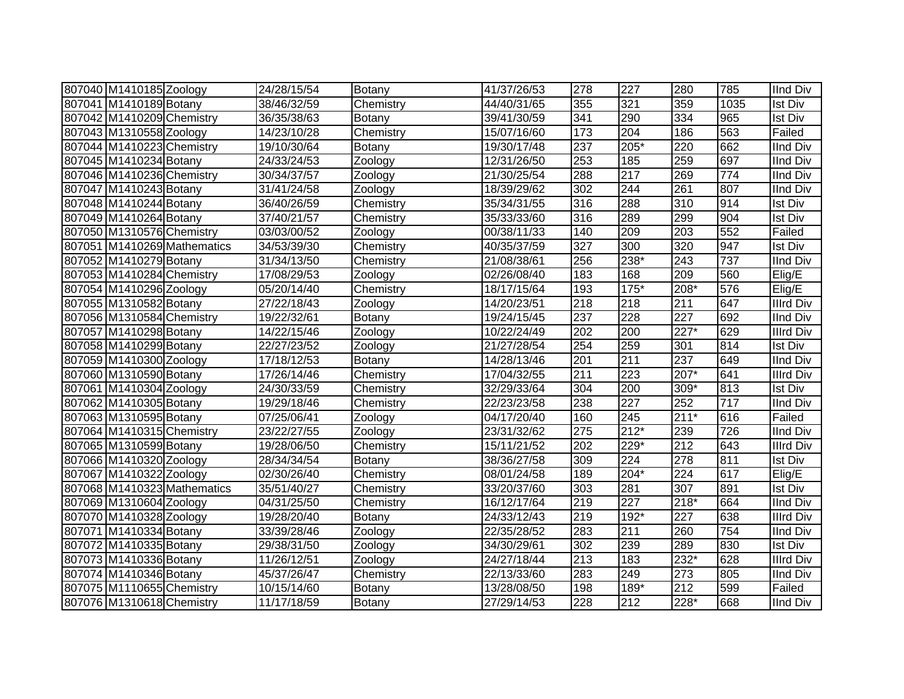| | | | | | | | | | | |
|---|---|---|---|---|---|---|---|---|---|---|
| 807040 | M1410185 | Zoology | 24/28/15/54 | Botany | 41/37/26/53 | 278 | 227 | 280 | 785 | IInd Div |
| 807041 | M1410189 | Botany | 38/46/32/59 | Chemistry | 44/40/31/65 | 355 | 321 | 359 | 1035 | Ist Div |
| 807042 | M1410209 | Chemistry | 36/35/38/63 | Botany | 39/41/30/59 | 341 | 290 | 334 | 965 | Ist Div |
| 807043 | M1310558 | Zoology | 14/23/10/28 | Chemistry | 15/07/16/60 | 173 | 204 | 186 | 563 | Failed |
| 807044 | M1410223 | Chemistry | 19/10/30/64 | Botany | 19/30/17/48 | 237 | 205* | 220 | 662 | IInd Div |
| 807045 | M1410234 | Botany | 24/33/24/53 | Zoology | 12/31/26/50 | 253 | 185 | 259 | 697 | IInd Div |
| 807046 | M1410236 | Chemistry | 30/34/37/57 | Zoology | 21/30/25/54 | 288 | 217 | 269 | 774 | IInd Div |
| 807047 | M1410243 | Botany | 31/41/24/58 | Zoology | 18/39/29/62 | 302 | 244 | 261 | 807 | IInd Div |
| 807048 | M1410244 | Botany | 36/40/26/59 | Chemistry | 35/34/31/55 | 316 | 288 | 310 | 914 | Ist Div |
| 807049 | M1410264 | Botany | 37/40/21/57 | Chemistry | 35/33/33/60 | 316 | 289 | 299 | 904 | Ist Div |
| 807050 | M1310576 | Chemistry | 03/03/00/52 | Zoology | 00/38/11/33 | 140 | 209 | 203 | 552 | Failed |
| 807051 | M1410269 | Mathematics | 34/53/39/30 | Chemistry | 40/35/37/59 | 327 | 300 | 320 | 947 | Ist Div |
| 807052 | M1410279 | Botany | 31/34/13/50 | Chemistry | 21/08/38/61 | 256 | 238* | 243 | 737 | IInd Div |
| 807053 | M1410284 | Chemistry | 17/08/29/53 | Zoology | 02/26/08/40 | 183 | 168 | 209 | 560 | Elig/E |
| 807054 | M1410296 | Zoology | 05/20/14/40 | Chemistry | 18/17/15/64 | 193 | 175* | 208* | 576 | Elig/E |
| 807055 | M1310582 | Botany | 27/22/18/43 | Zoology | 14/20/23/51 | 218 | 218 | 211 | 647 | IIIrd Div |
| 807056 | M1310584 | Chemistry | 19/22/32/61 | Botany | 19/24/15/45 | 237 | 228 | 227 | 692 | IInd Div |
| 807057 | M1410298 | Botany | 14/22/15/46 | Zoology | 10/22/24/49 | 202 | 200 | 227* | 629 | IIIrd Div |
| 807058 | M1410299 | Botany | 22/27/23/52 | Zoology | 21/27/28/54 | 254 | 259 | 301 | 814 | Ist Div |
| 807059 | M1410300 | Zoology | 17/18/12/53 | Botany | 14/28/13/46 | 201 | 211 | 237 | 649 | IInd Div |
| 807060 | M1310590 | Botany | 17/26/14/46 | Chemistry | 17/04/32/55 | 211 | 223 | 207* | 641 | IIIrd Div |
| 807061 | M1410304 | Zoology | 24/30/33/59 | Chemistry | 32/29/33/64 | 304 | 200 | 309* | 813 | Ist Div |
| 807062 | M1410305 | Botany | 19/29/18/46 | Chemistry | 22/23/23/58 | 238 | 227 | 252 | 717 | IInd Div |
| 807063 | M1310595 | Botany | 07/25/06/41 | Zoology | 04/17/20/40 | 160 | 245 | 211* | 616 | Failed |
| 807064 | M1410315 | Chemistry | 23/22/27/55 | Zoology | 23/31/32/62 | 275 | 212* | 239 | 726 | IInd Div |
| 807065 | M1310599 | Botany | 19/28/06/50 | Chemistry | 15/11/21/52 | 202 | 229* | 212 | 643 | IIIrd Div |
| 807066 | M1410320 | Zoology | 28/34/34/54 | Botany | 38/36/27/58 | 309 | 224 | 278 | 811 | Ist Div |
| 807067 | M1410322 | Zoology | 02/30/26/40 | Chemistry | 08/01/24/58 | 189 | 204* | 224 | 617 | Elig/E |
| 807068 | M1410323 | Mathematics | 35/51/40/27 | Chemistry | 33/20/37/60 | 303 | 281 | 307 | 891 | Ist Div |
| 807069 | M1310604 | Zoology | 04/31/25/50 | Chemistry | 16/12/17/64 | 219 | 227 | 218* | 664 | IInd Div |
| 807070 | M1410328 | Zoology | 19/28/20/40 | Botany | 24/33/12/43 | 219 | 192* | 227 | 638 | IIIrd Div |
| 807071 | M1410334 | Botany | 33/39/28/46 | Zoology | 22/35/28/52 | 283 | 211 | 260 | 754 | IInd Div |
| 807072 | M1410335 | Botany | 29/38/31/50 | Zoology | 34/30/29/61 | 302 | 239 | 289 | 830 | Ist Div |
| 807073 | M1410336 | Botany | 11/26/12/51 | Zoology | 24/27/18/44 | 213 | 183 | 232* | 628 | IIIrd Div |
| 807074 | M1410346 | Botany | 45/37/26/47 | Chemistry | 22/13/33/60 | 283 | 249 | 273 | 805 | IInd Div |
| 807075 | M1110655 | Chemistry | 10/15/14/60 | Botany | 13/28/08/50 | 198 | 189* | 212 | 599 | Failed |
| 807076 | M1310618 | Chemistry | 11/17/18/59 | Botany | 27/29/14/53 | 228 | 212 | 228* | 668 | IInd Div |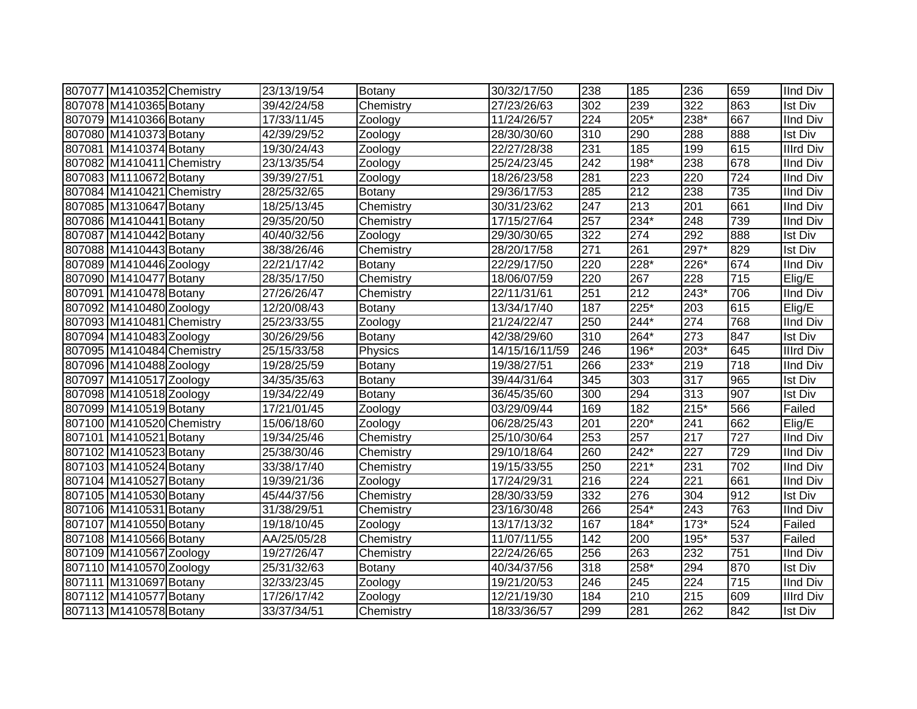| | | | | | | | | | | |
|---|---|---|---|---|---|---|---|---|---|---|
| 807077 | M1410352 | Chemistry | 23/13/19/54 | Botany | 30/32/17/50 | 238 | 185 | 236 | 659 | IInd Div |
| 807078 | M1410365 | Botany | 39/42/24/58 | Chemistry | 27/23/26/63 | 302 | 239 | 322 | 863 | Ist Div |
| 807079 | M1410366 | Botany | 17/33/11/45 | Zoology | 11/24/26/57 | 224 | 205* | 238* | 667 | IInd Div |
| 807080 | M1410373 | Botany | 42/39/29/52 | Zoology | 28/30/30/60 | 310 | 290 | 288 | 888 | Ist Div |
| 807081 | M1410374 | Botany | 19/30/24/43 | Zoology | 22/27/28/38 | 231 | 185 | 199 | 615 | IIIrd Div |
| 807082 | M1410411 | Chemistry | 23/13/35/54 | Zoology | 25/24/23/45 | 242 | 198* | 238 | 678 | IInd Div |
| 807083 | M1110672 | Botany | 39/39/27/51 | Zoology | 18/26/23/58 | 281 | 223 | 220 | 724 | IInd Div |
| 807084 | M1410421 | Chemistry | 28/25/32/65 | Botany | 29/36/17/53 | 285 | 212 | 238 | 735 | IInd Div |
| 807085 | M1310647 | Botany | 18/25/13/45 | Chemistry | 30/31/23/62 | 247 | 213 | 201 | 661 | IInd Div |
| 807086 | M1410441 | Botany | 29/35/20/50 | Chemistry | 17/15/27/64 | 257 | 234* | 248 | 739 | IInd Div |
| 807087 | M1410442 | Botany | 40/40/32/56 | Zoology | 29/30/30/65 | 322 | 274 | 292 | 888 | Ist Div |
| 807088 | M1410443 | Botany | 38/38/26/46 | Chemistry | 28/20/17/58 | 271 | 261 | 297* | 829 | Ist Div |
| 807089 | M1410446 | Zoology | 22/21/17/42 | Botany | 22/29/17/50 | 220 | 228* | 226* | 674 | IInd Div |
| 807090 | M1410477 | Botany | 28/35/17/50 | Chemistry | 18/06/07/59 | 220 | 267 | 228 | 715 | Elig/E |
| 807091 | M1410478 | Botany | 27/26/26/47 | Chemistry | 22/11/31/61 | 251 | 212 | 243* | 706 | IInd Div |
| 807092 | M1410480 | Zoology | 12/20/08/43 | Botany | 13/34/17/40 | 187 | 225* | 203 | 615 | Elig/E |
| 807093 | M1410481 | Chemistry | 25/23/33/55 | Zoology | 21/24/22/47 | 250 | 244* | 274 | 768 | IInd Div |
| 807094 | M1410483 | Zoology | 30/26/29/56 | Botany | 42/38/29/60 | 310 | 264* | 273 | 847 | Ist Div |
| 807095 | M1410484 | Chemistry | 25/15/33/58 | Physics | 14/15/16/11/59 | 246 | 196* | 203* | 645 | IIIrd Div |
| 807096 | M1410488 | Zoology | 19/28/25/59 | Botany | 19/38/27/51 | 266 | 233* | 219 | 718 | IInd Div |
| 807097 | M1410517 | Zoology | 34/35/35/63 | Botany | 39/44/31/64 | 345 | 303 | 317 | 965 | Ist Div |
| 807098 | M1410518 | Zoology | 19/34/22/49 | Botany | 36/45/35/60 | 300 | 294 | 313 | 907 | Ist Div |
| 807099 | M1410519 | Botany | 17/21/01/45 | Zoology | 03/29/09/44 | 169 | 182 | 215* | 566 | Failed |
| 807100 | M1410520 | Chemistry | 15/06/18/60 | Zoology | 06/28/25/43 | 201 | 220* | 241 | 662 | Elig/E |
| 807101 | M1410521 | Botany | 19/34/25/46 | Chemistry | 25/10/30/64 | 253 | 257 | 217 | 727 | IInd Div |
| 807102 | M1410523 | Botany | 25/38/30/46 | Chemistry | 29/10/18/64 | 260 | 242* | 227 | 729 | IInd Div |
| 807103 | M1410524 | Botany | 33/38/17/40 | Chemistry | 19/15/33/55 | 250 | 221* | 231 | 702 | IInd Div |
| 807104 | M1410527 | Botany | 19/39/21/36 | Zoology | 17/24/29/31 | 216 | 224 | 221 | 661 | IInd Div |
| 807105 | M1410530 | Botany | 45/44/37/56 | Chemistry | 28/30/33/59 | 332 | 276 | 304 | 912 | Ist Div |
| 807106 | M1410531 | Botany | 31/38/29/51 | Chemistry | 23/16/30/48 | 266 | 254* | 243 | 763 | IInd Div |
| 807107 | M1410550 | Botany | 19/18/10/45 | Zoology | 13/17/13/32 | 167 | 184* | 173* | 524 | Failed |
| 807108 | M1410566 | Botany | AA/25/05/28 | Chemistry | 11/07/11/55 | 142 | 200 | 195* | 537 | Failed |
| 807109 | M1410567 | Zoology | 19/27/26/47 | Chemistry | 22/24/26/65 | 256 | 263 | 232 | 751 | IInd Div |
| 807110 | M1410570 | Zoology | 25/31/32/63 | Botany | 40/34/37/56 | 318 | 258* | 294 | 870 | Ist Div |
| 807111 | M1310697 | Botany | 32/33/23/45 | Zoology | 19/21/20/53 | 246 | 245 | 224 | 715 | IInd Div |
| 807112 | M1410577 | Botany | 17/26/17/42 | Zoology | 12/21/19/30 | 184 | 210 | 215 | 609 | IIIrd Div |
| 807113 | M1410578 | Botany | 33/37/34/51 | Chemistry | 18/33/36/57 | 299 | 281 | 262 | 842 | Ist Div |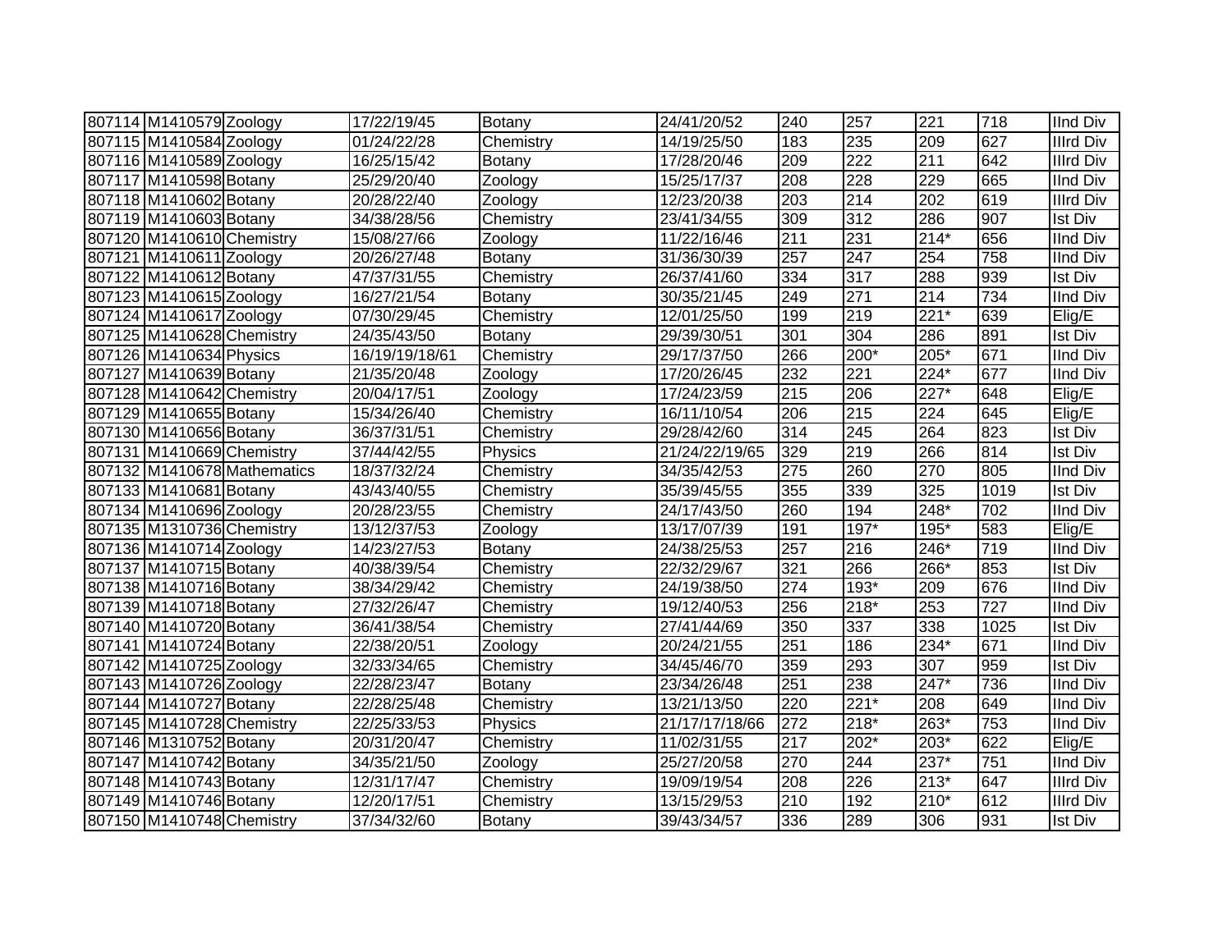| | | | | | | | | | | |
|---|---|---|---|---|---|---|---|---|---|---|
| 807114 | M1410579 | Zoology | 17/22/19/45 | Botany | 24/41/20/52 | 240 | 257 | 221 | 718 | IInd Div |
| 807115 | M1410584 | Zoology | 01/24/22/28 | Chemistry | 14/19/25/50 | 183 | 235 | 209 | 627 | IIIrd Div |
| 807116 | M1410589 | Zoology | 16/25/15/42 | Botany | 17/28/20/46 | 209 | 222 | 211 | 642 | IIIrd Div |
| 807117 | M1410598 | Botany | 25/29/20/40 | Zoology | 15/25/17/37 | 208 | 228 | 229 | 665 | IInd Div |
| 807118 | M1410602 | Botany | 20/28/22/40 | Zoology | 12/23/20/38 | 203 | 214 | 202 | 619 | IIIrd Div |
| 807119 | M1410603 | Botany | 34/38/28/56 | Chemistry | 23/41/34/55 | 309 | 312 | 286 | 907 | Ist Div |
| 807120 | M1410610 | Chemistry | 15/08/27/66 | Zoology | 11/22/16/46 | 211 | 231 | 214* | 656 | IInd Div |
| 807121 | M1410611 | Zoology | 20/26/27/48 | Botany | 31/36/30/39 | 257 | 247 | 254 | 758 | IInd Div |
| 807122 | M1410612 | Botany | 47/37/31/55 | Chemistry | 26/37/41/60 | 334 | 317 | 288 | 939 | Ist Div |
| 807123 | M1410615 | Zoology | 16/27/21/54 | Botany | 30/35/21/45 | 249 | 271 | 214 | 734 | IInd Div |
| 807124 | M1410617 | Zoology | 07/30/29/45 | Chemistry | 12/01/25/50 | 199 | 219 | 221* | 639 | Elig/E |
| 807125 | M1410628 | Chemistry | 24/35/43/50 | Botany | 29/39/30/51 | 301 | 304 | 286 | 891 | Ist Div |
| 807126 | M1410634 | Physics | 16/19/19/18/61 | Chemistry | 29/17/37/50 | 266 | 200* | 205* | 671 | IInd Div |
| 807127 | M1410639 | Botany | 21/35/20/48 | Zoology | 17/20/26/45 | 232 | 221 | 224* | 677 | IInd Div |
| 807128 | M1410642 | Chemistry | 20/04/17/51 | Zoology | 17/24/23/59 | 215 | 206 | 227* | 648 | Elig/E |
| 807129 | M1410655 | Botany | 15/34/26/40 | Chemistry | 16/11/10/54 | 206 | 215 | 224 | 645 | Elig/E |
| 807130 | M1410656 | Botany | 36/37/31/51 | Chemistry | 29/28/42/60 | 314 | 245 | 264 | 823 | Ist Div |
| 807131 | M1410669 | Chemistry | 37/44/42/55 | Physics | 21/24/22/19/65 | 329 | 219 | 266 | 814 | Ist Div |
| 807132 | M1410678 | Mathematics | 18/37/32/24 | Chemistry | 34/35/42/53 | 275 | 260 | 270 | 805 | IInd Div |
| 807133 | M1410681 | Botany | 43/43/40/55 | Chemistry | 35/39/45/55 | 355 | 339 | 325 | 1019 | Ist Div |
| 807134 | M1410696 | Zoology | 20/28/23/55 | Chemistry | 24/17/43/50 | 260 | 194 | 248* | 702 | IInd Div |
| 807135 | M1310736 | Chemistry | 13/12/37/53 | Zoology | 13/17/07/39 | 191 | 197* | 195* | 583 | Elig/E |
| 807136 | M1410714 | Zoology | 14/23/27/53 | Botany | 24/38/25/53 | 257 | 216 | 246* | 719 | IInd Div |
| 807137 | M1410715 | Botany | 40/38/39/54 | Chemistry | 22/32/29/67 | 321 | 266 | 266* | 853 | Ist Div |
| 807138 | M1410716 | Botany | 38/34/29/42 | Chemistry | 24/19/38/50 | 274 | 193* | 209 | 676 | IInd Div |
| 807139 | M1410718 | Botany | 27/32/26/47 | Chemistry | 19/12/40/53 | 256 | 218* | 253 | 727 | IInd Div |
| 807140 | M1410720 | Botany | 36/41/38/54 | Chemistry | 27/41/44/69 | 350 | 337 | 338 | 1025 | Ist Div |
| 807141 | M1410724 | Botany | 22/38/20/51 | Zoology | 20/24/21/55 | 251 | 186 | 234* | 671 | IInd Div |
| 807142 | M1410725 | Zoology | 32/33/34/65 | Chemistry | 34/45/46/70 | 359 | 293 | 307 | 959 | Ist Div |
| 807143 | M1410726 | Zoology | 22/28/23/47 | Botany | 23/34/26/48 | 251 | 238 | 247* | 736 | IInd Div |
| 807144 | M1410727 | Botany | 22/28/25/48 | Chemistry | 13/21/13/50 | 220 | 221* | 208 | 649 | IInd Div |
| 807145 | M1410728 | Chemistry | 22/25/33/53 | Physics | 21/17/17/18/66 | 272 | 218* | 263* | 753 | IInd Div |
| 807146 | M1310752 | Botany | 20/31/20/47 | Chemistry | 11/02/31/55 | 217 | 202* | 203* | 622 | Elig/E |
| 807147 | M1410742 | Botany | 34/35/21/50 | Zoology | 25/27/20/58 | 270 | 244 | 237* | 751 | IInd Div |
| 807148 | M1410743 | Botany | 12/31/17/47 | Chemistry | 19/09/19/54 | 208 | 226 | 213* | 647 | IIIrd Div |
| 807149 | M1410746 | Botany | 12/20/17/51 | Chemistry | 13/15/29/53 | 210 | 192 | 210* | 612 | IIIrd Div |
| 807150 | M1410748 | Chemistry | 37/34/32/60 | Botany | 39/43/34/57 | 336 | 289 | 306 | 931 | Ist Div |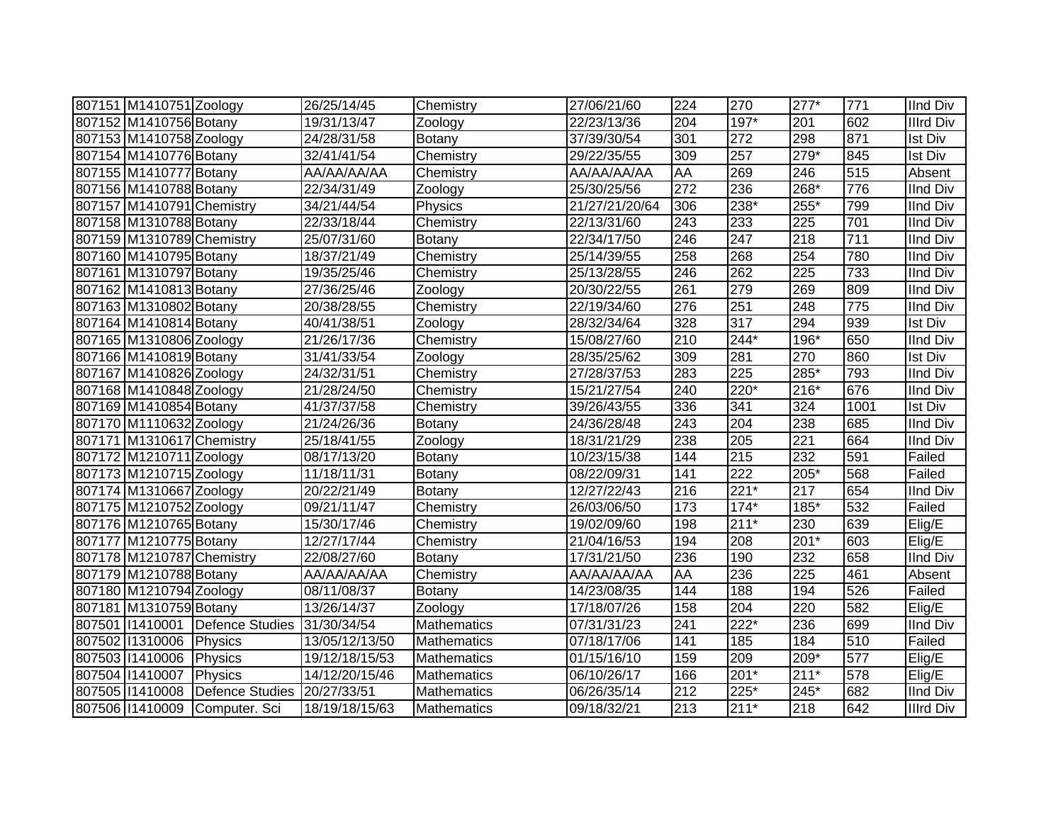| | | | | | | | | | | |
|---|---|---|---|---|---|---|---|---|---|---|
| 807151 | M1410751 | Zoology | 26/25/14/45 | Chemistry | 27/06/21/60 | 224 | 270 | 277* | 771 | IInd Div |
| 807152 | M1410756 | Botany | 19/31/13/47 | Zoology | 22/23/13/36 | 204 | 197* | 201 | 602 | IIIrd Div |
| 807153 | M1410758 | Zoology | 24/28/31/58 | Botany | 37/39/30/54 | 301 | 272 | 298 | 871 | Ist Div |
| 807154 | M1410776 | Botany | 32/41/41/54 | Chemistry | 29/22/35/55 | 309 | 257 | 279* | 845 | Ist Div |
| 807155 | M1410777 | Botany | AA/AA/AA/AA | Chemistry | AA/AA/AA/AA | AA | 269 | 246 | 515 | Absent |
| 807156 | M1410788 | Botany | 22/34/31/49 | Zoology | 25/30/25/56 | 272 | 236 | 268* | 776 | IInd Div |
| 807157 | M1410791 | Chemistry | 34/21/44/54 | Physics | 21/27/21/20/64 | 306 | 238* | 255* | 799 | IInd Div |
| 807158 | M1310788 | Botany | 22/33/18/44 | Chemistry | 22/13/31/60 | 243 | 233 | 225 | 701 | IInd Div |
| 807159 | M1310789 | Chemistry | 25/07/31/60 | Botany | 22/34/17/50 | 246 | 247 | 218 | 711 | IInd Div |
| 807160 | M1410795 | Botany | 18/37/21/49 | Chemistry | 25/14/39/55 | 258 | 268 | 254 | 780 | IInd Div |
| 807161 | M1310797 | Botany | 19/35/25/46 | Chemistry | 25/13/28/55 | 246 | 262 | 225 | 733 | IInd Div |
| 807162 | M1410813 | Botany | 27/36/25/46 | Zoology | 20/30/22/55 | 261 | 279 | 269 | 809 | IInd Div |
| 807163 | M1310802 | Botany | 20/38/28/55 | Chemistry | 22/19/34/60 | 276 | 251 | 248 | 775 | IInd Div |
| 807164 | M1410814 | Botany | 40/41/38/51 | Zoology | 28/32/34/64 | 328 | 317 | 294 | 939 | Ist Div |
| 807165 | M1310806 | Zoology | 21/26/17/36 | Chemistry | 15/08/27/60 | 210 | 244* | 196* | 650 | IInd Div |
| 807166 | M1410819 | Botany | 31/41/33/54 | Zoology | 28/35/25/62 | 309 | 281 | 270 | 860 | Ist Div |
| 807167 | M1410826 | Zoology | 24/32/31/51 | Chemistry | 27/28/37/53 | 283 | 225 | 285* | 793 | IInd Div |
| 807168 | M1410848 | Zoology | 21/28/24/50 | Chemistry | 15/21/27/54 | 240 | 220* | 216* | 676 | IInd Div |
| 807169 | M1410854 | Botany | 41/37/37/58 | Chemistry | 39/26/43/55 | 336 | 341 | 324 | 1001 | Ist Div |
| 807170 | M1110632 | Zoology | 21/24/26/36 | Botany | 24/36/28/48 | 243 | 204 | 238 | 685 | IInd Div |
| 807171 | M1310617 | Chemistry | 25/18/41/55 | Zoology | 18/31/21/29 | 238 | 205 | 221 | 664 | IInd Div |
| 807172 | M1210711 | Zoology | 08/17/13/20 | Botany | 10/23/15/38 | 144 | 215 | 232 | 591 | Failed |
| 807173 | M1210715 | Zoology | 11/18/11/31 | Botany | 08/22/09/31 | 141 | 222 | 205* | 568 | Failed |
| 807174 | M1310667 | Zoology | 20/22/21/49 | Botany | 12/27/22/43 | 216 | 221* | 217 | 654 | IInd Div |
| 807175 | M1210752 | Zoology | 09/21/11/47 | Chemistry | 26/03/06/50 | 173 | 174* | 185* | 532 | Failed |
| 807176 | M1210765 | Botany | 15/30/17/46 | Chemistry | 19/02/09/60 | 198 | 211* | 230 | 639 | Elig/E |
| 807177 | M1210775 | Botany | 12/27/17/44 | Chemistry | 21/04/16/53 | 194 | 208 | 201* | 603 | Elig/E |
| 807178 | M1210787 | Chemistry | 22/08/27/60 | Botany | 17/31/21/50 | 236 | 190 | 232 | 658 | IInd Div |
| 807179 | M1210788 | Botany | AA/AA/AA/AA | Chemistry | AA/AA/AA/AA | AA | 236 | 225 | 461 | Absent |
| 807180 | M1210794 | Zoology | 08/11/08/37 | Botany | 14/23/08/35 | 144 | 188 | 194 | 526 | Failed |
| 807181 | M1310759 | Botany | 13/26/14/37 | Zoology | 17/18/07/26 | 158 | 204 | 220 | 582 | Elig/E |
| 807501 | I1410001 | Defence Studies | 31/30/34/54 | Mathematics | 07/31/31/23 | 241 | 222* | 236 | 699 | IInd Div |
| 807502 | I1310006 | Physics | 13/05/12/13/50 | Mathematics | 07/18/17/06 | 141 | 185 | 184 | 510 | Failed |
| 807503 | I1410006 | Physics | 19/12/18/15/53 | Mathematics | 01/15/16/10 | 159 | 209 | 209* | 577 | Elig/E |
| 807504 | I1410007 | Physics | 14/12/20/15/46 | Mathematics | 06/10/26/17 | 166 | 201* | 211* | 578 | Elig/E |
| 807505 | I1410008 | Defence Studies | 20/27/33/51 | Mathematics | 06/26/35/14 | 212 | 225* | 245* | 682 | IInd Div |
| 807506 | I1410009 | Computer. Sci | 18/19/18/15/63 | Mathematics | 09/18/32/21 | 213 | 211* | 218 | 642 | IIIrd Div |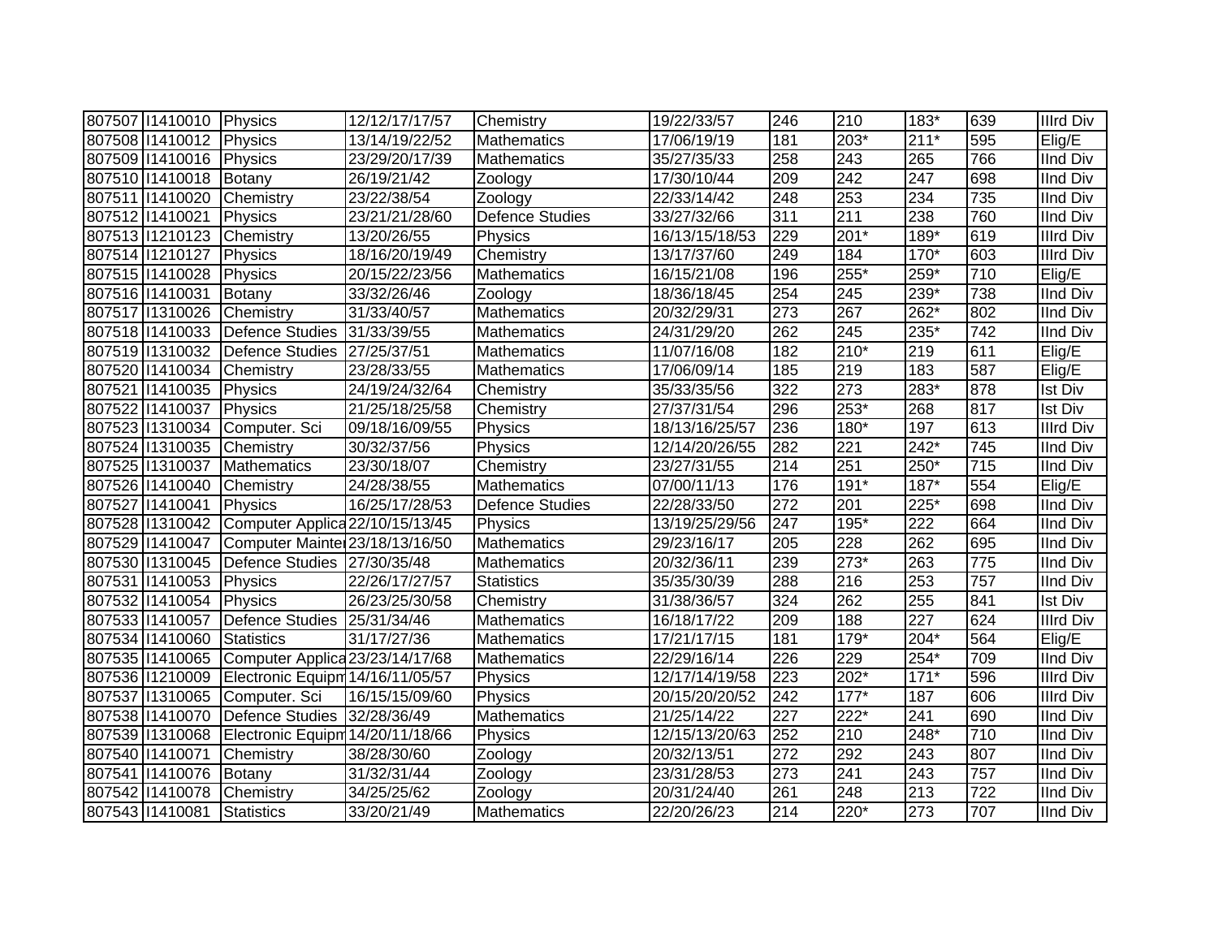| | | | | | | | | | | |
|---|---|---|---|---|---|---|---|---|---|---|
| 807507 | I1410010 | Physics | 12/12/17/17/57 | Chemistry | 19/22/33/57 | 246 | 210 | 183* | 639 | IIIrd Div |
| 807508 | I1410012 | Physics | 13/14/19/22/52 | Mathematics | 17/06/19/19 | 181 | 203* | 211* | 595 | Elig/E |
| 807509 | I1410016 | Physics | 23/29/20/17/39 | Mathematics | 35/27/35/33 | 258 | 243 | 265 | 766 | IInd Div |
| 807510 | I1410018 | Botany | 26/19/21/42 | Zoology | 17/30/10/44 | 209 | 242 | 247 | 698 | IInd Div |
| 807511 | I1410020 | Chemistry | 23/22/38/54 | Zoology | 22/33/14/42 | 248 | 253 | 234 | 735 | IInd Div |
| 807512 | I1410021 | Physics | 23/21/21/28/60 | Defence Studies | 33/27/32/66 | 311 | 211 | 238 | 760 | IInd Div |
| 807513 | I1210123 | Chemistry | 13/20/26/55 | Physics | 16/13/15/18/53 | 229 | 201* | 189* | 619 | IIIrd Div |
| 807514 | I1210127 | Physics | 18/16/20/19/49 | Chemistry | 13/17/37/60 | 249 | 184 | 170* | 603 | IIIrd Div |
| 807515 | I1410028 | Physics | 20/15/22/23/56 | Mathematics | 16/15/21/08 | 196 | 255* | 259* | 710 | Elig/E |
| 807516 | I1410031 | Botany | 33/32/26/46 | Zoology | 18/36/18/45 | 254 | 245 | 239* | 738 | IInd Div |
| 807517 | I1310026 | Chemistry | 31/33/40/57 | Mathematics | 20/32/29/31 | 273 | 267 | 262* | 802 | IInd Div |
| 807518 | I1410033 | Defence Studies | 31/33/39/55 | Mathematics | 24/31/29/20 | 262 | 245 | 235* | 742 | IInd Div |
| 807519 | I1310032 | Defence Studies | 27/25/37/51 | Mathematics | 11/07/16/08 | 182 | 210* | 219 | 611 | Elig/E |
| 807520 | I1410034 | Chemistry | 23/28/33/55 | Mathematics | 17/06/09/14 | 185 | 219 | 183 | 587 | Elig/E |
| 807521 | I1410035 | Physics | 24/19/24/32/64 | Chemistry | 35/33/35/56 | 322 | 273 | 283* | 878 | Ist Div |
| 807522 | I1410037 | Physics | 21/25/18/25/58 | Chemistry | 27/37/31/54 | 296 | 253* | 268 | 817 | Ist Div |
| 807523 | I1310034 | Computer. Sci | 09/18/16/09/55 | Physics | 18/13/16/25/57 | 236 | 180* | 197 | 613 | IIIrd Div |
| 807524 | I1310035 | Chemistry | 30/32/37/56 | Physics | 12/14/20/26/55 | 282 | 221 | 242* | 745 | IInd Div |
| 807525 | I1310037 | Mathematics | 23/30/18/07 | Chemistry | 23/27/31/55 | 214 | 251 | 250* | 715 | IInd Div |
| 807526 | I1410040 | Chemistry | 24/28/38/55 | Mathematics | 07/00/11/13 | 176 | 191* | 187* | 554 | Elig/E |
| 807527 | I1410041 | Physics | 16/25/17/28/53 | Defence Studies | 22/28/33/50 | 272 | 201 | 225* | 698 | IInd Div |
| 807528 | I1310042 | Computer Applica | 22/10/15/13/45 | Physics | 13/19/25/29/56 | 247 | 195* | 222 | 664 | IInd Div |
| 807529 | I1410047 | Computer Mainte | 23/18/13/16/50 | Mathematics | 29/23/16/17 | 205 | 228 | 262 | 695 | IInd Div |
| 807530 | I1310045 | Defence Studies | 27/30/35/48 | Mathematics | 20/32/36/11 | 239 | 273* | 263 | 775 | IInd Div |
| 807531 | I1410053 | Physics | 22/26/17/27/57 | Statistics | 35/35/30/39 | 288 | 216 | 253 | 757 | IInd Div |
| 807532 | I1410054 | Physics | 26/23/25/30/58 | Chemistry | 31/38/36/57 | 324 | 262 | 255 | 841 | Ist Div |
| 807533 | I1410057 | Defence Studies | 25/31/34/46 | Mathematics | 16/18/17/22 | 209 | 188 | 227 | 624 | IIIrd Div |
| 807534 | I1410060 | Statistics | 31/17/27/36 | Mathematics | 17/21/17/15 | 181 | 179* | 204* | 564 | Elig/E |
| 807535 | I1410065 | Computer Applica | 23/23/14/17/68 | Mathematics | 22/29/16/14 | 226 | 229 | 254* | 709 | IInd Div |
| 807536 | I1210009 | Electronic Equipm | 14/16/11/05/57 | Physics | 12/17/14/19/58 | 223 | 202* | 171* | 596 | IIIrd Div |
| 807537 | I1310065 | Computer. Sci | 16/15/15/09/60 | Physics | 20/15/20/20/52 | 242 | 177* | 187 | 606 | IIIrd Div |
| 807538 | I1410070 | Defence Studies | 32/28/36/49 | Mathematics | 21/25/14/22 | 227 | 222* | 241 | 690 | IInd Div |
| 807539 | I1310068 | Electronic Equipm | 14/20/11/18/66 | Physics | 12/15/13/20/63 | 252 | 210 | 248* | 710 | IInd Div |
| 807540 | I1410071 | Chemistry | 38/28/30/60 | Zoology | 20/32/13/51 | 272 | 292 | 243 | 807 | IInd Div |
| 807541 | I1410076 | Botany | 31/32/31/44 | Zoology | 23/31/28/53 | 273 | 241 | 243 | 757 | IInd Div |
| 807542 | I1410078 | Chemistry | 34/25/25/62 | Zoology | 20/31/24/40 | 261 | 248 | 213 | 722 | IInd Div |
| 807543 | I1410081 | Statistics | 33/20/21/49 | Mathematics | 22/20/26/23 | 214 | 220* | 273 | 707 | IInd Div |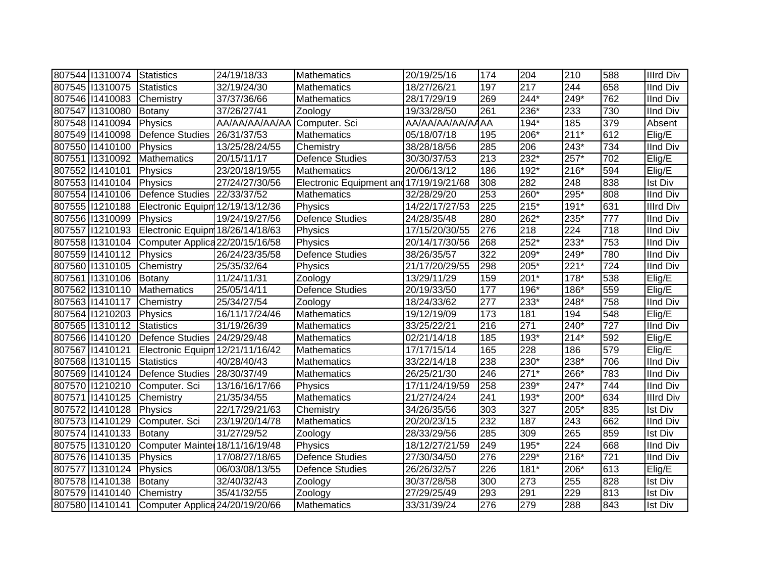| | | | | | | | | | | |
|---|---|---|---|---|---|---|---|---|---|---|
| 807544 | I1310074 | Statistics | 24/19/18/33 | Mathematics | 20/19/25/16 | 174 | 204 | 210 | 588 | IIIrd Div |
| 807545 | I1310075 | Statistics | 32/19/24/30 | Mathematics | 18/27/26/21 | 197 | 217 | 244 | 658 | IInd Div |
| 807546 | I1410083 | Chemistry | 37/37/36/66 | Mathematics | 28/17/29/19 | 269 | 244* | 249* | 762 | IInd Div |
| 807547 | I1310080 | Botany | 37/26/27/41 | Zoology | 19/33/28/50 | 261 | 236* | 233 | 730 | IInd Div |
| 807548 | I1410094 | Physics | AA/AA/AA/AA/AA | Computer. Sci | AA/AA/AA/AA/AA | AA | 194* | 185 | 379 | Absent |
| 807549 | I1410098 | Defence Studies | 26/31/37/53 | Mathematics | 05/18/07/18 | 195 | 206* | 211* | 612 | Elig/E |
| 807550 | I1410100 | Physics | 13/25/28/24/55 | Chemistry | 38/28/18/56 | 285 | 206 | 243* | 734 | IInd Div |
| 807551 | I1310092 | Mathematics | 20/15/11/17 | Defence Studies | 30/30/37/53 | 213 | 232* | 257* | 702 | Elig/E |
| 807552 | I1410101 | Physics | 23/20/18/19/55 | Mathematics | 20/06/13/12 | 186 | 192* | 216* | 594 | Elig/E |
| 807553 | I1410104 | Physics | 27/24/27/30/56 | Electronic Equipment and | 17/19/19/21/68 | 308 | 282 | 248 | 838 | Ist Div |
| 807554 | I1410106 | Defence Studies | 22/33/37/52 | Mathematics | 32/28/29/20 | 253 | 260* | 295* | 808 | IInd Div |
| 807555 | I1210188 | Electronic Equipm | 12/19/13/12/36 | Physics | 14/22/17/27/53 | 225 | 215* | 191* | 631 | IIIrd Div |
| 807556 | I1310099 | Physics | 19/24/19/27/56 | Defence Studies | 24/28/35/48 | 280 | 262* | 235* | 777 | IInd Div |
| 807557 | I1210193 | Electronic Equipm | 18/26/14/18/63 | Physics | 17/15/20/30/55 | 276 | 218 | 224 | 718 | IInd Div |
| 807558 | I1310104 | Computer Applica | 22/20/15/16/58 | Physics | 20/14/17/30/56 | 268 | 252* | 233* | 753 | IInd Div |
| 807559 | I1410112 | Physics | 26/24/23/35/58 | Defence Studies | 38/26/35/57 | 322 | 209* | 249* | 780 | IInd Div |
| 807560 | I1310105 | Chemistry | 25/35/32/64 | Physics | 21/17/20/29/55 | 298 | 205* | 221* | 724 | IInd Div |
| 807561 | I1310106 | Botany | 11/24/11/31 | Zoology | 13/29/11/29 | 159 | 201* | 178* | 538 | Elig/E |
| 807562 | I1310110 | Mathematics | 25/05/14/11 | Defence Studies | 20/19/33/50 | 177 | 196* | 186* | 559 | Elig/E |
| 807563 | I1410117 | Chemistry | 25/34/27/54 | Zoology | 18/24/33/62 | 277 | 233* | 248* | 758 | IInd Div |
| 807564 | I1210203 | Physics | 16/11/17/24/46 | Mathematics | 19/12/19/09 | 173 | 181 | 194 | 548 | Elig/E |
| 807565 | I1310112 | Statistics | 31/19/26/39 | Mathematics | 33/25/22/21 | 216 | 271 | 240* | 727 | IInd Div |
| 807566 | I1410120 | Defence Studies | 24/29/29/48 | Mathematics | 02/21/14/18 | 185 | 193* | 214* | 592 | Elig/E |
| 807567 | I1410121 | Electronic Equipm | 12/21/11/16/42 | Mathematics | 17/17/15/14 | 165 | 228 | 186 | 579 | Elig/E |
| 807568 | I1310115 | Statistics | 40/28/40/43 | Mathematics | 33/22/14/18 | 238 | 230* | 238* | 706 | IInd Div |
| 807569 | I1410124 | Defence Studies | 28/30/37/49 | Mathematics | 26/25/21/30 | 246 | 271* | 266* | 783 | IInd Div |
| 807570 | I1210210 | Computer. Sci | 13/16/16/17/66 | Physics | 17/11/24/19/59 | 258 | 239* | 247* | 744 | IInd Div |
| 807571 | I1410125 | Chemistry | 21/35/34/55 | Mathematics | 21/27/24/24 | 241 | 193* | 200* | 634 | IIIrd Div |
| 807572 | I1410128 | Physics | 22/17/29/21/63 | Chemistry | 34/26/35/56 | 303 | 327 | 205* | 835 | Ist Div |
| 807573 | I1410129 | Computer. Sci | 23/19/20/14/78 | Mathematics | 20/20/23/15 | 232 | 187 | 243 | 662 | IInd Div |
| 807574 | I1410133 | Botany | 31/27/29/52 | Zoology | 28/33/29/56 | 285 | 309 | 265 | 859 | Ist Div |
| 807575 | I1310120 | Computer Mainte | 18/11/16/19/48 | Physics | 18/12/27/21/59 | 249 | 195* | 224 | 668 | IInd Div |
| 807576 | I1410135 | Physics | 17/08/27/18/65 | Defence Studies | 27/30/34/50 | 276 | 229* | 216* | 721 | IInd Div |
| 807577 | I1310124 | Physics | 06/03/08/13/55 | Defence Studies | 26/26/32/57 | 226 | 181* | 206* | 613 | Elig/E |
| 807578 | I1410138 | Botany | 32/40/32/43 | Zoology | 30/37/28/58 | 300 | 273 | 255 | 828 | Ist Div |
| 807579 | I1410140 | Chemistry | 35/41/32/55 | Zoology | 27/29/25/49 | 293 | 291 | 229 | 813 | Ist Div |
| 807580 | I1410141 | Computer Applica | 24/20/19/20/56 | Mathematics | 33/31/39/24 | 276 | 279 | 288 | 843 | Ist Div |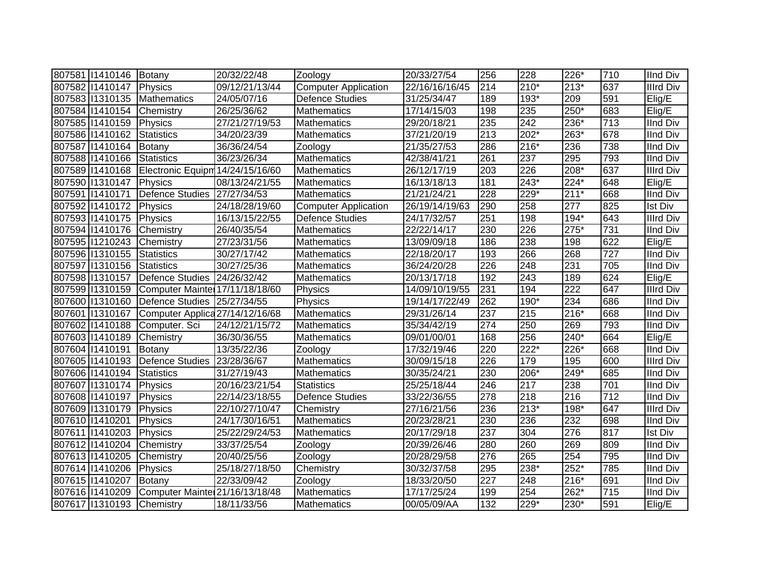| | | | | | | | | | | |
|---|---|---|---|---|---|---|---|---|---|---|
| 807581 | I1410146 | Botany | 20/32/22/48 | Zoology | 20/33/27/54 | 256 | 228 | 226* | 710 | IInd Div |
| 807582 | I1410147 | Physics | 09/12/21/13/44 | Computer Application | 22/16/16/16/45 | 214 | 210* | 213* | 637 | IIIrd Div |
| 807583 | I1310135 | Mathematics | 24/05/07/16 | Defence Studies | 31/25/34/47 | 189 | 193* | 209 | 591 | Elig/E |
| 807584 | I1410154 | Chemistry | 26/25/36/62 | Mathematics | 17/14/15/03 | 198 | 235 | 250* | 683 | Elig/E |
| 807585 | I1410159 | Physics | 27/21/27/19/53 | Mathematics | 29/20/18/21 | 235 | 242 | 236* | 713 | IInd Div |
| 807586 | I1410162 | Statistics | 34/20/23/39 | Mathematics | 37/21/20/19 | 213 | 202* | 263* | 678 | IInd Div |
| 807587 | I1410164 | Botany | 36/36/24/54 | Zoology | 21/35/27/53 | 286 | 216* | 236 | 738 | IInd Div |
| 807588 | I1410166 | Statistics | 36/23/26/34 | Mathematics | 42/38/41/21 | 261 | 237 | 295 | 793 | IInd Div |
| 807589 | I1410168 | Electronic Equipm | 14/24/15/16/60 | Mathematics | 26/12/17/19 | 203 | 226 | 208* | 637 | IIIrd Div |
| 807590 | I1310147 | Physics | 08/13/24/21/55 | Mathematics | 16/13/18/13 | 181 | 243* | 224* | 648 | Elig/E |
| 807591 | I1410171 | Defence Studies | 27/27/34/53 | Mathematics | 21/21/24/21 | 228 | 229* | 211* | 668 | IInd Div |
| 807592 | I1410172 | Physics | 24/18/28/19/60 | Computer Application | 26/19/14/19/63 | 290 | 258 | 277 | 825 | Ist Div |
| 807593 | I1410175 | Physics | 16/13/15/22/55 | Defence Studies | 24/17/32/57 | 251 | 198 | 194* | 643 | IIIrd Div |
| 807594 | I1410176 | Chemistry | 26/40/35/54 | Mathematics | 22/22/14/17 | 230 | 226 | 275* | 731 | IInd Div |
| 807595 | I1210243 | Chemistry | 27/23/31/56 | Mathematics | 13/09/09/18 | 186 | 238 | 198 | 622 | Elig/E |
| 807596 | I1310155 | Statistics | 30/27/17/42 | Mathematics | 22/18/20/17 | 193 | 266 | 268 | 727 | IInd Div |
| 807597 | I1310156 | Statistics | 30/27/25/36 | Mathematics | 36/24/20/28 | 226 | 248 | 231 | 705 | IInd Div |
| 807598 | I1310157 | Defence Studies | 24/26/32/42 | Mathematics | 20/13/17/18 | 192 | 243 | 189 | 624 | Elig/E |
| 807599 | I1310159 | Computer Mainte | 17/11/18/18/60 | Physics | 14/09/10/19/55 | 231 | 194 | 222 | 647 | IIIrd Div |
| 807600 | I1310160 | Defence Studies | 25/27/34/55 | Physics | 19/14/17/22/49 | 262 | 190* | 234 | 686 | IInd Div |
| 807601 | I1310167 | Computer Applica | 27/14/12/16/68 | Mathematics | 29/31/26/14 | 237 | 215 | 216* | 668 | IInd Div |
| 807602 | I1410188 | Computer. Sci | 24/12/21/15/72 | Mathematics | 35/34/42/19 | 274 | 250 | 269 | 793 | IInd Div |
| 807603 | I1410189 | Chemistry | 36/30/36/55 | Mathematics | 09/01/00/01 | 168 | 256 | 240* | 664 | Elig/E |
| 807604 | I1410191 | Botany | 13/35/22/36 | Zoology | 17/32/19/46 | 220 | 222* | 226* | 668 | IInd Div |
| 807605 | I1410193 | Defence Studies | 23/28/36/67 | Mathematics | 30/09/15/18 | 226 | 179 | 195 | 600 | IIIrd Div |
| 807606 | I1410194 | Statistics | 31/27/19/43 | Mathematics | 30/35/24/21 | 230 | 206* | 249* | 685 | IInd Div |
| 807607 | I1310174 | Physics | 20/16/23/21/54 | Statistics | 25/25/18/44 | 246 | 217 | 238 | 701 | IInd Div |
| 807608 | I1410197 | Physics | 22/14/23/18/55 | Defence Studies | 33/22/36/55 | 278 | 218 | 216 | 712 | IInd Div |
| 807609 | I1310179 | Physics | 22/10/27/10/47 | Chemistry | 27/16/21/56 | 236 | 213* | 198* | 647 | IIIrd Div |
| 807610 | I1410201 | Physics | 24/17/30/16/51 | Mathematics | 20/23/28/21 | 230 | 236 | 232 | 698 | IInd Div |
| 807611 | I1410203 | Physics | 25/22/29/24/53 | Mathematics | 20/17/29/18 | 237 | 304 | 276 | 817 | Ist Div |
| 807612 | I1410204 | Chemistry | 33/37/25/54 | Zoology | 20/39/26/46 | 280 | 260 | 269 | 809 | IInd Div |
| 807613 | I1410205 | Chemistry | 20/40/25/56 | Zoology | 20/28/29/58 | 276 | 265 | 254 | 795 | IInd Div |
| 807614 | I1410206 | Physics | 25/18/27/18/50 | Chemistry | 30/32/37/58 | 295 | 238* | 252* | 785 | IInd Div |
| 807615 | I1410207 | Botany | 22/33/09/42 | Zoology | 18/33/20/50 | 227 | 248 | 216* | 691 | IInd Div |
| 807616 | I1410209 | Computer Mainte | 21/16/13/18/48 | Mathematics | 17/17/25/24 | 199 | 254 | 262* | 715 | IInd Div |
| 807617 | I1310193 | Chemistry | 18/11/33/56 | Mathematics | 00/05/09/AA | 132 | 229* | 230* | 591 | Elig/E |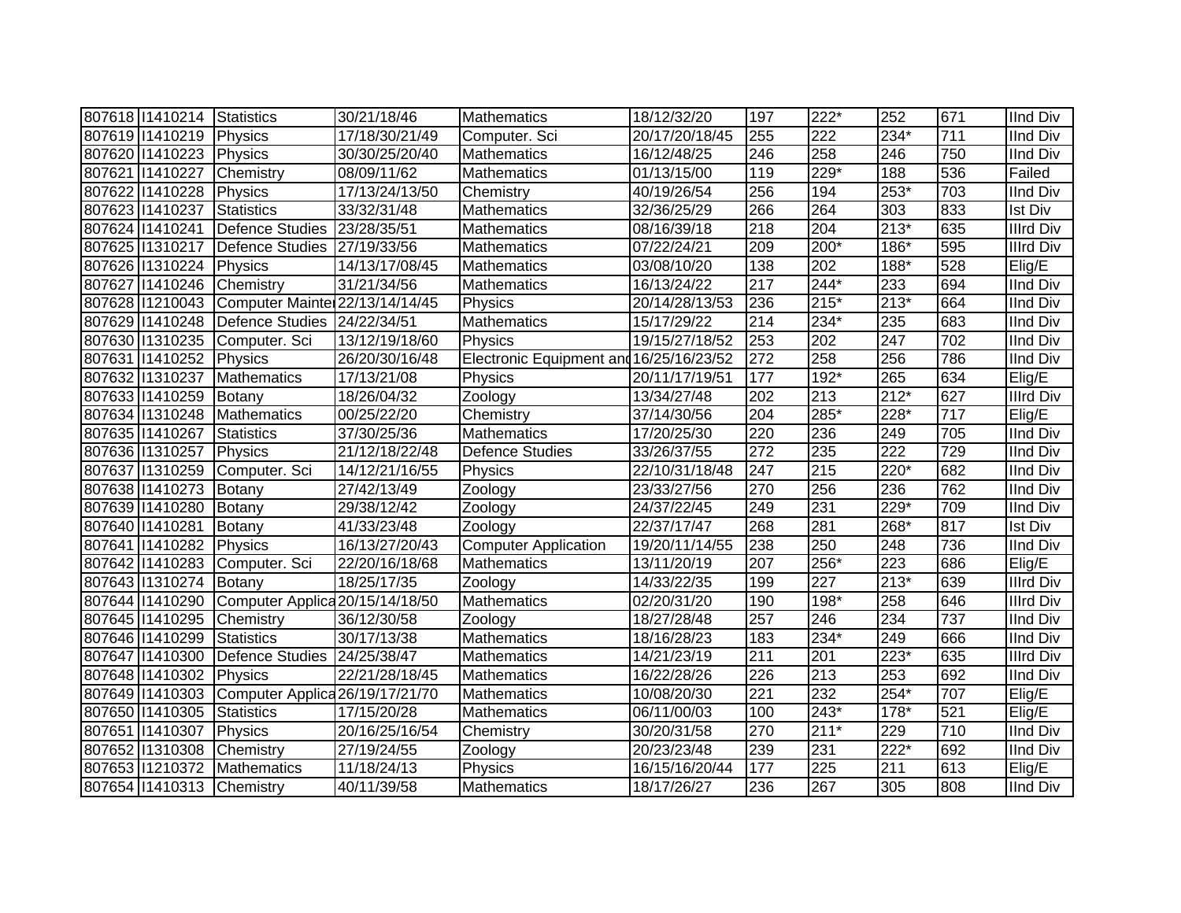| | | | | | | | | | | |
|---|---|---|---|---|---|---|---|---|---|---|
| 807618 | I1410214 | Statistics | 30/21/18/46 | Mathematics | 18/12/32/20 | 197 | 222* | 252 | 671 | IInd Div |
| 807619 | I1410219 | Physics | 17/18/30/21/49 | Computer. Sci | 20/17/20/18/45 | 255 | 222 | 234* | 711 | IInd Div |
| 807620 | I1410223 | Physics | 30/30/25/20/40 | Mathematics | 16/12/48/25 | 246 | 258 | 246 | 750 | IInd Div |
| 807621 | I1410227 | Chemistry | 08/09/11/62 | Mathematics | 01/13/15/00 | 119 | 229* | 188 | 536 | Failed |
| 807622 | I1410228 | Physics | 17/13/24/13/50 | Chemistry | 40/19/26/54 | 256 | 194 | 253* | 703 | IInd Div |
| 807623 | I1410237 | Statistics | 33/32/31/48 | Mathematics | 32/36/25/29 | 266 | 264 | 303 | 833 | Ist Div |
| 807624 | I1410241 | Defence Studies | 23/28/35/51 | Mathematics | 08/16/39/18 | 218 | 204 | 213* | 635 | IIIrd Div |
| 807625 | I1310217 | Defence Studies | 27/19/33/56 | Mathematics | 07/22/24/21 | 209 | 200* | 186* | 595 | IIIrd Div |
| 807626 | I1310224 | Physics | 14/13/17/08/45 | Mathematics | 03/08/10/20 | 138 | 202 | 188* | 528 | Elig/E |
| 807627 | I1410246 | Chemistry | 31/21/34/56 | Mathematics | 16/13/24/22 | 217 | 244* | 233 | 694 | IInd Div |
| 807628 | I1210043 | Computer Mainte | 22/13/14/14/45 | Physics | 20/14/28/13/53 | 236 | 215* | 213* | 664 | IInd Div |
| 807629 | I1410248 | Defence Studies | 24/22/34/51 | Mathematics | 15/17/29/22 | 214 | 234* | 235 | 683 | IInd Div |
| 807630 | I1310235 | Computer. Sci | 13/12/19/18/60 | Physics | 19/15/27/18/52 | 253 | 202 | 247 | 702 | IInd Div |
| 807631 | I1410252 | Physics | 26/20/30/16/48 | Electronic Equipment and | 16/25/16/23/52 | 272 | 258 | 256 | 786 | IInd Div |
| 807632 | I1310237 | Mathematics | 17/13/21/08 | Physics | 20/11/17/19/51 | 177 | 192* | 265 | 634 | Elig/E |
| 807633 | I1410259 | Botany | 18/26/04/32 | Zoology | 13/34/27/48 | 202 | 213 | 212* | 627 | IIIrd Div |
| 807634 | I1310248 | Mathematics | 00/25/22/20 | Chemistry | 37/14/30/56 | 204 | 285* | 228* | 717 | Elig/E |
| 807635 | I1410267 | Statistics | 37/30/25/36 | Mathematics | 17/20/25/30 | 220 | 236 | 249 | 705 | IInd Div |
| 807636 | I1310257 | Physics | 21/12/18/22/48 | Defence Studies | 33/26/37/55 | 272 | 235 | 222 | 729 | IInd Div |
| 807637 | I1310259 | Computer. Sci | 14/12/21/16/55 | Physics | 22/10/31/18/48 | 247 | 215 | 220* | 682 | IInd Div |
| 807638 | I1410273 | Botany | 27/42/13/49 | Zoology | 23/33/27/56 | 270 | 256 | 236 | 762 | IInd Div |
| 807639 | I1410280 | Botany | 29/38/12/42 | Zoology | 24/37/22/45 | 249 | 231 | 229* | 709 | IInd Div |
| 807640 | I1410281 | Botany | 41/33/23/48 | Zoology | 22/37/17/47 | 268 | 281 | 268* | 817 | Ist Div |
| 807641 | I1410282 | Physics | 16/13/27/20/43 | Computer Application | 19/20/11/14/55 | 238 | 250 | 248 | 736 | IInd Div |
| 807642 | I1410283 | Computer. Sci | 22/20/16/18/68 | Mathematics | 13/11/20/19 | 207 | 256* | 223 | 686 | Elig/E |
| 807643 | I1310274 | Botany | 18/25/17/35 | Zoology | 14/33/22/35 | 199 | 227 | 213* | 639 | IIIrd Div |
| 807644 | I1410290 | Computer Applica | 20/15/14/18/50 | Mathematics | 02/20/31/20 | 190 | 198* | 258 | 646 | IIIrd Div |
| 807645 | I1410295 | Chemistry | 36/12/30/58 | Zoology | 18/27/28/48 | 257 | 246 | 234 | 737 | IInd Div |
| 807646 | I1410299 | Statistics | 30/17/13/38 | Mathematics | 18/16/28/23 | 183 | 234* | 249 | 666 | IInd Div |
| 807647 | I1410300 | Defence Studies | 24/25/38/47 | Mathematics | 14/21/23/19 | 211 | 201 | 223* | 635 | IIIrd Div |
| 807648 | I1410302 | Physics | 22/21/28/18/45 | Mathematics | 16/22/28/26 | 226 | 213 | 253 | 692 | IInd Div |
| 807649 | I1410303 | Computer Applica | 26/19/17/21/70 | Mathematics | 10/08/20/30 | 221 | 232 | 254* | 707 | Elig/E |
| 807650 | I1410305 | Statistics | 17/15/20/28 | Mathematics | 06/11/00/03 | 100 | 243* | 178* | 521 | Elig/E |
| 807651 | I1410307 | Physics | 20/16/25/16/54 | Chemistry | 30/20/31/58 | 270 | 211* | 229 | 710 | IInd Div |
| 807652 | I1310308 | Chemistry | 27/19/24/55 | Zoology | 20/23/23/48 | 239 | 231 | 222* | 692 | IInd Div |
| 807653 | I1210372 | Mathematics | 11/18/24/13 | Physics | 16/15/16/20/44 | 177 | 225 | 211 | 613 | Elig/E |
| 807654 | I1410313 | Chemistry | 40/11/39/58 | Mathematics | 18/17/26/27 | 236 | 267 | 305 | 808 | IInd Div |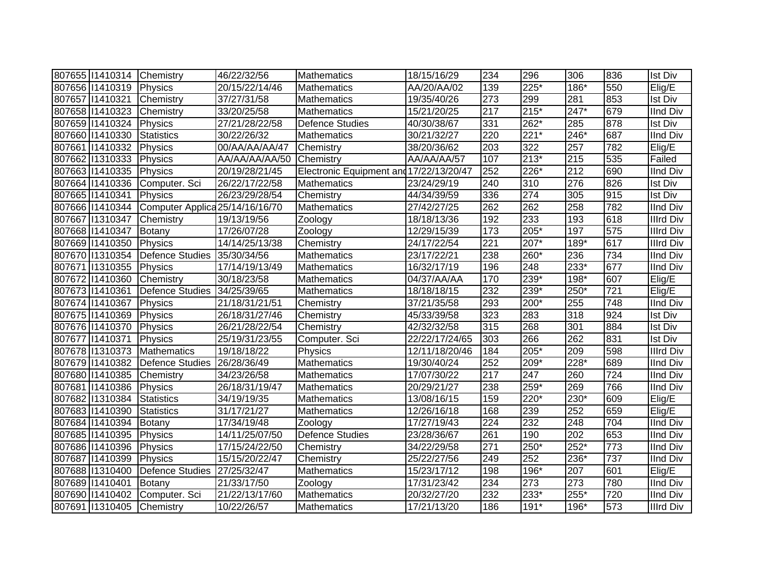| 807655 | I1410314 | Chemistry | 46/22/32/56 | Mathematics | 18/15/16/29 | 234 | 296 | 306 | 836 | Ist Div |
|---|---|---|---|---|---|---|---|---|---|---|
| 807656 | I1410319 | Physics | 20/15/22/14/46 | Mathematics | AA/20/AA/02 | 139 | 225* | 186* | 550 | Elig/E |
| 807657 | I1410321 | Chemistry | 37/27/31/58 | Mathematics | 19/35/40/26 | 273 | 299 | 281 | 853 | Ist Div |
| 807658 | I1410323 | Chemistry | 33/20/25/58 | Mathematics | 15/21/20/25 | 217 | 215* | 247* | 679 | IInd Div |
| 807659 | I1410324 | Physics | 27/21/28/22/58 | Defence Studies | 40/30/38/67 | 331 | 262* | 285 | 878 | Ist Div |
| 807660 | I1410330 | Statistics | 30/22/26/32 | Mathematics | 30/21/32/27 | 220 | 221* | 246* | 687 | IInd Div |
| 807661 | I1410332 | Physics | 00/AA/AA/AA/47 | Chemistry | 38/20/36/62 | 203 | 322 | 257 | 782 | Elig/E |
| 807662 | I1310333 | Physics | AA/AA/AA/AA/50 | Chemistry | AA/AA/AA/57 | 107 | 213* | 215 | 535 | Failed |
| 807663 | I1410335 | Physics | 20/19/28/21/45 | Electronic Equipment and | 17/22/13/20/47 | 252 | 226* | 212 | 690 | IInd Div |
| 807664 | I1410336 | Computer. Sci | 26/22/17/22/58 | Mathematics | 23/24/29/19 | 240 | 310 | 276 | 826 | Ist Div |
| 807665 | I1410341 | Physics | 26/23/29/28/54 | Chemistry | 44/34/39/59 | 336 | 274 | 305 | 915 | Ist Div |
| 807666 | I1410344 | Computer Applica | 25/14/16/16/70 | Mathematics | 27/42/27/25 | 262 | 262 | 258 | 782 | IInd Div |
| 807667 | I1310347 | Chemistry | 19/13/19/56 | Zoology | 18/18/13/36 | 192 | 233 | 193 | 618 | IIIrd Div |
| 807668 | I1410347 | Botany | 17/26/07/28 | Zoology | 12/29/15/39 | 173 | 205* | 197 | 575 | IIIrd Div |
| 807669 | I1410350 | Physics | 14/14/25/13/38 | Chemistry | 24/17/22/54 | 221 | 207* | 189* | 617 | IIIrd Div |
| 807670 | I1310354 | Defence Studies | 35/30/34/56 | Mathematics | 23/17/22/21 | 238 | 260* | 236 | 734 | IInd Div |
| 807671 | I1310355 | Physics | 17/14/19/13/49 | Mathematics | 16/32/17/19 | 196 | 248 | 233* | 677 | IInd Div |
| 807672 | I1410360 | Chemistry | 30/18/23/58 | Mathematics | 04/37/AA/AA | 170 | 239* | 198* | 607 | Elig/E |
| 807673 | I1410361 | Defence Studies | 34/25/39/65 | Mathematics | 18/18/18/15 | 232 | 239* | 250* | 721 | Elig/E |
| 807674 | I1410367 | Physics | 21/18/31/21/51 | Chemistry | 37/21/35/58 | 293 | 200* | 255 | 748 | IInd Div |
| 807675 | I1410369 | Physics | 26/18/31/27/46 | Chemistry | 45/33/39/58 | 323 | 283 | 318 | 924 | Ist Div |
| 807676 | I1410370 | Physics | 26/21/28/22/54 | Chemistry | 42/32/32/58 | 315 | 268 | 301 | 884 | Ist Div |
| 807677 | I1410371 | Physics | 25/19/31/23/55 | Computer. Sci | 22/22/17/24/65 | 303 | 266 | 262 | 831 | Ist Div |
| 807678 | I1310373 | Mathematics | 19/18/18/22 | Physics | 12/11/18/20/46 | 184 | 205* | 209 | 598 | IIIrd Div |
| 807679 | I1410382 | Defence Studies | 26/28/36/49 | Mathematics | 19/30/40/24 | 252 | 209* | 228* | 689 | IInd Div |
| 807680 | I1410385 | Chemistry | 34/23/26/58 | Mathematics | 17/07/30/22 | 217 | 247 | 260 | 724 | IInd Div |
| 807681 | I1410386 | Physics | 26/18/31/19/47 | Mathematics | 20/29/21/27 | 238 | 259* | 269 | 766 | IInd Div |
| 807682 | I1310384 | Statistics | 34/19/19/35 | Mathematics | 13/08/16/15 | 159 | 220* | 230* | 609 | Elig/E |
| 807683 | I1410390 | Statistics | 31/17/21/27 | Mathematics | 12/26/16/18 | 168 | 239 | 252 | 659 | Elig/E |
| 807684 | I1410394 | Botany | 17/34/19/48 | Zoology | 17/27/19/43 | 224 | 232 | 248 | 704 | IInd Div |
| 807685 | I1410395 | Physics | 14/11/25/07/50 | Defence Studies | 23/28/36/67 | 261 | 190 | 202 | 653 | IInd Div |
| 807686 | I1410396 | Physics | 17/15/24/22/50 | Chemistry | 34/22/29/58 | 271 | 250* | 252* | 773 | IInd Div |
| 807687 | I1410399 | Physics | 15/15/20/22/47 | Chemistry | 25/22/27/56 | 249 | 252 | 236* | 737 | IInd Div |
| 807688 | I1310400 | Defence Studies | 27/25/32/47 | Mathematics | 15/23/17/12 | 198 | 196* | 207 | 601 | Elig/E |
| 807689 | I1410401 | Botany | 21/33/17/50 | Zoology | 17/31/23/42 | 234 | 273 | 273 | 780 | IInd Div |
| 807690 | I1410402 | Computer. Sci | 21/22/13/17/60 | Mathematics | 20/32/27/20 | 232 | 233* | 255* | 720 | IInd Div |
| 807691 | I1310405 | Chemistry | 10/22/26/57 | Mathematics | 17/21/13/20 | 186 | 191* | 196* | 573 | IIIrd Div |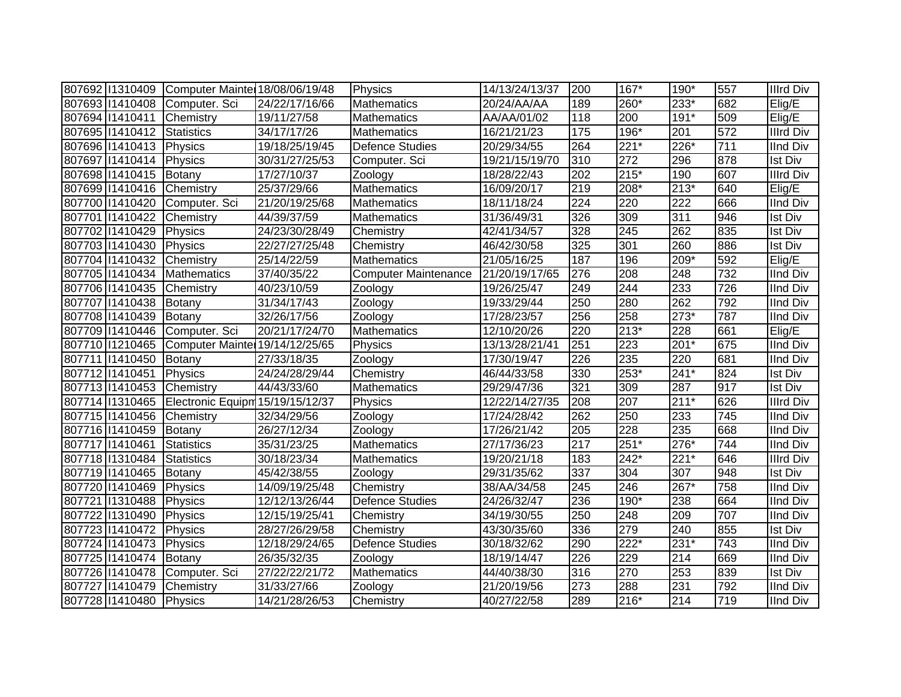| | | | | | | | | | | |
|---|---|---|---|---|---|---|---|---|---|---|
| 807692 | I1310409 | Computer Mainte | 18/08/06/19/48 | Physics | 14/13/24/13/37 | 200 | 167* | 190* | 557 | IIIrd Div |
| 807693 | I1410408 | Computer. Sci | 24/22/17/16/66 | Mathematics | 20/24/AA/AA | 189 | 260* | 233* | 682 | Elig/E |
| 807694 | I1410411 | Chemistry | 19/11/27/58 | Mathematics | AA/AA/01/02 | 118 | 200 | 191* | 509 | Elig/E |
| 807695 | I1410412 | Statistics | 34/17/17/26 | Mathematics | 16/21/21/23 | 175 | 196* | 201 | 572 | IIIrd Div |
| 807696 | I1410413 | Physics | 19/18/25/19/45 | Defence Studies | 20/29/34/55 | 264 | 221* | 226* | 711 | IInd Div |
| 807697 | I1410414 | Physics | 30/31/27/25/53 | Computer. Sci | 19/21/15/19/70 | 310 | 272 | 296 | 878 | Ist Div |
| 807698 | I1410415 | Botany | 17/27/10/37 | Zoology | 18/28/22/43 | 202 | 215* | 190 | 607 | IIIrd Div |
| 807699 | I1410416 | Chemistry | 25/37/29/66 | Mathematics | 16/09/20/17 | 219 | 208* | 213* | 640 | Elig/E |
| 807700 | I1410420 | Computer. Sci | 21/20/19/25/68 | Mathematics | 18/11/18/24 | 224 | 220 | 222 | 666 | IInd Div |
| 807701 | I1410422 | Chemistry | 44/39/37/59 | Mathematics | 31/36/49/31 | 326 | 309 | 311 | 946 | Ist Div |
| 807702 | I1410429 | Physics | 24/23/30/28/49 | Chemistry | 42/41/34/57 | 328 | 245 | 262 | 835 | Ist Div |
| 807703 | I1410430 | Physics | 22/27/27/25/48 | Chemistry | 46/42/30/58 | 325 | 301 | 260 | 886 | Ist Div |
| 807704 | I1410432 | Chemistry | 25/14/22/59 | Mathematics | 21/05/16/25 | 187 | 196 | 209* | 592 | Elig/E |
| 807705 | I1410434 | Mathematics | 37/40/35/22 | Computer Maintenance | 21/20/19/17/65 | 276 | 208 | 248 | 732 | IInd Div |
| 807706 | I1410435 | Chemistry | 40/23/10/59 | Zoology | 19/26/25/47 | 249 | 244 | 233 | 726 | IInd Div |
| 807707 | I1410438 | Botany | 31/34/17/43 | Zoology | 19/33/29/44 | 250 | 280 | 262 | 792 | IInd Div |
| 807708 | I1410439 | Botany | 32/26/17/56 | Zoology | 17/28/23/57 | 256 | 258 | 273* | 787 | IInd Div |
| 807709 | I1410446 | Computer. Sci | 20/21/17/24/70 | Mathematics | 12/10/20/26 | 220 | 213* | 228 | 661 | Elig/E |
| 807710 | I1210465 | Computer Mainte | 19/14/12/25/65 | Physics | 13/13/28/21/41 | 251 | 223 | 201* | 675 | IInd Div |
| 807711 | I1410450 | Botany | 27/33/18/35 | Zoology | 17/30/19/47 | 226 | 235 | 220 | 681 | IInd Div |
| 807712 | I1410451 | Physics | 24/24/28/29/44 | Chemistry | 46/44/33/58 | 330 | 253* | 241* | 824 | Ist Div |
| 807713 | I1410453 | Chemistry | 44/43/33/60 | Mathematics | 29/29/47/36 | 321 | 309 | 287 | 917 | Ist Div |
| 807714 | I1310465 | Electronic Equipm | 15/19/15/12/37 | Physics | 12/22/14/27/35 | 208 | 207 | 211* | 626 | IIIrd Div |
| 807715 | I1410456 | Chemistry | 32/34/29/56 | Zoology | 17/24/28/42 | 262 | 250 | 233 | 745 | IInd Div |
| 807716 | I1410459 | Botany | 26/27/12/34 | Zoology | 17/26/21/42 | 205 | 228 | 235 | 668 | IInd Div |
| 807717 | I1410461 | Statistics | 35/31/23/25 | Mathematics | 27/17/36/23 | 217 | 251* | 276* | 744 | IInd Div |
| 807718 | I1310484 | Statistics | 30/18/23/34 | Mathematics | 19/20/21/18 | 183 | 242* | 221* | 646 | IIIrd Div |
| 807719 | I1410465 | Botany | 45/42/38/55 | Zoology | 29/31/35/62 | 337 | 304 | 307 | 948 | Ist Div |
| 807720 | I1410469 | Physics | 14/09/19/25/48 | Chemistry | 38/AA/34/58 | 245 | 246 | 267* | 758 | IInd Div |
| 807721 | I1310488 | Physics | 12/12/13/26/44 | Defence Studies | 24/26/32/47 | 236 | 190* | 238 | 664 | IInd Div |
| 807722 | I1310490 | Physics | 12/15/19/25/41 | Chemistry | 34/19/30/55 | 250 | 248 | 209 | 707 | IInd Div |
| 807723 | I1410472 | Physics | 28/27/26/29/58 | Chemistry | 43/30/35/60 | 336 | 279 | 240 | 855 | Ist Div |
| 807724 | I1410473 | Physics | 12/18/29/24/65 | Defence Studies | 30/18/32/62 | 290 | 222* | 231* | 743 | IInd Div |
| 807725 | I1410474 | Botany | 26/35/32/35 | Zoology | 18/19/14/47 | 226 | 229 | 214 | 669 | IInd Div |
| 807726 | I1410478 | Computer. Sci | 27/22/22/21/72 | Mathematics | 44/40/38/30 | 316 | 270 | 253 | 839 | Ist Div |
| 807727 | I1410479 | Chemistry | 31/33/27/66 | Zoology | 21/20/19/56 | 273 | 288 | 231 | 792 | IInd Div |
| 807728 | I1410480 | Physics | 14/21/28/26/53 | Chemistry | 40/27/22/58 | 289 | 216* | 214 | 719 | IInd Div |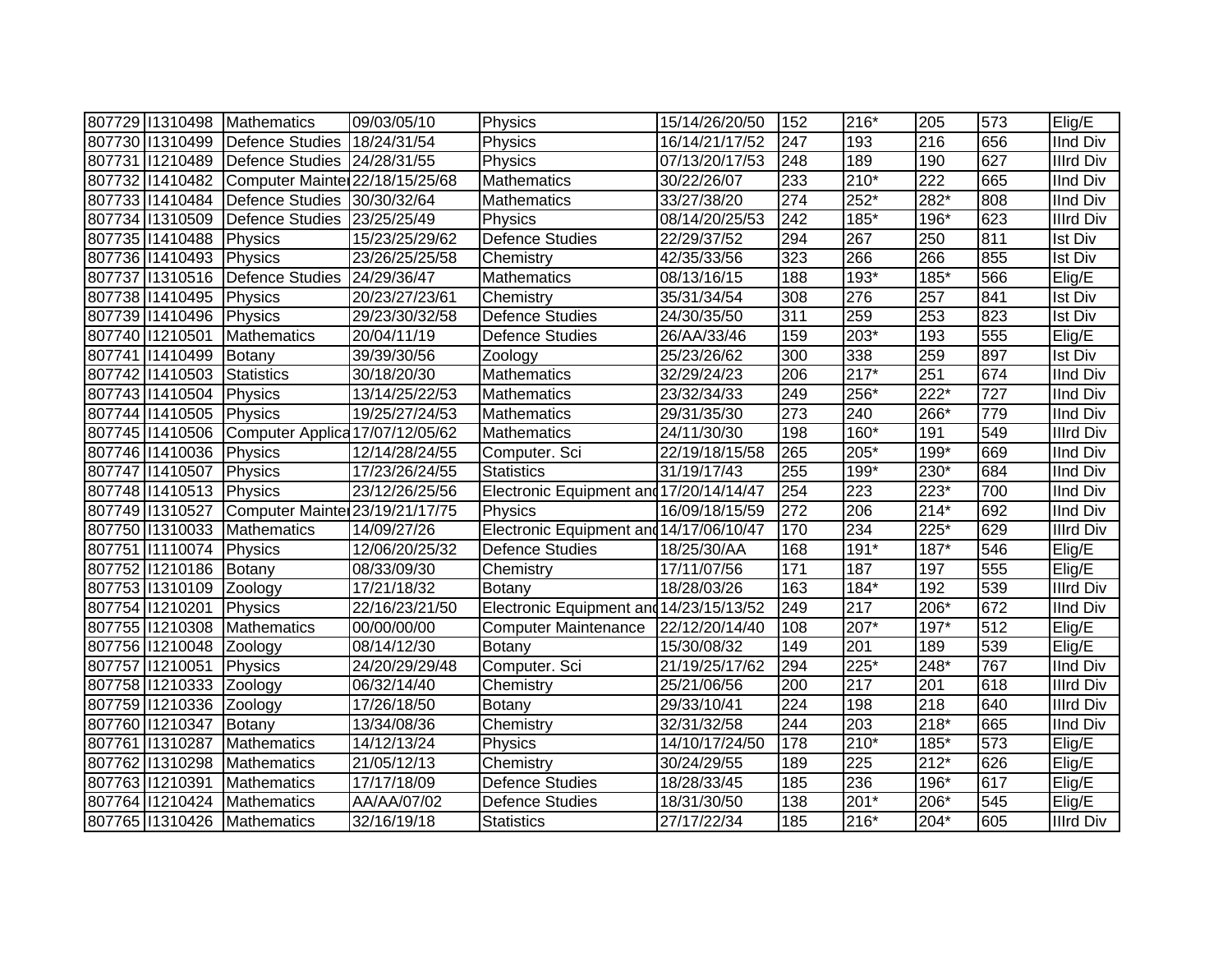| | | | | | | | | | | |
|---|---|---|---|---|---|---|---|---|---|---|
| 807729 | I1310498 | Mathematics | 09/03/05/10 | Physics | 15/14/26/20/50 | 152 | 216* | 205 | 573 | Elig/E |
| 807730 | I1310499 | Defence Studies | 18/24/31/54 | Physics | 16/14/21/17/52 | 247 | 193 | 216 | 656 | IInd Div |
| 807731 | I1210489 | Defence Studies | 24/28/31/55 | Physics | 07/13/20/17/53 | 248 | 189 | 190 | 627 | IIIrd Div |
| 807732 | I1410482 | Computer Mainte | 22/18/15/25/68 | Mathematics | 30/22/26/07 | 233 | 210* | 222 | 665 | IInd Div |
| 807733 | I1410484 | Defence Studies | 30/30/32/64 | Mathematics | 33/27/38/20 | 274 | 252* | 282* | 808 | IInd Div |
| 807734 | I1310509 | Defence Studies | 23/25/25/49 | Physics | 08/14/20/25/53 | 242 | 185* | 196* | 623 | IIIrd Div |
| 807735 | I1410488 | Physics | 15/23/25/29/62 | Defence Studies | 22/29/37/52 | 294 | 267 | 250 | 811 | Ist Div |
| 807736 | I1410493 | Physics | 23/26/25/25/58 | Chemistry | 42/35/33/56 | 323 | 266 | 266 | 855 | Ist Div |
| 807737 | I1310516 | Defence Studies | 24/29/36/47 | Mathematics | 08/13/16/15 | 188 | 193* | 185* | 566 | Elig/E |
| 807738 | I1410495 | Physics | 20/23/27/23/61 | Chemistry | 35/31/34/54 | 308 | 276 | 257 | 841 | Ist Div |
| 807739 | I1410496 | Physics | 29/23/30/32/58 | Defence Studies | 24/30/35/50 | 311 | 259 | 253 | 823 | Ist Div |
| 807740 | I1210501 | Mathematics | 20/04/11/19 | Defence Studies | 26/AA/33/46 | 159 | 203* | 193 | 555 | Elig/E |
| 807741 | I1410499 | Botany | 39/39/30/56 | Zoology | 25/23/26/62 | 300 | 338 | 259 | 897 | Ist Div |
| 807742 | I1410503 | Statistics | 30/18/20/30 | Mathematics | 32/29/24/23 | 206 | 217* | 251 | 674 | IInd Div |
| 807743 | I1410504 | Physics | 13/14/25/22/53 | Mathematics | 23/32/34/33 | 249 | 256* | 222* | 727 | IInd Div |
| 807744 | I1410505 | Physics | 19/25/27/24/53 | Mathematics | 29/31/35/30 | 273 | 240 | 266* | 779 | IInd Div |
| 807745 | I1410506 | Computer Applica | 17/07/12/05/62 | Mathematics | 24/11/30/30 | 198 | 160* | 191 | 549 | IIIrd Div |
| 807746 | I1410036 | Physics | 12/14/28/24/55 | Computer. Sci | 22/19/18/15/58 | 265 | 205* | 199* | 669 | IInd Div |
| 807747 | I1410507 | Physics | 17/23/26/24/55 | Statistics | 31/19/17/43 | 255 | 199* | 230* | 684 | IInd Div |
| 807748 | I1410513 | Physics | 23/12/26/25/56 | Electronic Equipment and | 17/20/14/14/47 | 254 | 223 | 223* | 700 | IInd Div |
| 807749 | I1310527 | Computer Mainte | 23/19/21/17/75 | Physics | 16/09/18/15/59 | 272 | 206 | 214* | 692 | IInd Div |
| 807750 | I1310033 | Mathematics | 14/09/27/26 | Electronic Equipment and | 14/17/06/10/47 | 170 | 234 | 225* | 629 | IIIrd Div |
| 807751 | I1110074 | Physics | 12/06/20/25/32 | Defence Studies | 18/25/30/AA | 168 | 191* | 187* | 546 | Elig/E |
| 807752 | I1210186 | Botany | 08/33/09/30 | Chemistry | 17/11/07/56 | 171 | 187 | 197 | 555 | Elig/E |
| 807753 | I1310109 | Zoology | 17/21/18/32 | Botany | 18/28/03/26 | 163 | 184* | 192 | 539 | IIIrd Div |
| 807754 | I1210201 | Physics | 22/16/23/21/50 | Electronic Equipment and | 14/23/15/13/52 | 249 | 217 | 206* | 672 | IInd Div |
| 807755 | I1210308 | Mathematics | 00/00/00/00 | Computer Maintenance | 22/12/20/14/40 | 108 | 207* | 197* | 512 | Elig/E |
| 807756 | I1210048 | Zoology | 08/14/12/30 | Botany | 15/30/08/32 | 149 | 201 | 189 | 539 | Elig/E |
| 807757 | I1210051 | Physics | 24/20/29/29/48 | Computer. Sci | 21/19/25/17/62 | 294 | 225* | 248* | 767 | IInd Div |
| 807758 | I1210333 | Zoology | 06/32/14/40 | Chemistry | 25/21/06/56 | 200 | 217 | 201 | 618 | IIIrd Div |
| 807759 | I1210336 | Zoology | 17/26/18/50 | Botany | 29/33/10/41 | 224 | 198 | 218 | 640 | IIIrd Div |
| 807760 | I1210347 | Botany | 13/34/08/36 | Chemistry | 32/31/32/58 | 244 | 203 | 218* | 665 | IInd Div |
| 807761 | I1310287 | Mathematics | 14/12/13/24 | Physics | 14/10/17/24/50 | 178 | 210* | 185* | 573 | Elig/E |
| 807762 | I1310298 | Mathematics | 21/05/12/13 | Chemistry | 30/24/29/55 | 189 | 225 | 212* | 626 | Elig/E |
| 807763 | I1210391 | Mathematics | 17/17/18/09 | Defence Studies | 18/28/33/45 | 185 | 236 | 196* | 617 | Elig/E |
| 807764 | I1210424 | Mathematics | AA/AA/07/02 | Defence Studies | 18/31/30/50 | 138 | 201* | 206* | 545 | Elig/E |
| 807765 | I1310426 | Mathematics | 32/16/19/18 | Statistics | 27/17/22/34 | 185 | 216* | 204* | 605 | IIIrd Div |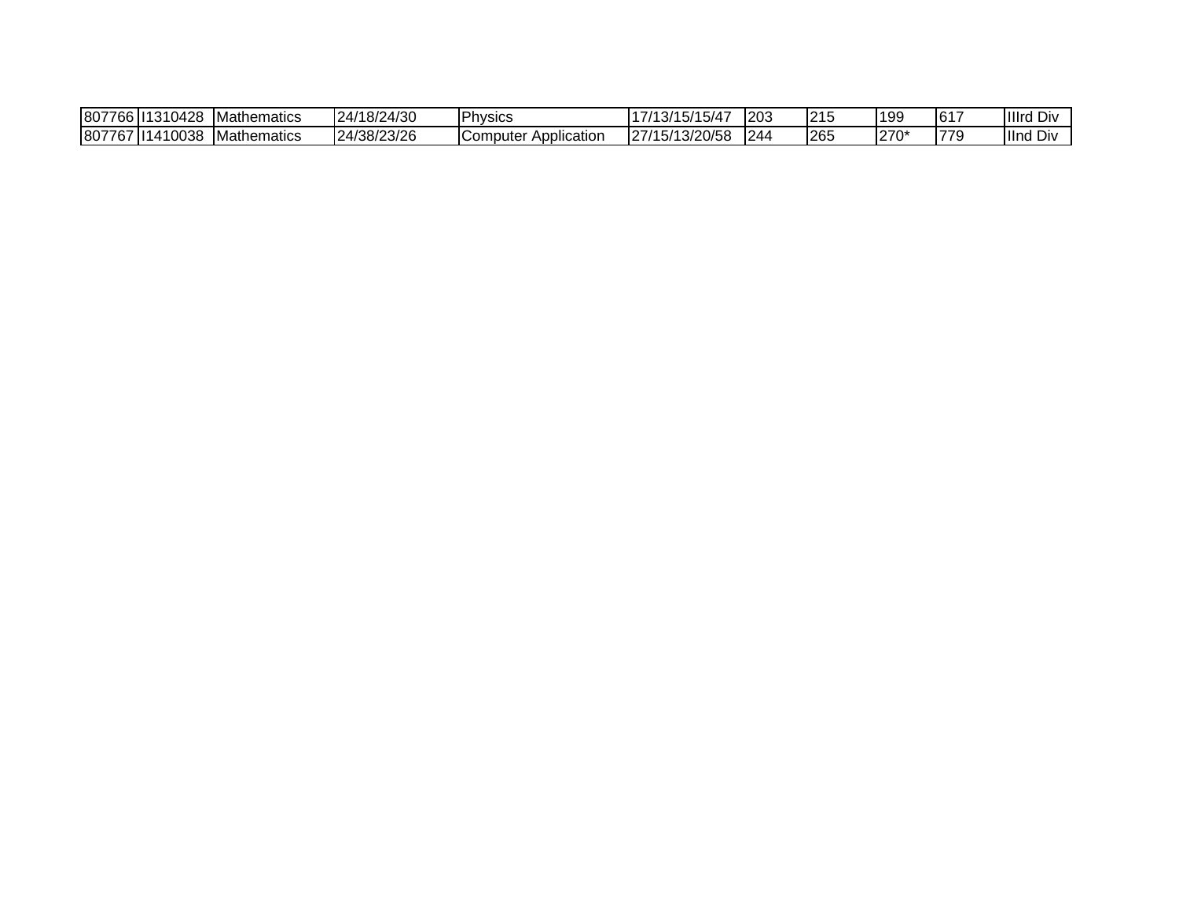| | | | | | | | | | | |
|---|---|---|---|---|---|---|---|---|---|---|
| 807766 | I1310428 | Mathematics | 24/18/24/30 | Physics | 17/13/15/15/47 | 203 | 215 | 199 | 617 | IIIrd Div |
| 807767 | I1410038 | Mathematics | 24/38/23/26 | Computer Application | 27/15/13/20/58 | 244 | 265 | 270* | 779 | IInd Div |